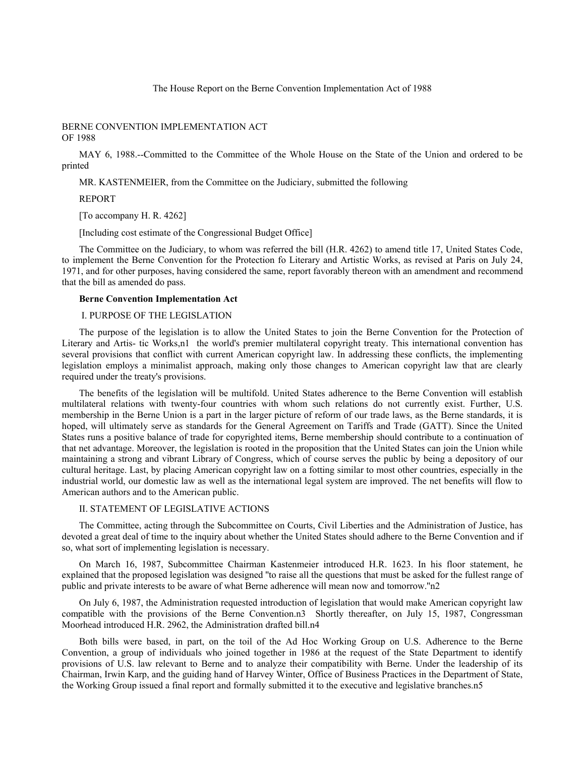The House Report on the Berne Convention Implementation Act of 1988

# BERNE CONVENTION IMPLEMENTATION ACT OF 1988

MAY 6, 1988.--Committed to the Committee of the Whole House on the State of the Union and ordered to be printed

MR. KASTENMEIER, from the Committee on the Judiciary, submitted the following

REPORT

[To accompany H. R. 4262]

[Including cost estimate of the Congressional Budget Office]

The Committee on the Judiciary, to whom was referred the bill (H.R. 4262) to amend title 17, United States Code, to implement the Berne Convention for the Protection fo Literary and Artistic Works, as revised at Paris on July 24, 1971, and for other purposes, having considered the same, report favorably thereon with an amendment and recommend that the bill as amended do pass.

**Berne Convention Implementation Act**

## I. PURPOSE OF THE LEGISLATION

The purpose of the legislation is to allow the United States to join the Berne Convention for the Protection of Literary and Artis- tic Works,n1 the world's premier multilateral copyright treaty. This international convention has several provisions that conflict with current American copyright law. In addressing these conflicts, the implementing legislation employs a minimalist approach, making only those changes to American copyright law that are clearly required under the treaty's provisions.

The benefits of the legislation will be multifold. United States adherence to the Berne Convention will establish multilateral relations with twenty-four countries with whom such relations do not currently exist. Further, U.S. membership in the Berne Union is a part in the larger picture of reform of our trade laws, as the Berne standards, it is hoped, will ultimately serve as standards for the General Agreement on Tariffs and Trade (GATT). Since the United States runs a positive balance of trade for copyrighted items, Berne membership should contribute to a continuation of that net advantage. Moreover, the legislation is rooted in the proposition that the United States can join the Union while maintaining a strong and vibrant Library of Congress, which of course serves the public by being a depository of our cultural heritage. Last, by placing American copyright law on a fotting similar to most other countries, especially in the industrial world, our domestic law as well as the international legal system are improved. The net benefits will flow to American authors and to the American public.

## II. STATEMENT OF LEGISLATIVE ACTIONS

The Committee, acting through the Subcommittee on Courts, Civil Liberties and the Administration of Justice, has devoted a great deal of time to the inquiry about whether the United States should adhere to the Berne Convention and if so, what sort of implementing legislation is necessary.

On March 16, 1987, Subcommittee Chairman Kastenmeier introduced H.R. 1623. In his floor statement, he explained that the proposed legislation was designed "to raise all the questions that must be asked for the fullest range of public and private interests to be aware of what Berne adherence will mean now and tomorrow."n2

On July 6, 1987, the Administration requested introduction of legislation that would make American copyright law compatible with the provisions of the Berne Convention.n3 Shortly thereafter, on July 15, 1987, Congressman Moorhead introduced H.R. 2962, the Administration drafted bill.n4

Both bills were based, in part, on the toil of the Ad Hoc Working Group on U.S. Adherence to the Berne Convention, a group of individuals who joined together in 1986 at the request of the State Department to identify provisions of U.S. law relevant to Berne and to analyze their compatibility with Berne. Under the leadership of its Chairman, Irwin Karp, and the guiding hand of Harvey Winter, Office of Business Practices in the Department of State, the Working Group issued a final report and formally submitted it to the executive and legislative branches.n5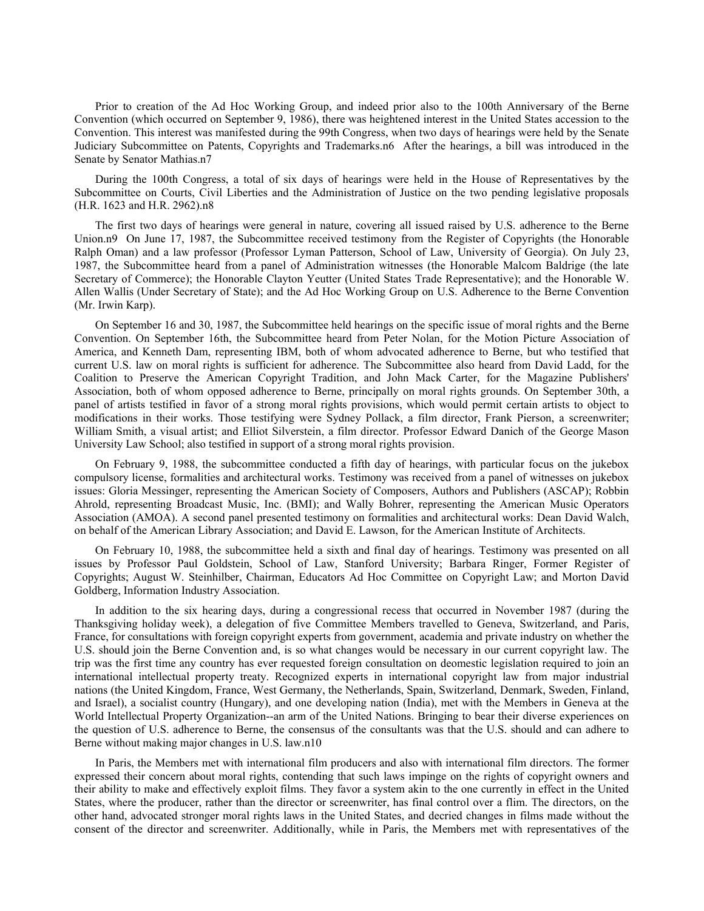Prior to creation of the Ad Hoc Working Group, and indeed prior also to the 100th Anniversary of the Berne Convention (which occurred on September 9, 1986), there was heightened interest in the United States accession to the Convention. This interest was manifested during the 99th Congress, when two days of hearings were held by the Senate Judiciary Subcommittee on Patents, Copyrights and Trademarks.n6 After the hearings, a bill was introduced in the Senate by Senator Mathias.n7

During the 100th Congress, a total of six days of hearings were held in the House of Representatives by the Subcommittee on Courts, Civil Liberties and the Administration of Justice on the two pending legislative proposals (H.R. 1623 and H.R. 2962).n8

The first two days of hearings were general in nature, covering all issued raised by U.S. adherence to the Berne Union.n9 On June 17, 1987, the Subcommittee received testimony from the Register of Copyrights (the Honorable Ralph Oman) and a law professor (Professor Lyman Patterson, School of Law, University of Georgia). On July 23, 1987, the Subcommittee heard from a panel of Administration witnesses (the Honorable Malcom Baldrige (the late Secretary of Commerce); the Honorable Clayton Yeutter (United States Trade Representative); and the Honorable W. Allen Wallis (Under Secretary of State); and the Ad Hoc Working Group on U.S. Adherence to the Berne Convention (Mr. Irwin Karp).

On September 16 and 30, 1987, the Subcommittee held hearings on the specific issue of moral rights and the Berne Convention. On September 16th, the Subcommittee heard from Peter Nolan, for the Motion Picture Association of America, and Kenneth Dam, representing IBM, both of whom advocated adherence to Berne, but who testified that current U.S. law on moral rights is sufficient for adherence. The Subcommittee also heard from David Ladd, for the Coalition to Preserve the American Copyright Tradition, and John Mack Carter, for the Magazine Publishers' Association, both of whom opposed adherence to Berne, principally on moral rights grounds. On September 30th, a panel of artists testified in favor of a strong moral rights provisions, which would permit certain artists to object to modifications in their works. Those testifying were Sydney Pollack, a film director, Frank Pierson, a screenwriter; William Smith, a visual artist; and Elliot Silverstein, a film director. Professor Edward Danich of the George Mason University Law School; also testified in support of a strong moral rights provision.

On February 9, 1988, the subcommittee conducted a fifth day of hearings, with particular focus on the jukebox compulsory license, formalities and architectural works. Testimony was received from a panel of witnesses on jukebox issues: Gloria Messinger, representing the American Society of Composers, Authors and Publishers (ASCAP); Robbin Ahrold, representing Broadcast Music, Inc. (BMI); and Wally Bohrer, representing the American Music Operators Association (AMOA). A second panel presented testimony on formalities and architectural works: Dean David Walch, on behalf of the American Library Association; and David E. Lawson, for the American Institute of Architects.

On February 10, 1988, the subcommittee held a sixth and final day of hearings. Testimony was presented on all issues by Professor Paul Goldstein, School of Law, Stanford University; Barbara Ringer, Former Register of Copyrights; August W. Steinhilber, Chairman, Educators Ad Hoc Committee on Copyright Law; and Morton David Goldberg, Information Industry Association.

In addition to the six hearing days, during a congressional recess that occurred in November 1987 (during the Thanksgiving holiday week), a delegation of five Committee Members travelled to Geneva, Switzerland, and Paris, France, for consultations with foreign copyright experts from government, academia and private industry on whether the U.S. should join the Berne Convention and, is so what changes would be necessary in our current copyright law. The trip was the first time any country has ever requested foreign consultation on deomestic legislation required to join an international intellectual property treaty. Recognized experts in international copyright law from major industrial nations (the United Kingdom, France, West Germany, the Netherlands, Spain, Switzerland, Denmark, Sweden, Finland, and Israel), a socialist country (Hungary), and one developing nation (India), met with the Members in Geneva at the World Intellectual Property Organization--an arm of the United Nations. Bringing to bear their diverse experiences on the question of U.S. adherence to Berne, the consensus of the consultants was that the U.S. should and can adhere to Berne without making major changes in U.S. law.n10

In Paris, the Members met with international film producers and also with international film directors. The former expressed their concern about moral rights, contending that such laws impinge on the rights of copyright owners and their ability to make and effectively exploit films. They favor a system akin to the one currently in effect in the United States, where the producer, rather than the director or screenwriter, has final control over a flim. The directors, on the other hand, advocated stronger moral rights laws in the United States, and decried changes in films made without the consent of the director and screenwriter. Additionally, while in Paris, the Members met with representatives of the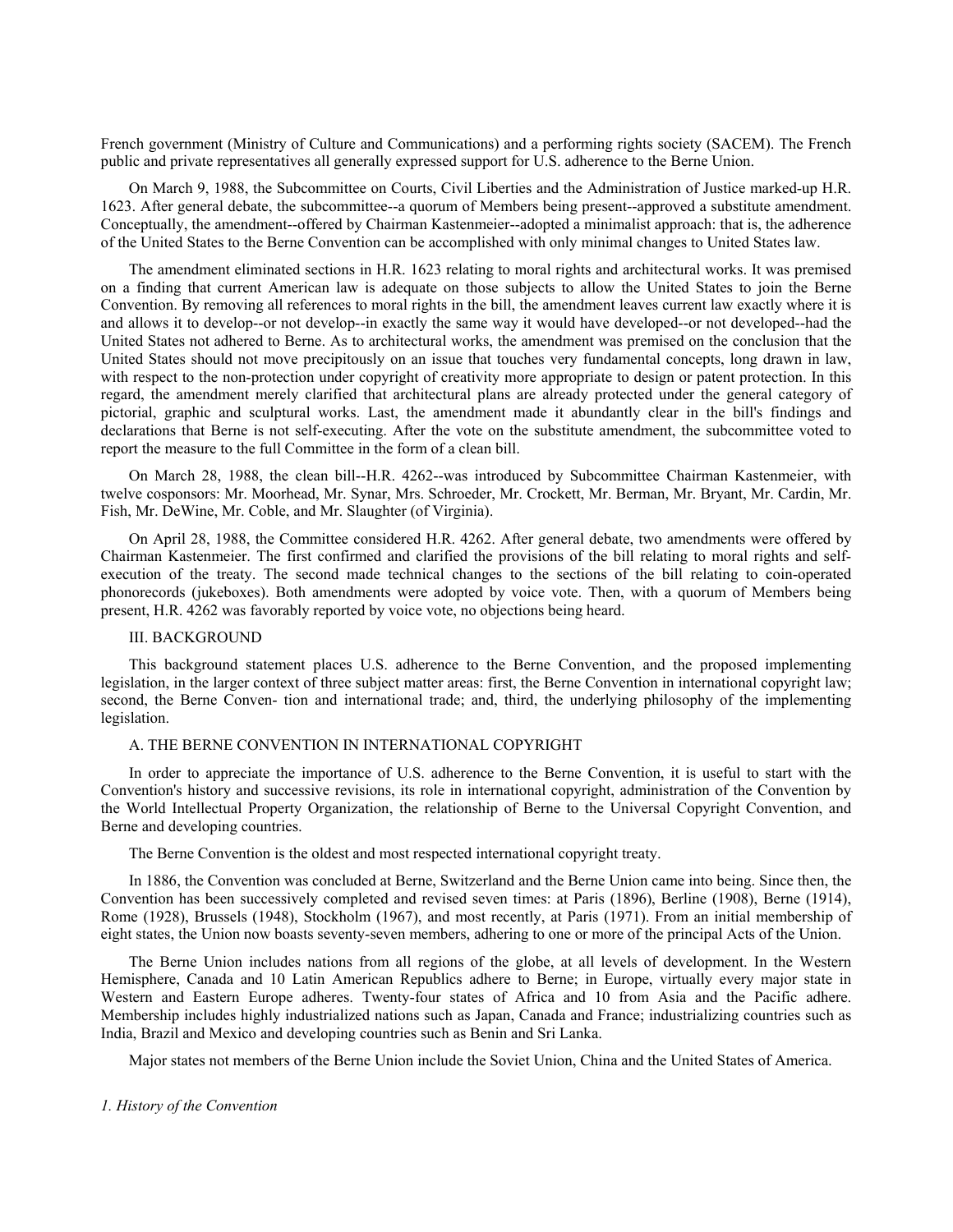French government (Ministry of Culture and Communications) and a performing rights society (SACEM). The French public and private representatives all generally expressed support for U.S. adherence to the Berne Union.

On March 9, 1988, the Subcommittee on Courts, Civil Liberties and the Administration of Justice marked-up H.R. 1623. After general debate, the subcommittee--a quorum of Members being present--approved a substitute amendment. Conceptually, the amendment--offered by Chairman Kastenmeier--adopted a minimalist approach: that is, the adherence of the United States to the Berne Convention can be accomplished with only minimal changes to United States law.

The amendment eliminated sections in H.R. 1623 relating to moral rights and architectural works. It was premised on a finding that current American law is adequate on those subjects to allow the United States to join the Berne Convention. By removing all references to moral rights in the bill, the amendment leaves current law exactly where it is and allows it to develop--or not develop--in exactly the same way it would have developed--or not developed--had the United States not adhered to Berne. As to architectural works, the amendment was premised on the conclusion that the United States should not move precipitously on an issue that touches very fundamental concepts, long drawn in law, with respect to the non-protection under copyright of creativity more appropriate to design or patent protection. In this regard, the amendment merely clarified that architectural plans are already protected under the general category of pictorial, graphic and sculptural works. Last, the amendment made it abundantly clear in the bill's findings and declarations that Berne is not self-executing. After the vote on the substitute amendment, the subcommittee voted to report the measure to the full Committee in the form of a clean bill.

On March 28, 1988, the clean bill--H.R. 4262--was introduced by Subcommittee Chairman Kastenmeier, with twelve cosponsors: Mr. Moorhead, Mr. Synar, Mrs. Schroeder, Mr. Crockett, Mr. Berman, Mr. Bryant, Mr. Cardin, Mr. Fish, Mr. DeWine, Mr. Coble, and Mr. Slaughter (of Virginia).

On April 28, 1988, the Committee considered H.R. 4262. After general debate, two amendments were offered by Chairman Kastenmeier. The first confirmed and clarified the provisions of the bill relating to moral rights and self-execution of the treaty. The second made technical changes to the sections of the bill relating to coin-operated phonorecords (jukeboxes). Both amendments were adopted by voice vote. Then, with a quorum of Members being present, H.R. 4262 was favorably reported by voice vote, no objections being heard.

## III. BACKGROUND

This background statement places U.S. adherence to the Berne Convention, and the proposed implementing legislation, in the larger context of three subject matter areas: first, the Berne Convention in international copyright law; second, the Berne Conven- tion and international trade; and, third, the underlying philosophy of the implementing legislation.

### A. THE BERNE CONVENTION IN INTERNATIONAL COPYRIGHT

In order to appreciate the importance of U.S. adherence to the Berne Convention, it is useful to start with the Convention's history and successive revisions, its role in international copyright, administration of the Convention by the World Intellectual Property Organization, the relationship of Berne to the Universal Copyright Convention, and Berne and developing countries.

The Berne Convention is the oldest and most respected international copyright treaty.

In 1886, the Convention was concluded at Berne, Switzerland and the Berne Union came into being. Since then, the Convention has been successively completed and revised seven times: at Paris (1896), Berline (1908), Berne (1914), Rome (1928), Brussels (1948), Stockholm (1967), and most recently, at Paris (1971). From an initial membership of eight states, the Union now boasts seventy-seven members, adhering to one or more of the principal Acts of the Union.

The Berne Union includes nations from all regions of the globe, at all levels of development. In the Western Hemisphere, Canada and 10 Latin American Republics adhere to Berne; in Europe, virtually every major state in Western and Eastern Europe adheres. Twenty-four states of Africa and 10 from Asia and the Pacific adhere. Membership includes highly industrialized nations such as Japan, Canada and France; industrializing countries such as India, Brazil and Mexico and developing countries such as Benin and Sri Lanka.

Major states not members of the Berne Union include the Soviet Union, China and the United States of America.

#### *1. History of the Convention*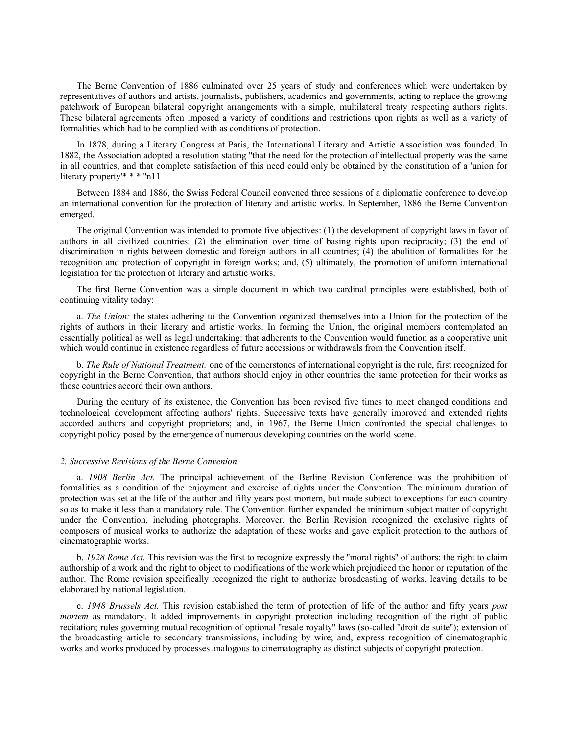The Berne Convention of 1886 culminated over 25 years of study and conferences which were undertaken by representatives of authors and artists, journalists, publishers, academics and governments, acting to replace the growing patchwork of European bilateral copyright arrangements with a simple, multilateral treaty respecting authors rights. These bilateral agreements often imposed a variety of conditions and restrictions upon rights as well as a variety of formalities which had to be complied with as conditions of protection.

In 1878, during a Literary Congress at Paris, the International Literary and Artistic Association was founded. In 1882, the Association adopted a resolution stating "that the need for the protection of intellectual property was the same in all countries, and that complete satisfaction of this need could only be obtained by the constitution of a 'union for literary property'* * *."n11

Between 1884 and 1886, the Swiss Federal Council convened three sessions of a diplomatic conference to develop an international convention for the protection of literary and artistic works. In September, 1886 the Berne Convention emerged.

The original Convention was intended to promote five objectives: (1) the development of copyright laws in favor of authors in all civilized countries; (2) the elimination over time of basing rights upon reciprocity; (3) the end of discrimination in rights between domestic and foreign authors in all countries; (4) the abolition of formalities for the recognition and protection of copyright in foreign works; and, (5) ultimately, the promotion of uniform international legislation for the protection of literary and artistic works.

The first Berne Convention was a simple document in which two cardinal principles were established, both of continuing vitality today:

a. *The Union:* the states adhering to the Convention organized themselves into a Union for the protection of the rights of authors in their literary and artistic works. In forming the Union, the original members contemplated an essentially political as well as legal undertaking: that adherents to the Convention would function as a cooperative unit which would continue in existence regardless of future accessions or withdrawals from the Convention itself.

b. *The Rule of National Treatment:* one of the cornerstones of international copyright is the rule, first recognized for copyright in the Berne Convention, that authors should enjoy in other countries the same protection for their works as those countries accord their own authors.

During the century of its existence, the Convention has been revised five times to meet changed conditions and technological development affecting authors' rights. Successive texts have generally improved and extended rights accorded authors and copyright proprietors; and, in 1967, the Berne Union confronted the special challenges to copyright policy posed by the emergence of numerous developing countries on the world scene.

*2. Successive Revisions of the Berne Convenion*

a. *1908 Berlin Act.* The principal achievement of the Berline Revision Conference was the prohibition of formalities as a condition of the enjoyment and exercise of rights under the Convention. The minimum duration of protection was set at the life of the author and fifty years post mortem, but made subject to exceptions for each country so as to make it less than a mandatory rule. The Convention further expanded the minimum subject matter of copyright under the Convention, including photographs. Moreover, the Berlin Revision recognized the exclusive rights of composers of musical works to authorize the adaptation of these works and gave explicit protection to the authors of cinematographic works.

b. *1928 Rome Act.* This revision was the first to recognize expressly the "moral rights" of authors: the right to claim authorship of a work and the right to object to modifications of the work which prejudiced the honor or reputation of the author. The Rome revision specifically recognized the right to authorize broadcasting of works, leaving details to be elaborated by national legislation.

c. *1948 Brussels Act.* This revision established the term of protection of life of the author and fifty years *post mortem* as mandatory. It added improvements in copyright protection including recognition of the right of public recitation; rules governing mutual recognition of optional "resale royalty" laws (so-called "droit de suite"); extension of the broadcasting article to secondary transmissions, including by wire; and, express recognition of cinematographic works and works produced by processes analogous to cinematography as distinct subjects of copyright protection.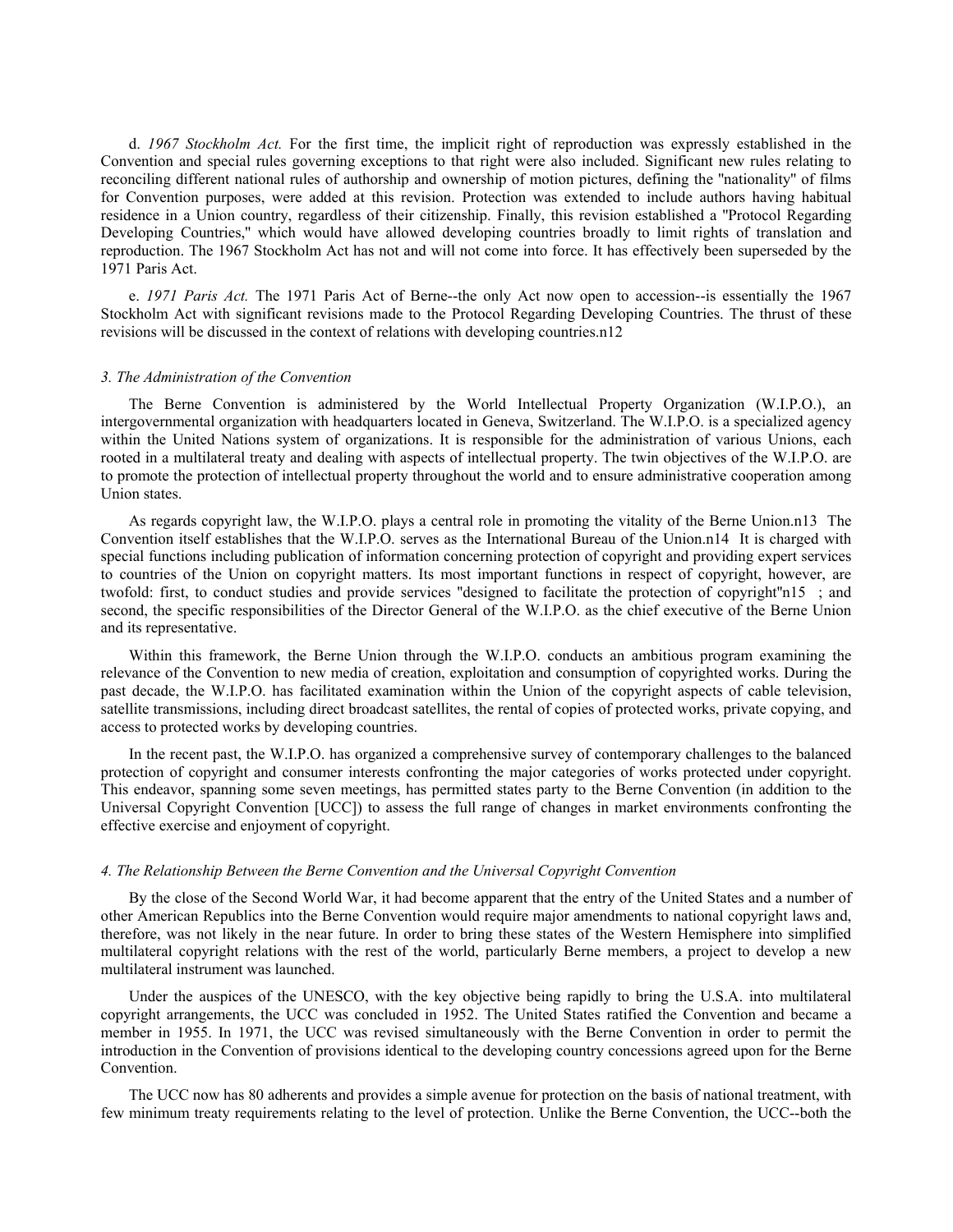d. *1967 Stockholm Act.* For the first time, the implicit right of reproduction was expressly established in the Convention and special rules governing exceptions to that right were also included. Significant new rules relating to reconciling different national rules of authorship and ownership of motion pictures, defining the "nationality" of films for Convention purposes, were added at this revision. Protection was extended to include authors having habitual residence in a Union country, regardless of their citizenship. Finally, this revision established a "Protocol Regarding Developing Countries," which would have allowed developing countries broadly to limit rights of translation and reproduction. The 1967 Stockholm Act has not and will not come into force. It has effectively been superseded by the 1971 Paris Act.

e. *1971 Paris Act.* The 1971 Paris Act of Berne--the only Act now open to accession--is essentially the 1967 Stockholm Act with significant revisions made to the Protocol Regarding Developing Countries. The thrust of these revisions will be discussed in the context of relations with developing countries.n12

### *3. The Administration of the Convention*

The Berne Convention is administered by the World Intellectual Property Organization (W.I.P.O.), an intergovernmental organization with headquarters located in Geneva, Switzerland. The W.I.P.O. is a specialized agency within the United Nations system of organizations. It is responsible for the administration of various Unions, each rooted in a multilateral treaty and dealing with aspects of intellectual property. The twin objectives of the W.I.P.O. are to promote the protection of intellectual property throughout the world and to ensure administrative cooperation among Union states.

As regards copyright law, the W.I.P.O. plays a central role in promoting the vitality of the Berne Union.n13 The Convention itself establishes that the W.I.P.O. serves as the International Bureau of the Union.n14 It is charged with special functions including publication of information concerning protection of copyright and providing expert services to countries of the Union on copyright matters. Its most important functions in respect of copyright, however, are twofold: first, to conduct studies and provide services "designed to facilitate the protection of copyright"n15 ; and second, the specific responsibilities of the Director General of the W.I.P.O. as the chief executive of the Berne Union and its representative.

Within this framework, the Berne Union through the W.I.P.O. conducts an ambitious program examining the relevance of the Convention to new media of creation, exploitation and consumption of copyrighted works. During the past decade, the W.I.P.O. has facilitated examination within the Union of the copyright aspects of cable television, satellite transmissions, including direct broadcast satellites, the rental of copies of protected works, private copying, and access to protected works by developing countries.

In the recent past, the W.I.P.O. has organized a comprehensive survey of contemporary challenges to the balanced protection of copyright and consumer interests confronting the major categories of works protected under copyright. This endeavor, spanning some seven meetings, has permitted states party to the Berne Convention (in addition to the Universal Copyright Convention [UCC]) to assess the full range of changes in market environments confronting the effective exercise and enjoyment of copyright.

### *4. The Relationship Between the Berne Convention and the Universal Copyright Convention*

By the close of the Second World War, it had become apparent that the entry of the United States and a number of other American Republics into the Berne Convention would require major amendments to national copyright laws and, therefore, was not likely in the near future. In order to bring these states of the Western Hemisphere into simplified multilateral copyright relations with the rest of the world, particularly Berne members, a project to develop a new multilateral instrument was launched.

Under the auspices of the UNESCO, with the key objective being rapidly to bring the U.S.A. into multilateral copyright arrangements, the UCC was concluded in 1952. The United States ratified the Convention and became a member in 1955. In 1971, the UCC was revised simultaneously with the Berne Convention in order to permit the introduction in the Convention of provisions identical to the developing country concessions agreed upon for the Berne Convention.

The UCC now has 80 adherents and provides a simple avenue for protection on the basis of national treatment, with few minimum treaty requirements relating to the level of protection. Unlike the Berne Convention, the UCC--both the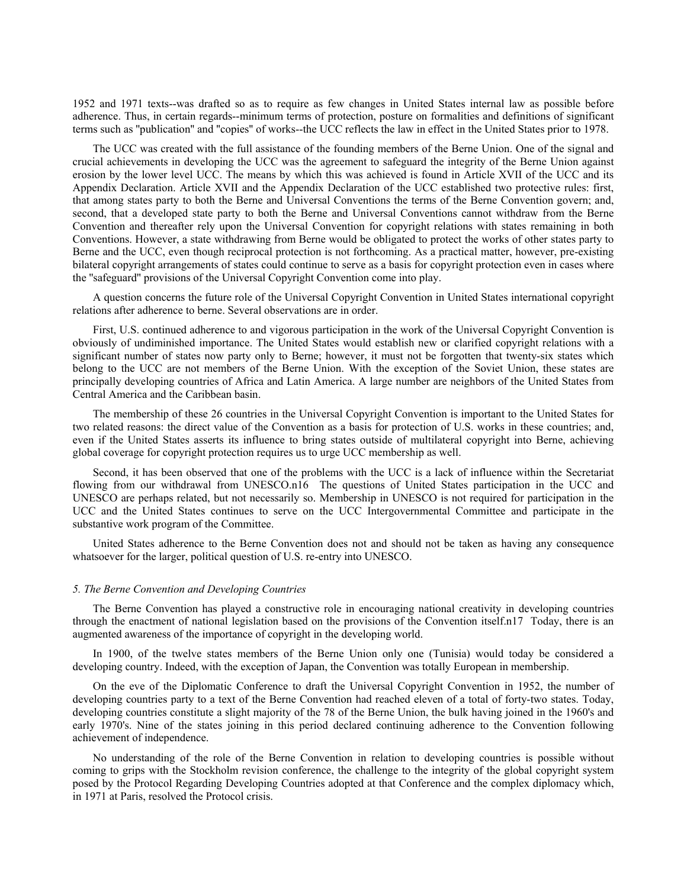1952 and 1971 texts--was drafted so as to require as few changes in United States internal law as possible before adherence. Thus, in certain regards--minimum terms of protection, posture on formalities and definitions of significant terms such as "publication" and "copies" of works--the UCC reflects the law in effect in the United States prior to 1978.

The UCC was created with the full assistance of the founding members of the Berne Union. One of the signal and crucial achievements in developing the UCC was the agreement to safeguard the integrity of the Berne Union against erosion by the lower level UCC. The means by which this was achieved is found in Article XVII of the UCC and its Appendix Declaration. Article XVII and the Appendix Declaration of the UCC established two protective rules: first, that among states party to both the Berne and Universal Conventions the terms of the Berne Convention govern; and, second, that a developed state party to both the Berne and Universal Conventions cannot withdraw from the Berne Convention and thereafter rely upon the Universal Convention for copyright relations with states remaining in both Conventions. However, a state withdrawing from Berne would be obligated to protect the works of other states party to Berne and the UCC, even though reciprocal protection is not forthcoming. As a practical matter, however, pre-existing bilateral copyright arrangements of states could continue to serve as a basis for copyright protection even in cases where the "safeguard" provisions of the Universal Copyright Convention come into play.

A question concerns the future role of the Universal Copyright Convention in United States international copyright relations after adherence to berne. Several observations are in order.

First, U.S. continued adherence to and vigorous participation in the work of the Universal Copyright Convention is obviously of undiminished importance. The United States would establish new or clarified copyright relations with a significant number of states now party only to Berne; however, it must not be forgotten that twenty-six states which belong to the UCC are not members of the Berne Union. With the exception of the Soviet Union, these states are principally developing countries of Africa and Latin America. A large number are neighbors of the United States from Central America and the Caribbean basin.

The membership of these 26 countries in the Universal Copyright Convention is important to the United States for two related reasons: the direct value of the Convention as a basis for protection of U.S. works in these countries; and, even if the United States asserts its influence to bring states outside of multilateral copyright into Berne, achieving global coverage for copyright protection requires us to urge UCC membership as well.

Second, it has been observed that one of the problems with the UCC is a lack of influence within the Secretariat flowing from our withdrawal from UNESCO.n16 The questions of United States participation in the UCC and UNESCO are perhaps related, but not necessarily so. Membership in UNESCO is not required for participation in the UCC and the United States continues to serve on the UCC Intergovernmental Committee and participate in the substantive work program of the Committee.

United States adherence to the Berne Convention does not and should not be taken as having any consequence whatsoever for the larger, political question of U.S. re-entry into UNESCO.

*5. The Berne Convention and Developing Countries*

The Berne Convention has played a constructive role in encouraging national creativity in developing countries through the enactment of national legislation based on the provisions of the Convention itself.n17 Today, there is an augmented awareness of the importance of copyright in the developing world.

In 1900, of the twelve states members of the Berne Union only one (Tunisia) would today be considered a developing country. Indeed, with the exception of Japan, the Convention was totally European in membership.

On the eve of the Diplomatic Conference to draft the Universal Copyright Convention in 1952, the number of developing countries party to a text of the Berne Convention had reached eleven of a total of forty-two states. Today, developing countries constitute a slight majority of the 78 of the Berne Union, the bulk having joined in the 1960's and early 1970's. Nine of the states joining in this period declared continuing adherence to the Convention following achievement of independence.

No understanding of the role of the Berne Convention in relation to developing countries is possible without coming to grips with the Stockholm revision conference, the challenge to the integrity of the global copyright system posed by the Protocol Regarding Developing Countries adopted at that Conference and the complex diplomacy which, in 1971 at Paris, resolved the Protocol crisis.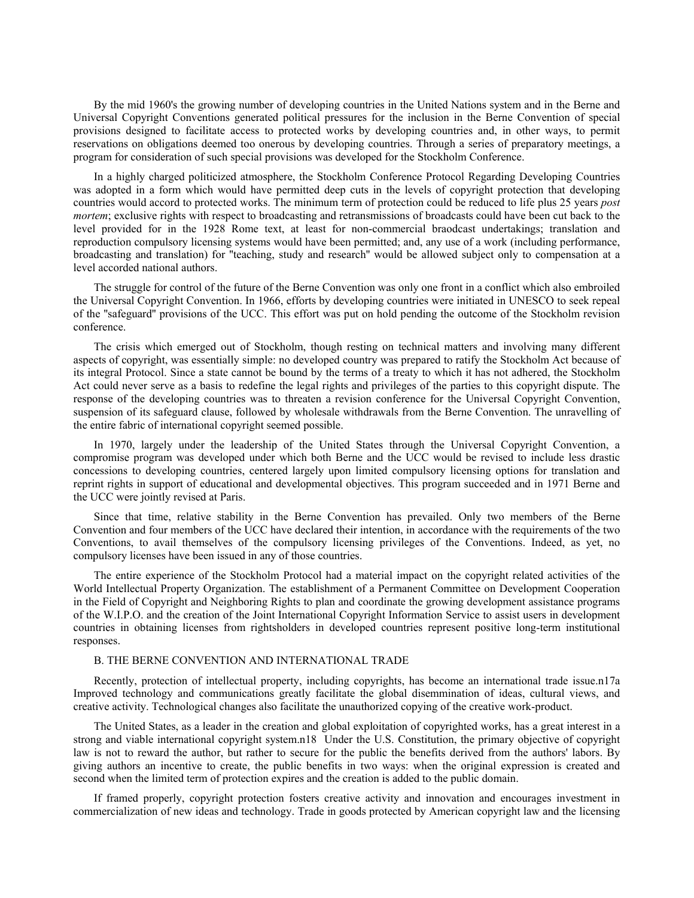By the mid 1960's the growing number of developing countries in the United Nations system and in the Berne and Universal Copyright Conventions generated political pressures for the inclusion in the Berne Convention of special provisions designed to facilitate access to protected works by developing countries and, in other ways, to permit reservations on obligations deemed too onerous by developing countries. Through a series of preparatory meetings, a program for consideration of such special provisions was developed for the Stockholm Conference.

In a highly charged politicized atmosphere, the Stockholm Conference Protocol Regarding Developing Countries was adopted in a form which would have permitted deep cuts in the levels of copyright protection that developing countries would accord to protected works. The minimum term of protection could be reduced to life plus 25 years *post mortem*; exclusive rights with respect to broadcasting and retransmissions of broadcasts could have been cut back to the level provided for in the 1928 Rome text, at least for non-commercial braodcast undertakings; translation and reproduction compulsory licensing systems would have been permitted; and, any use of a work (including performance, broadcasting and translation) for "teaching, study and research" would be allowed subject only to compensation at a level accorded national authors.

The struggle for control of the future of the Berne Convention was only one front in a conflict which also embroiled the Universal Copyright Convention. In 1966, efforts by developing countries were initiated in UNESCO to seek repeal of the "safeguard" provisions of the UCC. This effort was put on hold pending the outcome of the Stockholm revision conference.

The crisis which emerged out of Stockholm, though resting on technical matters and involving many different aspects of copyright, was essentially simple: no developed country was prepared to ratify the Stockholm Act because of its integral Protocol. Since a state cannot be bound by the terms of a treaty to which it has not adhered, the Stockholm Act could never serve as a basis to redefine the legal rights and privileges of the parties to this copyright dispute. The response of the developing countries was to threaten a revision conference for the Universal Copyright Convention, suspension of its safeguard clause, followed by wholesale withdrawals from the Berne Convention. The unravelling of the entire fabric of international copyright seemed possible.

In 1970, largely under the leadership of the United States through the Universal Copyright Convention, a compromise program was developed under which both Berne and the UCC would be revised to include less drastic concessions to developing countries, centered largely upon limited compulsory licensing options for translation and reprint rights in support of educational and developmental objectives. This program succeeded and in 1971 Berne and the UCC were jointly revised at Paris.

Since that time, relative stability in the Berne Convention has prevailed. Only two members of the Berne Convention and four members of the UCC have declared their intention, in accordance with the requirements of the two Conventions, to avail themselves of the compulsory licensing privileges of the Conventions. Indeed, as yet, no compulsory licenses have been issued in any of those countries.

The entire experience of the Stockholm Protocol had a material impact on the copyright related activities of the World Intellectual Property Organization. The establishment of a Permanent Committee on Development Cooperation in the Field of Copyright and Neighboring Rights to plan and coordinate the growing development assistance programs of the W.I.P.O. and the creation of the Joint International Copyright Information Service to assist users in development countries in obtaining licenses from rightsholders in developed countries represent positive long-term institutional responses.

## B. THE BERNE CONVENTION AND INTERNATIONAL TRADE

Recently, protection of intellectual property, including copyrights, has become an international trade issue.n17a Improved technology and communications greatly facilitate the global disemmination of ideas, cultural views, and creative activity. Technological changes also facilitate the unauthorized copying of the creative work-product.

The United States, as a leader in the creation and global exploitation of copyrighted works, has a great interest in a strong and viable international copyright system.n18 Under the U.S. Constitution, the primary objective of copyright law is not to reward the author, but rather to secure for the public the benefits derived from the authors' labors. By giving authors an incentive to create, the public benefits in two ways: when the original expression is created and second when the limited term of protection expires and the creation is added to the public domain.

If framed properly, copyright protection fosters creative activity and innovation and encourages investment in commercialization of new ideas and technology. Trade in goods protected by American copyright law and the licensing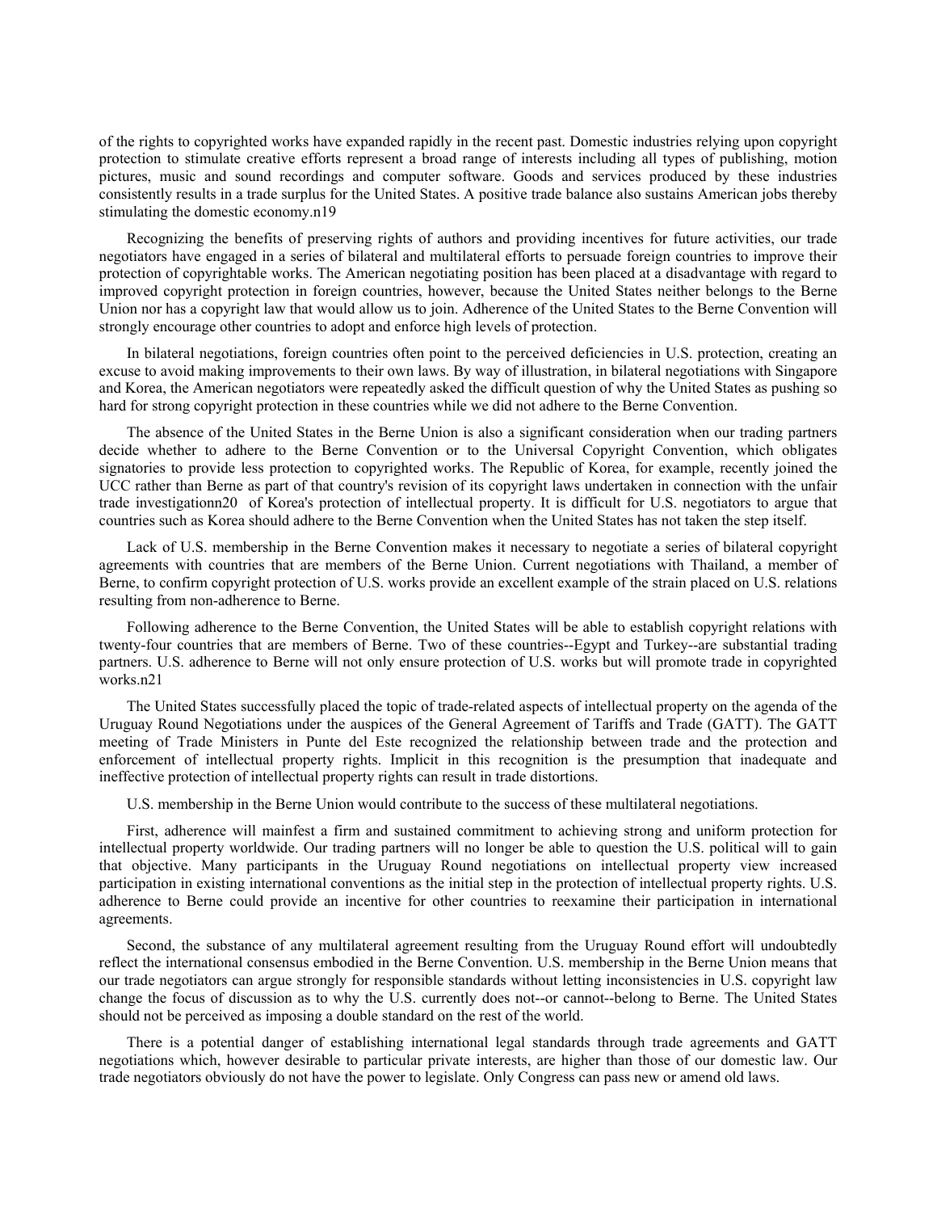of the rights to copyrighted works have expanded rapidly in the recent past. Domestic industries relying upon copyright protection to stimulate creative efforts represent a broad range of interests including all types of publishing, motion pictures, music and sound recordings and computer software. Goods and services produced by these industries consistently results in a trade surplus for the United States. A positive trade balance also sustains American jobs thereby stimulating the domestic economy.n19

Recognizing the benefits of preserving rights of authors and providing incentives for future activities, our trade negotiators have engaged in a series of bilateral and multilateral efforts to persuade foreign countries to improve their protection of copyrightable works. The American negotiating position has been placed at a disadvantage with regard to improved copyright protection in foreign countries, however, because the United States neither belongs to the Berne Union nor has a copyright law that would allow us to join. Adherence of the United States to the Berne Convention will strongly encourage other countries to adopt and enforce high levels of protection.

In bilateral negotiations, foreign countries often point to the perceived deficiencies in U.S. protection, creating an excuse to avoid making improvements to their own laws. By way of illustration, in bilateral negotiations with Singapore and Korea, the American negotiators were repeatedly asked the difficult question of why the United States as pushing so hard for strong copyright protection in these countries while we did not adhere to the Berne Convention.

The absence of the United States in the Berne Union is also a significant consideration when our trading partners decide whether to adhere to the Berne Convention or to the Universal Copyright Convention, which obligates signatories to provide less protection to copyrighted works. The Republic of Korea, for example, recently joined the UCC rather than Berne as part of that country's revision of its copyright laws undertaken in connection with the unfair trade investigationn20 of Korea's protection of intellectual property. It is difficult for U.S. negotiators to argue that countries such as Korea should adhere to the Berne Convention when the United States has not taken the step itself.

Lack of U.S. membership in the Berne Convention makes it necessary to negotiate a series of bilateral copyright agreements with countries that are members of the Berne Union. Current negotiations with Thailand, a member of Berne, to confirm copyright protection of U.S. works provide an excellent example of the strain placed on U.S. relations resulting from non-adherence to Berne.

Following adherence to the Berne Convention, the United States will be able to establish copyright relations with twenty-four countries that are members of Berne. Two of these countries--Egypt and Turkey--are substantial trading partners. U.S. adherence to Berne will not only ensure protection of U.S. works but will promote trade in copyrighted works.n21

The United States successfully placed the topic of trade-related aspects of intellectual property on the agenda of the Uruguay Round Negotiations under the auspices of the General Agreement of Tariffs and Trade (GATT). The GATT meeting of Trade Ministers in Punte del Este recognized the relationship between trade and the protection and enforcement of intellectual property rights. Implicit in this recognition is the presumption that inadequate and ineffective protection of intellectual property rights can result in trade distortions.

U.S. membership in the Berne Union would contribute to the success of these multilateral negotiations.

First, adherence will mainfest a firm and sustained commitment to achieving strong and uniform protection for intellectual property worldwide. Our trading partners will no longer be able to question the U.S. political will to gain that objective. Many participants in the Uruguay Round negotiations on intellectual property view increased participation in existing international conventions as the initial step in the protection of intellectual property rights. U.S. adherence to Berne could provide an incentive for other countries to reexamine their participation in international agreements.

Second, the substance of any multilateral agreement resulting from the Uruguay Round effort will undoubtedly reflect the international consensus embodied in the Berne Convention. U.S. membership in the Berne Union means that our trade negotiators can argue strongly for responsible standards without letting inconsistencies in U.S. copyright law change the focus of discussion as to why the U.S. currently does not--or cannot--belong to Berne. The United States should not be perceived as imposing a double standard on the rest of the world.

There is a potential danger of establishing international legal standards through trade agreements and GATT negotiations which, however desirable to particular private interests, are higher than those of our domestic law. Our trade negotiators obviously do not have the power to legislate. Only Congress can pass new or amend old laws.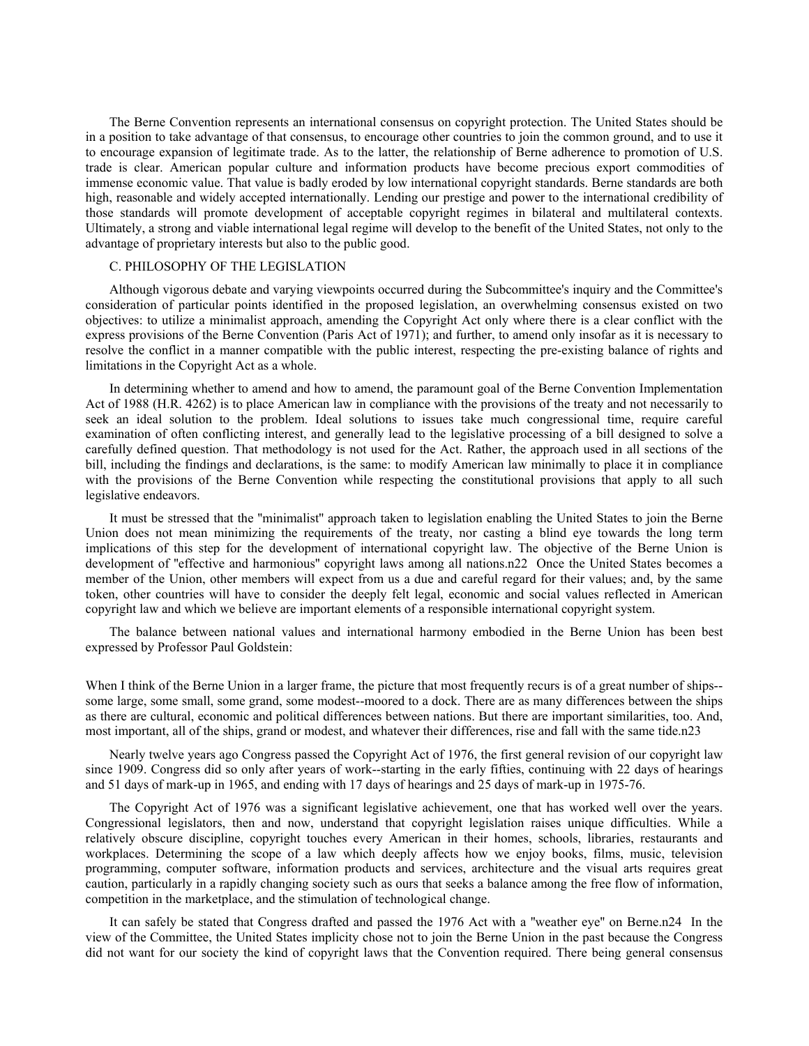The Berne Convention represents an international consensus on copyright protection. The United States should be in a position to take advantage of that consensus, to encourage other countries to join the common ground, and to use it to encourage expansion of legitimate trade. As to the latter, the relationship of Berne adherence to promotion of U.S. trade is clear. American popular culture and information products have become precious export commodities of immense economic value. That value is badly eroded by low international copyright standards. Berne standards are both high, reasonable and widely accepted internationally. Lending our prestige and power to the international credibility of those standards will promote development of acceptable copyright regimes in bilateral and multilateral contexts. Ultimately, a strong and viable international legal regime will develop to the benefit of the United States, not only to the advantage of proprietary interests but also to the public good.

## C. PHILOSOPHY OF THE LEGISLATION

Although vigorous debate and varying viewpoints occurred during the Subcommittee's inquiry and the Committee's consideration of particular points identified in the proposed legislation, an overwhelming consensus existed on two objectives: to utilize a minimalist approach, amending the Copyright Act only where there is a clear conflict with the express provisions of the Berne Convention (Paris Act of 1971); and further, to amend only insofar as it is necessary to resolve the conflict in a manner compatible with the public interest, respecting the pre-existing balance of rights and limitations in the Copyright Act as a whole.

In determining whether to amend and how to amend, the paramount goal of the Berne Convention Implementation Act of 1988 (H.R. 4262) is to place American law in compliance with the provisions of the treaty and not necessarily to seek an ideal solution to the problem. Ideal solutions to issues take much congressional time, require careful examination of often conflicting interest, and generally lead to the legislative processing of a bill designed to solve a carefully defined question. That methodology is not used for the Act. Rather, the approach used in all sections of the bill, including the findings and declarations, is the same: to modify American law minimally to place it in compliance with the provisions of the Berne Convention while respecting the constitutional provisions that apply to all such legislative endeavors.

It must be stressed that the "minimalist" approach taken to legislation enabling the United States to join the Berne Union does not mean minimizing the requirements of the treaty, nor casting a blind eye towards the long term implications of this step for the development of international copyright law. The objective of the Berne Union is development of "effective and harmonious" copyright laws among all nations.n22 Once the United States becomes a member of the Union, other members will expect from us a due and careful regard for their values; and, by the same token, other countries will have to consider the deeply felt legal, economic and social values reflected in American copyright law and which we believe are important elements of a responsible international copyright system.

The balance between national values and international harmony embodied in the Berne Union has been best expressed by Professor Paul Goldstein:

> When I think of the Berne Union in a larger frame, the picture that most frequently recurs is of a great number of ships--some large, some small, some grand, some modest--moored to a dock. There are as many differences between the ships as there are cultural, economic and political differences between nations. But there are important similarities, too. And, most important, all of the ships, grand or modest, and whatever their differences, rise and fall with the same tide.n23

Nearly twelve years ago Congress passed the Copyright Act of 1976, the first general revision of our copyright law since 1909. Congress did so only after years of work--starting in the early fifties, continuing with 22 days of hearings and 51 days of mark-up in 1965, and ending with 17 days of hearings and 25 days of mark-up in 1975-76.

The Copyright Act of 1976 was a significant legislative achievement, one that has worked well over the years. Congressional legislators, then and now, understand that copyright legislation raises unique difficulties. While a relatively obscure discipline, copyright touches every American in their homes, schools, libraries, restaurants and workplaces. Determining the scope of a law which deeply affects how we enjoy books, films, music, television programming, computer software, information products and services, architecture and the visual arts requires great caution, particularly in a rapidly changing society such as ours that seeks a balance among the free flow of information, competition in the marketplace, and the stimulation of technological change.

It can safely be stated that Congress drafted and passed the 1976 Act with a "weather eye" on Berne.n24 In the view of the Committee, the United States implicity chose not to join the Berne Union in the past because the Congress did not want for our society the kind of copyright laws that the Convention required. There being general consensus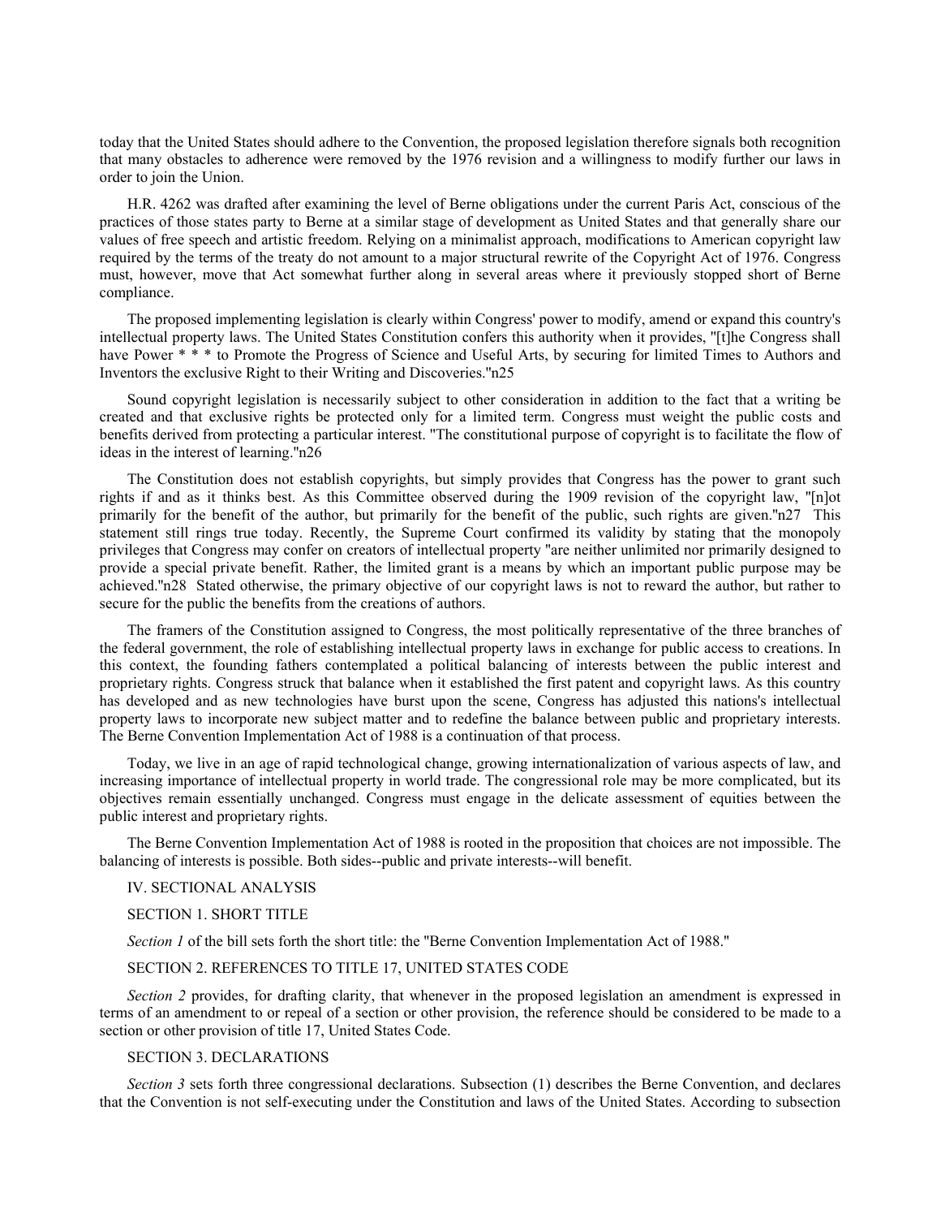today that the United States should adhere to the Convention, the proposed legislation therefore signals both recognition that many obstacles to adherence were removed by the 1976 revision and a willingness to modify further our laws in order to join the Union.

H.R. 4262 was drafted after examining the level of Berne obligations under the current Paris Act, conscious of the practices of those states party to Berne at a similar stage of development as United States and that generally share our values of free speech and artistic freedom. Relying on a minimalist approach, modifications to American copyright law required by the terms of the treaty do not amount to a major structural rewrite of the Copyright Act of 1976. Congress must, however, move that Act somewhat further along in several areas where it previously stopped short of Berne compliance.

The proposed implementing legislation is clearly within Congress' power to modify, amend or expand this country's intellectual property laws. The United States Constitution confers this authority when it provides, "[t]he Congress shall have Power * * * to Promote the Progress of Science and Useful Arts, by securing for limited Times to Authors and Inventors the exclusive Right to their Writing and Discoveries."n25

Sound copyright legislation is necessarily subject to other consideration in addition to the fact that a writing be created and that exclusive rights be protected only for a limited term. Congress must weight the public costs and benefits derived from protecting a particular interest. "The constitutional purpose of copyright is to facilitate the flow of ideas in the interest of learning."n26

The Constitution does not establish copyrights, but simply provides that Congress has the power to grant such rights if and as it thinks best. As this Committee observed during the 1909 revision of the copyright law, "[n]ot primarily for the benefit of the author, but primarily for the benefit of the public, such rights are given."n27 This statement still rings true today. Recently, the Supreme Court confirmed its validity by stating that the monopoly privileges that Congress may confer on creators of intellectual property "are neither unlimited nor primarily designed to provide a special private benefit. Rather, the limited grant is a means by which an important public purpose may be achieved."n28 Stated otherwise, the primary objective of our copyright laws is not to reward the author, but rather to secure for the public the benefits from the creations of authors.

The framers of the Constitution assigned to Congress, the most politically representative of the three branches of the federal government, the role of establishing intellectual property laws in exchange for public access to creations. In this context, the founding fathers contemplated a political balancing of interests between the public interest and proprietary rights. Congress struck that balance when it established the first patent and copyright laws. As this country has developed and as new technologies have burst upon the scene, Congress has adjusted this nations's intellectual property laws to incorporate new subject matter and to redefine the balance between public and proprietary interests. The Berne Convention Implementation Act of 1988 is a continuation of that process.

Today, we live in an age of rapid technological change, growing internationalization of various aspects of law, and increasing importance of intellectual property in world trade. The congressional role may be more complicated, but its objectives remain essentially unchanged. Congress must engage in the delicate assessment of equities between the public interest and proprietary rights.

The Berne Convention Implementation Act of 1988 is rooted in the proposition that choices are not impossible. The balancing of interests is possible. Both sides--public and private interests--will benefit.

## IV. SECTIONAL ANALYSIS

### SECTION 1. SHORT TITLE

*Section 1* of the bill sets forth the short title: the "Berne Convention Implementation Act of 1988."

### SECTION 2. REFERENCES TO TITLE 17, UNITED STATES CODE

*Section 2* provides, for drafting clarity, that whenever in the proposed legislation an amendment is expressed in terms of an amendment to or repeal of a section or other provision, the reference should be considered to be made to a section or other provision of title 17, United States Code.

### SECTION 3. DECLARATIONS

*Section 3* sets forth three congressional declarations. Subsection (1) describes the Berne Convention, and declares that the Convention is not self-executing under the Constitution and laws of the United States. According to subsection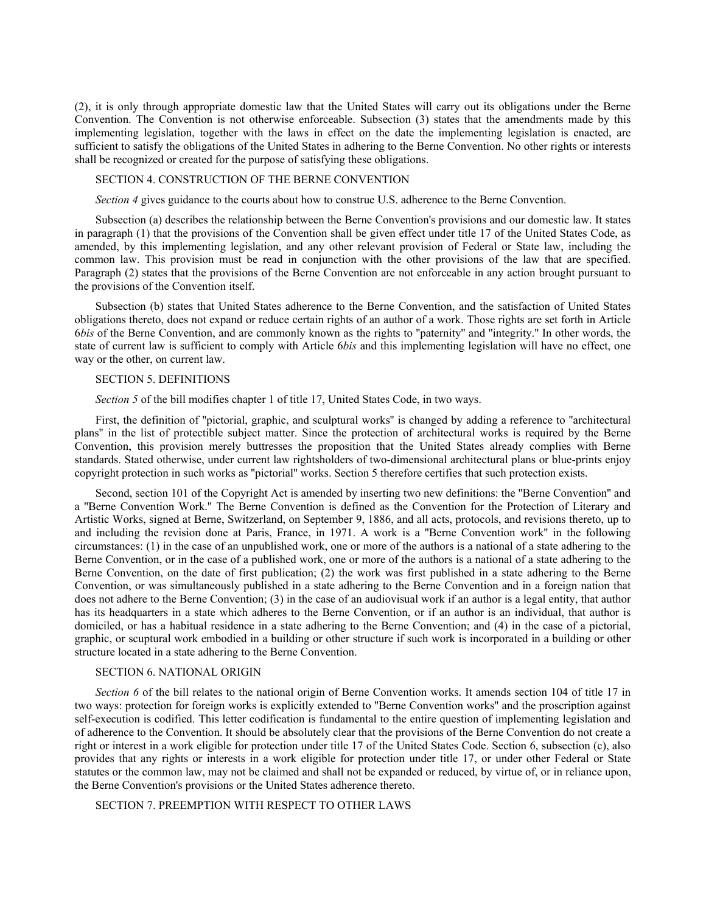(2), it is only through appropriate domestic law that the United States will carry out its obligations under the Berne Convention. The Convention is not otherwise enforceable. Subsection (3) states that the amendments made by this implementing legislation, together with the laws in effect on the date the implementing legislation is enacted, are sufficient to satisfy the obligations of the United States in adhering to the Berne Convention. No other rights or interests shall be recognized or created for the purpose of satisfying these obligations.

SECTION 4. CONSTRUCTION OF THE BERNE CONVENTION

*Section 4* gives guidance to the courts about how to construe U.S. adherence to the Berne Convention.

Subsection (a) describes the relationship between the Berne Convention's provisions and our domestic law. It states in paragraph (1) that the provisions of the Convention shall be given effect under title 17 of the United States Code, as amended, by this implementing legislation, and any other relevant provision of Federal or State law, including the common law. This provision must be read in conjunction with the other provisions of the law that are specified. Paragraph (2) states that the provisions of the Berne Convention are not enforceable in any action brought pursuant to the provisions of the Convention itself.

Subsection (b) states that United States adherence to the Berne Convention, and the satisfaction of United States obligations thereto, does not expand or reduce certain rights of an author of a work. Those rights are set forth in Article 6*bis* of the Berne Convention, and are commonly known as the rights to "paternity" and "integrity." In other words, the state of current law is sufficient to comply with Article 6*bis* and this implementing legislation will have no effect, one way or the other, on current law.

SECTION 5. DEFINITIONS

*Section 5* of the bill modifies chapter 1 of title 17, United States Code, in two ways.

First, the definition of "pictorial, graphic, and sculptural works" is changed by adding a reference to "architectural plans" in the list of protectible subject matter. Since the protection of architectural works is required by the Berne Convention, this provision merely buttresses the proposition that the United States already complies with Berne standards. Stated otherwise, under current law rightsholders of two-dimensional architectural plans or blue-prints enjoy copyright protection in such works as "pictorial" works. Section 5 therefore certifies that such protection exists.

Second, section 101 of the Copyright Act is amended by inserting two new definitions: the "Berne Convention" and a "Berne Convention Work." The Berne Convention is defined as the Convention for the Protection of Literary and Artistic Works, signed at Berne, Switzerland, on September 9, 1886, and all acts, protocols, and revisions thereto, up to and including the revision done at Paris, France, in 1971. A work is a "Berne Convention work" in the following circumstances: (1) in the case of an unpublished work, one or more of the authors is a national of a state adhering to the Berne Convention, or in the case of a published work, one or more of the authors is a national of a state adhering to the Berne Convention, on the date of first publication; (2) the work was first published in a state adhering to the Berne Convention, or was simultaneously published in a state adhering to the Berne Convention and in a foreign nation that does not adhere to the Berne Convention; (3) in the case of an audiovisual work if an author is a legal entity, that author has its headquarters in a state which adheres to the Berne Convention, or if an author is an individual, that author is domiciled, or has a habitual residence in a state adhering to the Berne Convention; and (4) in the case of a pictorial, graphic, or scuptural work embodied in a building or other structure if such work is incorporated in a building or other structure located in a state adhering to the Berne Convention.

SECTION 6. NATIONAL ORIGIN

*Section 6* of the bill relates to the national origin of Berne Convention works. It amends section 104 of title 17 in two ways: protection for foreign works is explicitly extended to "Berne Convention works" and the proscription against self-execution is codified. This letter codification is fundamental to the entire question of implementing legislation and of adherence to the Convention. It should be absolutely clear that the provisions of the Berne Convention do not create a right or interest in a work eligible for protection under title 17 of the United States Code. Section 6, subsection (c), also provides that any rights or interests in a work eligible for protection under title 17, or under other Federal or State statutes or the common law, may not be claimed and shall not be expanded or reduced, by virtue of, or in reliance upon, the Berne Convention's provisions or the United States adherence thereto.

SECTION 7. PREEMPTION WITH RESPECT TO OTHER LAWS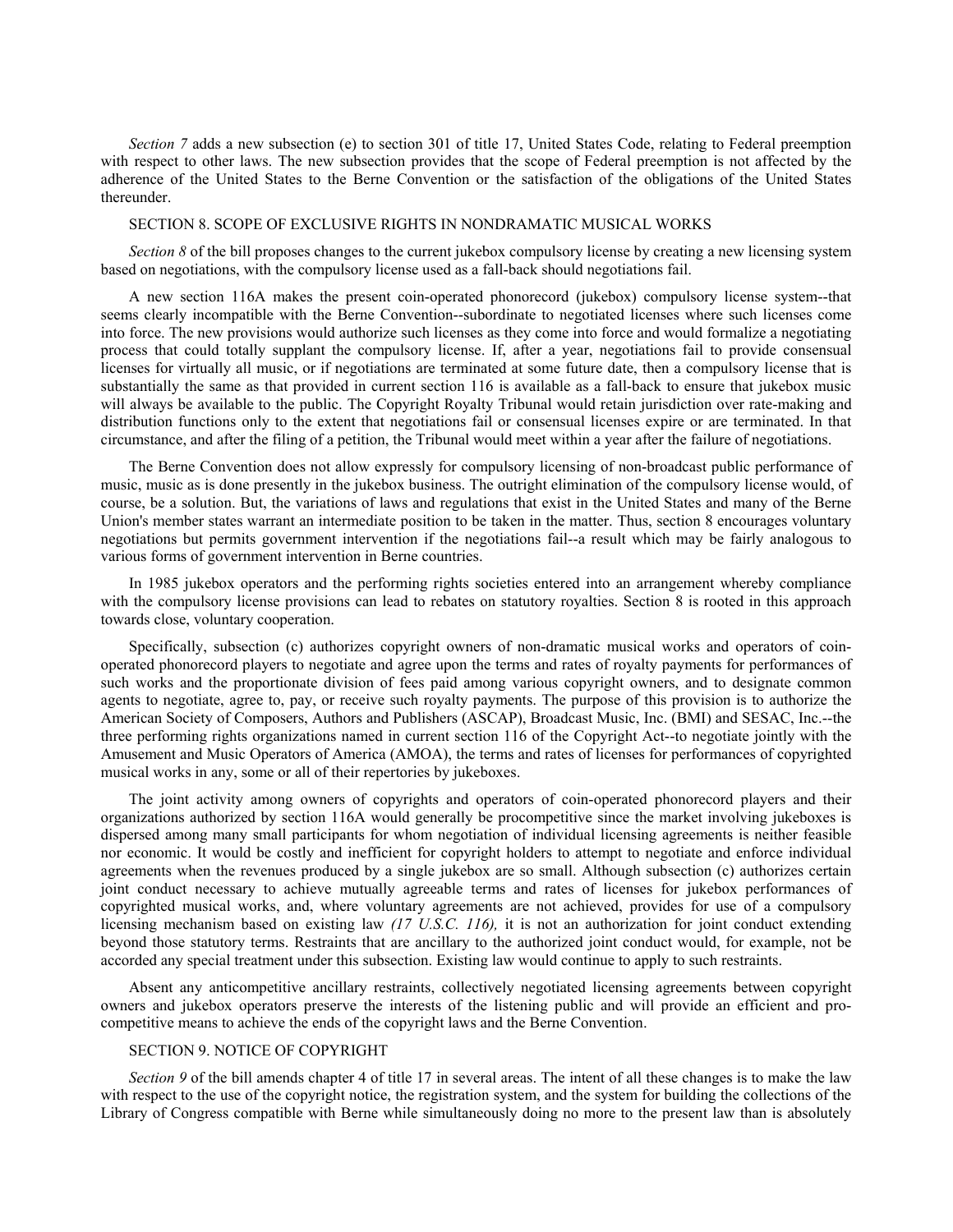*Section 7* adds a new subsection (e) to section 301 of title 17, United States Code, relating to Federal preemption with respect to other laws. The new subsection provides that the scope of Federal preemption is not affected by the adherence of the United States to the Berne Convention or the satisfaction of the obligations of the United States thereunder.

SECTION 8. SCOPE OF EXCLUSIVE RIGHTS IN NONDRAMATIC MUSICAL WORKS

*Section 8* of the bill proposes changes to the current jukebox compulsory license by creating a new licensing system based on negotiations, with the compulsory license used as a fall-back should negotiations fail.

A new section 116A makes the present coin-operated phonorecord (jukebox) compulsory license system--that seems clearly incompatible with the Berne Convention--subordinate to negotiated licenses where such licenses come into force. The new provisions would authorize such licenses as they come into force and would formalize a negotiating process that could totally supplant the compulsory license. If, after a year, negotiations fail to provide consensual licenses for virtually all music, or if negotiations are terminated at some future date, then a compulsory license that is substantially the same as that provided in current section 116 is available as a fall-back to ensure that jukebox music will always be available to the public. The Copyright Royalty Tribunal would retain jurisdiction over rate-making and distribution functions only to the extent that negotiations fail or consensual licenses expire or are terminated. In that circumstance, and after the filing of a petition, the Tribunal would meet within a year after the failure of negotiations.

The Berne Convention does not allow expressly for compulsory licensing of non-broadcast public performance of music, music as is done presently in the jukebox business. The outright elimination of the compulsory license would, of course, be a solution. But, the variations of laws and regulations that exist in the United States and many of the Berne Union's member states warrant an intermediate position to be taken in the matter. Thus, section 8 encourages voluntary negotiations but permits government intervention if the negotiations fail--a result which may be fairly analogous to various forms of government intervention in Berne countries.

In 1985 jukebox operators and the performing rights societies entered into an arrangement whereby compliance with the compulsory license provisions can lead to rebates on statutory royalties. Section 8 is rooted in this approach towards close, voluntary cooperation.

Specifically, subsection (c) authorizes copyright owners of non-dramatic musical works and operators of coin-operated phonorecord players to negotiate and agree upon the terms and rates of royalty payments for performances of such works and the proportionate division of fees paid among various copyright owners, and to designate common agents to negotiate, agree to, pay, or receive such royalty payments. The purpose of this provision is to authorize the American Society of Composers, Authors and Publishers (ASCAP), Broadcast Music, Inc. (BMI) and SESAC, Inc.--the three performing rights organizations named in current section 116 of the Copyright Act--to negotiate jointly with the Amusement and Music Operators of America (AMOA), the terms and rates of licenses for performances of copyrighted musical works in any, some or all of their repertories by jukeboxes.

The joint activity among owners of copyrights and operators of coin-operated phonorecord players and their organizations authorized by section 116A would generally be procompetitive since the market involving jukeboxes is dispersed among many small participants for whom negotiation of individual licensing agreements is neither feasible nor economic. It would be costly and inefficient for copyright holders to attempt to negotiate and enforce individual agreements when the revenues produced by a single jukebox are so small. Although subsection (c) authorizes certain joint conduct necessary to achieve mutually agreeable terms and rates of licenses for jukebox performances of copyrighted musical works, and, where voluntary agreements are not achieved, provides for use of a compulsory licensing mechanism based on existing law *(17 U.S.C. 116),* it is not an authorization for joint conduct extending beyond those statutory terms. Restraints that are ancillary to the authorized joint conduct would, for example, not be accorded any special treatment under this subsection. Existing law would continue to apply to such restraints.

Absent any anticompetitive ancillary restraints, collectively negotiated licensing agreements between copyright owners and jukebox operators preserve the interests of the listening public and will provide an efficient and pro-competitive means to achieve the ends of the copyright laws and the Berne Convention.

SECTION 9. NOTICE OF COPYRIGHT

*Section 9* of the bill amends chapter 4 of title 17 in several areas. The intent of all these changes is to make the law with respect to the use of the copyright notice, the registration system, and the system for building the collections of the Library of Congress compatible with Berne while simultaneously doing no more to the present law than is absolutely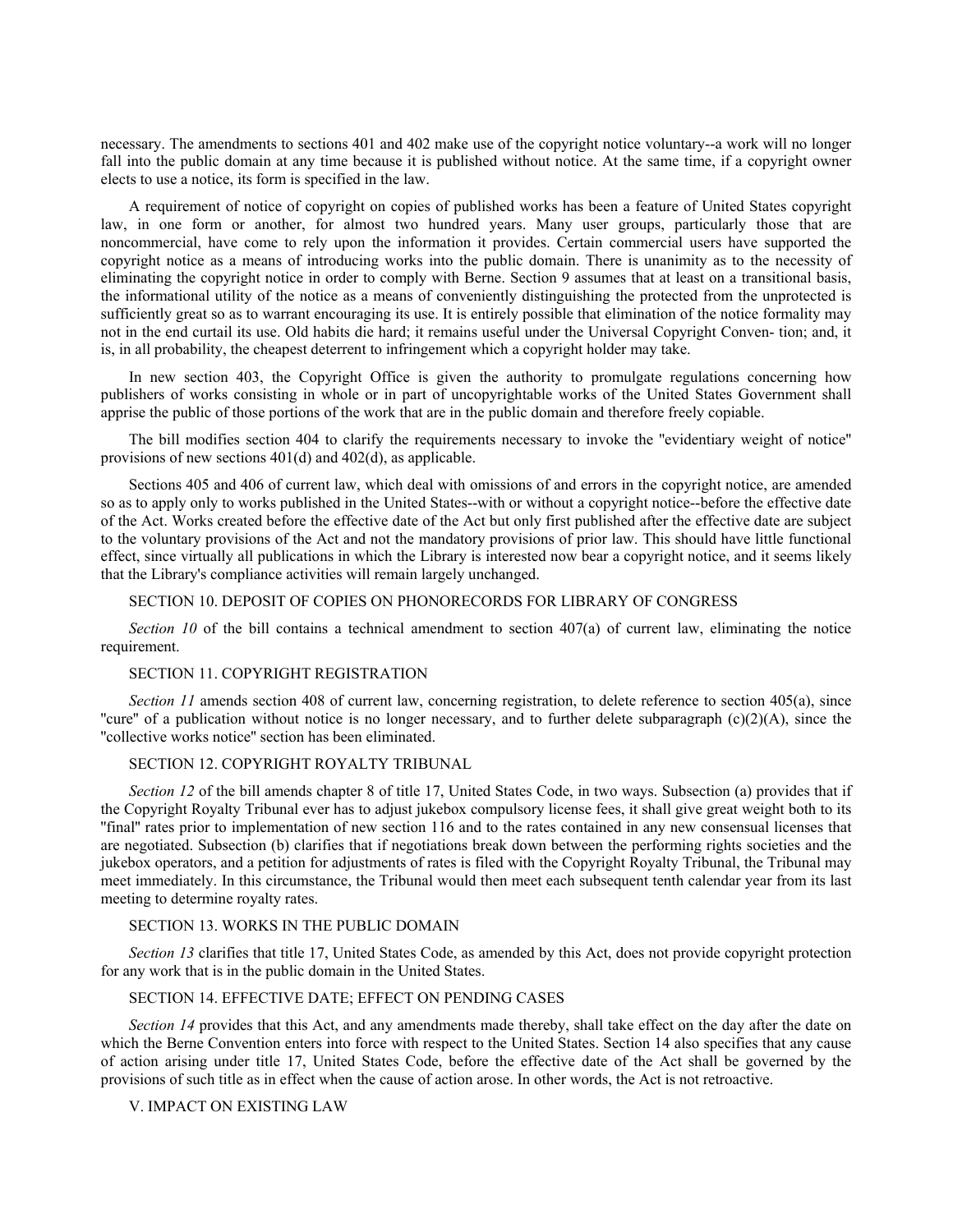necessary. The amendments to sections 401 and 402 make use of the copyright notice voluntary--a work will no longer fall into the public domain at any time because it is published without notice. At the same time, if a copyright owner elects to use a notice, its form is specified in the law.

A requirement of notice of copyright on copies of published works has been a feature of United States copyright law, in one form or another, for almost two hundred years. Many user groups, particularly those that are noncommercial, have come to rely upon the information it provides. Certain commercial users have supported the copyright notice as a means of introducing works into the public domain. There is unanimity as to the necessity of eliminating the copyright notice in order to comply with Berne. Section 9 assumes that at least on a transitional basis, the informational utility of the notice as a means of conveniently distinguishing the protected from the unprotected is sufficiently great so as to warrant encouraging its use. It is entirely possible that elimination of the notice formality may not in the end curtail its use. Old habits die hard; it remains useful under the Universal Copyright Conven- tion; and, it is, in all probability, the cheapest deterrent to infringement which a copyright holder may take.

In new section 403, the Copyright Office is given the authority to promulgate regulations concerning how publishers of works consisting in whole or in part of uncopyrightable works of the United States Government shall apprise the public of those portions of the work that are in the public domain and therefore freely copiable.

The bill modifies section 404 to clarify the requirements necessary to invoke the "evidentiary weight of notice" provisions of new sections 401(d) and 402(d), as applicable.

Sections 405 and 406 of current law, which deal with omissions of and errors in the copyright notice, are amended so as to apply only to works published in the United States--with or without a copyright notice--before the effective date of the Act. Works created before the effective date of the Act but only first published after the effective date are subject to the voluntary provisions of the Act and not the mandatory provisions of prior law. This should have little functional effect, since virtually all publications in which the Library is interested now bear a copyright notice, and it seems likely that the Library's compliance activities will remain largely unchanged.

SECTION 10. DEPOSIT OF COPIES ON PHONORECORDS FOR LIBRARY OF CONGRESS

*Section 10* of the bill contains a technical amendment to section 407(a) of current law, eliminating the notice requirement.

SECTION 11. COPYRIGHT REGISTRATION

*Section 11* amends section 408 of current law, concerning registration, to delete reference to section 405(a), since "cure" of a publication without notice is no longer necessary, and to further delete subparagraph (c)(2)(A), since the "collective works notice" section has been eliminated.

SECTION 12. COPYRIGHT ROYALTY TRIBUNAL

*Section 12* of the bill amends chapter 8 of title 17, United States Code, in two ways. Subsection (a) provides that if the Copyright Royalty Tribunal ever has to adjust jukebox compulsory license fees, it shall give great weight both to its "final" rates prior to implementation of new section 116 and to the rates contained in any new consensual licenses that are negotiated. Subsection (b) clarifies that if negotiations break down between the performing rights societies and the jukebox operators, and a petition for adjustments of rates is filed with the Copyright Royalty Tribunal, the Tribunal may meet immediately. In this circumstance, the Tribunal would then meet each subsequent tenth calendar year from its last meeting to determine royalty rates.

SECTION 13. WORKS IN THE PUBLIC DOMAIN

*Section 13* clarifies that title 17, United States Code, as amended by this Act, does not provide copyright protection for any work that is in the public domain in the United States.

SECTION 14. EFFECTIVE DATE; EFFECT ON PENDING CASES

*Section 14* provides that this Act, and any amendments made thereby, shall take effect on the day after the date on which the Berne Convention enters into force with respect to the United States. Section 14 also specifies that any cause of action arising under title 17, United States Code, before the effective date of the Act shall be governed by the provisions of such title as in effect when the cause of action arose. In other words, the Act is not retroactive.

V. IMPACT ON EXISTING LAW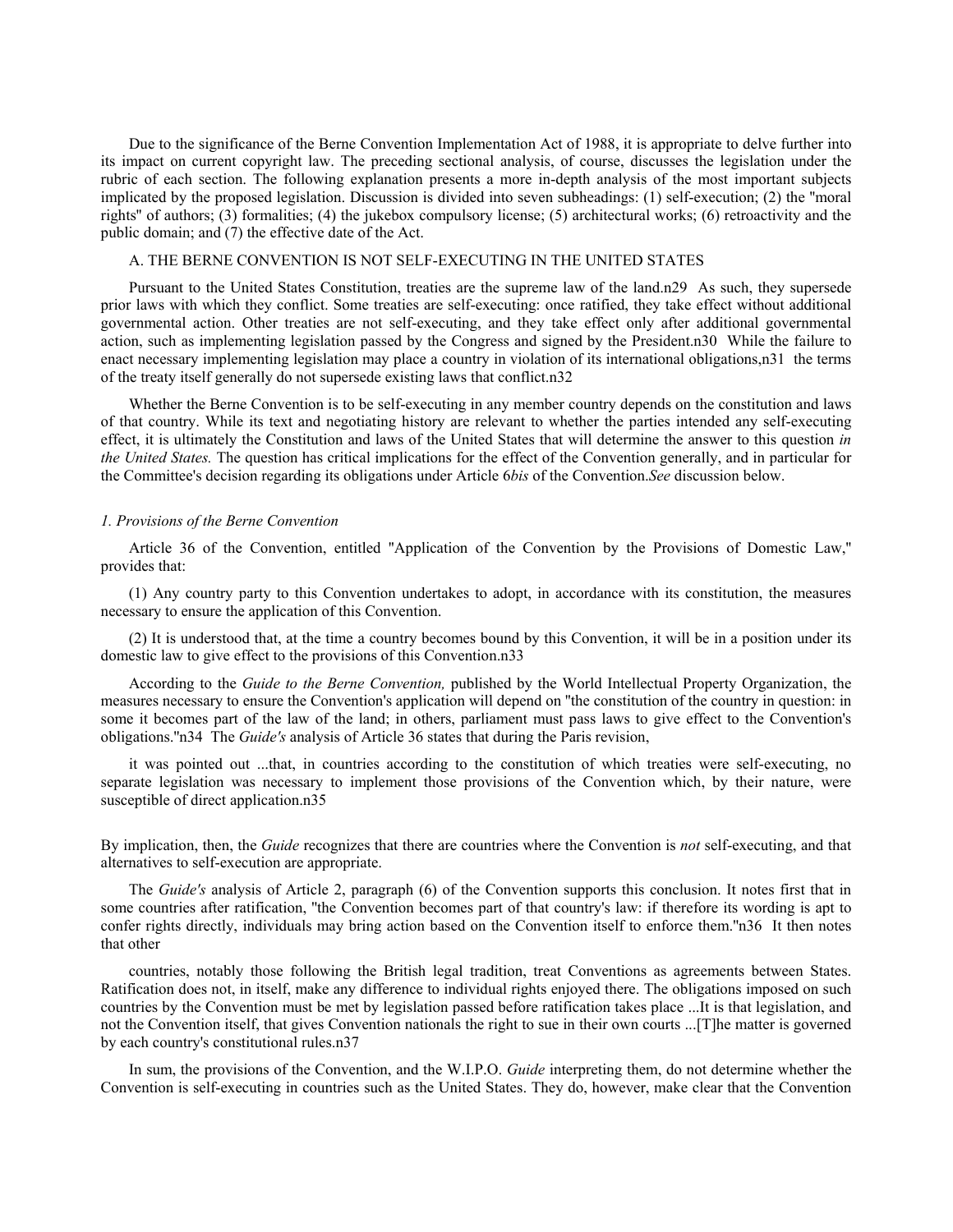Due to the significance of the Berne Convention Implementation Act of 1988, it is appropriate to delve further into its impact on current copyright law. The preceding sectional analysis, of course, discusses the legislation under the rubric of each section. The following explanation presents a more in-depth analysis of the most important subjects implicated by the proposed legislation. Discussion is divided into seven subheadings: (1) self-execution; (2) the "moral rights" of authors; (3) formalities; (4) the jukebox compulsory license; (5) architectural works; (6) retroactivity and the public domain; and (7) the effective date of the Act.

A. THE BERNE CONVENTION IS NOT SELF-EXECUTING IN THE UNITED STATES

Pursuant to the United States Constitution, treaties are the supreme law of the land.n29 As such, they supersede prior laws with which they conflict. Some treaties are self-executing: once ratified, they take effect without additional governmental action. Other treaties are not self-executing, and they take effect only after additional governmental action, such as implementing legislation passed by the Congress and signed by the President.n30 While the failure to enact necessary implementing legislation may place a country in violation of its international obligations,n31 the terms of the treaty itself generally do not supersede existing laws that conflict.n32

Whether the Berne Convention is to be self-executing in any member country depends on the constitution and laws of that country. While its text and negotiating history are relevant to whether the parties intended any self-executing effect, it is ultimately the Constitution and laws of the United States that will determine the answer to this question *in the United States.* The question has critical implications for the effect of the Convention generally, and in particular for the Committee's decision regarding its obligations under Article 6*bis* of the Convention.*See* discussion below.

*1. Provisions of the Berne Convention*

Article 36 of the Convention, entitled "Application of the Convention by the Provisions of Domestic Law," provides that:

(1) Any country party to this Convention undertakes to adopt, in accordance with its constitution, the measures necessary to ensure the application of this Convention.

(2) It is understood that, at the time a country becomes bound by this Convention, it will be in a position under its domestic law to give effect to the provisions of this Convention.n33

According to the *Guide to the Berne Convention,* published by the World Intellectual Property Organization, the measures necessary to ensure the Convention's application will depend on "the constitution of the country in question: in some it becomes part of the law of the land; in others, parliament must pass laws to give effect to the Convention's obligations."n34 The *Guide's* analysis of Article 36 states that during the Paris revision,

> it was pointed out ...that, in countries according to the constitution of which treaties were self-executing, no separate legislation was necessary to implement those provisions of the Convention which, by their nature, were susceptible of direct application.n35

By implication, then, the *Guide* recognizes that there are countries where the Convention is *not* self-executing, and that alternatives to self-execution are appropriate.

The *Guide's* analysis of Article 2, paragraph (6) of the Convention supports this conclusion. It notes first that in some countries after ratification, "the Convention becomes part of that country's law: if therefore its wording is apt to confer rights directly, individuals may bring action based on the Convention itself to enforce them."n36 It then notes that other

> countries, notably those following the British legal tradition, treat Conventions as agreements between States. Ratification does not, in itself, make any difference to individual rights enjoyed there. The obligations imposed on such countries by the Convention must be met by legislation passed before ratification takes place ...It is that legislation, and not the Convention itself, that gives Convention nationals the right to sue in their own courts ...[T]he matter is governed by each country's constitutional rules.n37

In sum, the provisions of the Convention, and the W.I.P.O. *Guide* interpreting them, do not determine whether the Convention is self-executing in countries such as the United States. They do, however, make clear that the Convention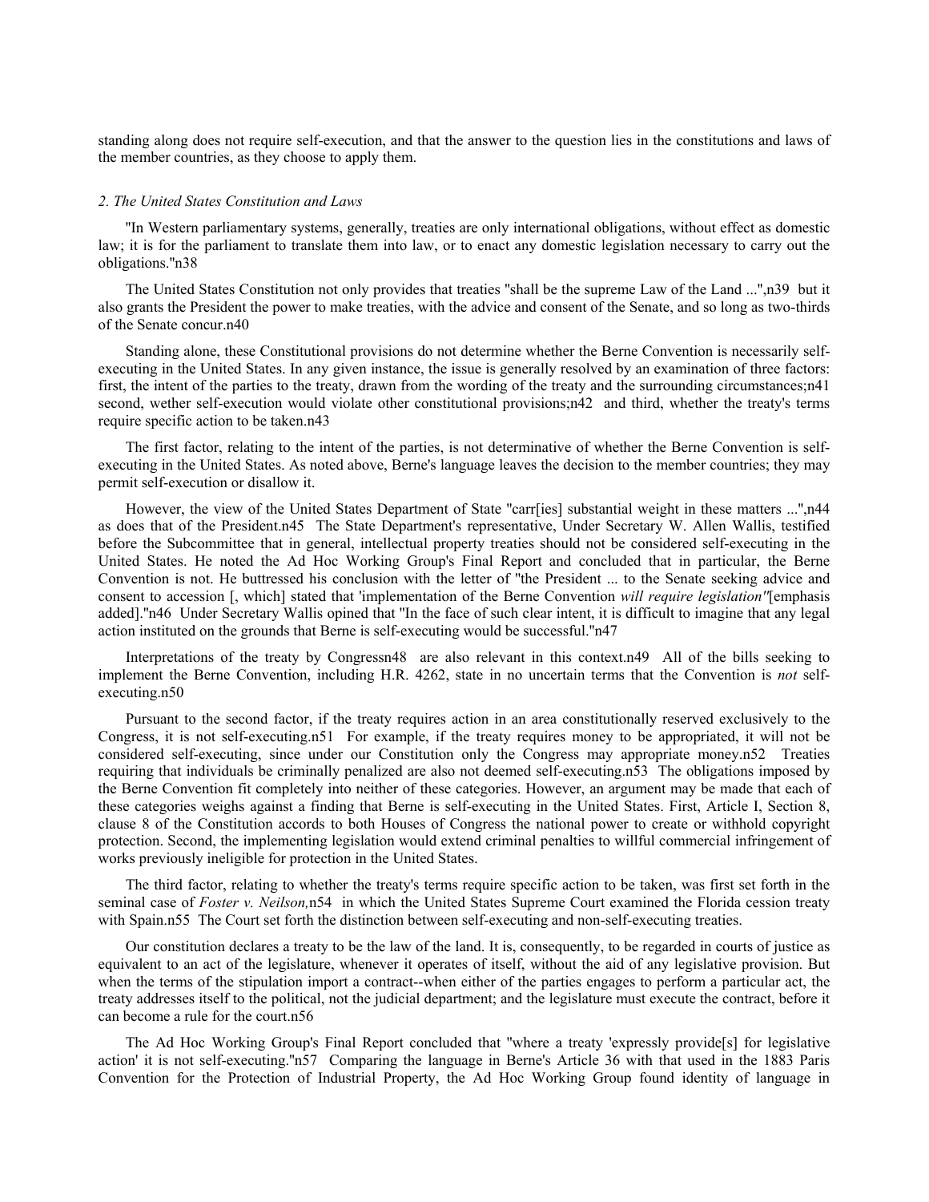standing along does not require self-execution, and that the answer to the question lies in the constitutions and laws of the member countries, as they choose to apply them.

*2. The United States Constitution and Laws*

"In Western parliamentary systems, generally, treaties are only international obligations, without effect as domestic law; it is for the parliament to translate them into law, or to enact any domestic legislation necessary to carry out the obligations."n38

The United States Constitution not only provides that treaties "shall be the supreme Law of the Land ...",n39 but it also grants the President the power to make treaties, with the advice and consent of the Senate, and so long as two-thirds of the Senate concur.n40

Standing alone, these Constitutional provisions do not determine whether the Berne Convention is necessarily self-executing in the United States. In any given instance, the issue is generally resolved by an examination of three factors: first, the intent of the parties to the treaty, drawn from the wording of the treaty and the surrounding circumstances;n41 second, wether self-execution would violate other constitutional provisions;n42 and third, whether the treaty's terms require specific action to be taken.n43

The first factor, relating to the intent of the parties, is not determinative of whether the Berne Convention is self-executing in the United States. As noted above, Berne's language leaves the decision to the member countries; they may permit self-execution or disallow it.

However, the view of the United States Department of State "carr[ies] substantial weight in these matters ...",n44 as does that of the President.n45 The State Department's representative, Under Secretary W. Allen Wallis, testified before the Subcommittee that in general, intellectual property treaties should not be considered self-executing in the United States. He noted the Ad Hoc Working Group's Final Report and concluded that in particular, the Berne Convention is not. He buttressed his conclusion with the letter of "the President ... to the Senate seeking advice and consent to accession [, which] stated that 'implementation of the Berne Convention *will require legislation"*[emphasis added]."n46 Under Secretary Wallis opined that "In the face of such clear intent, it is difficult to imagine that any legal action instituted on the grounds that Berne is self-executing would be successful."n47

Interpretations of the treaty by Congressn48 are also relevant in this context.n49 All of the bills seeking to implement the Berne Convention, including H.R. 4262, state in no uncertain terms that the Convention is *not* self-executing.n50

Pursuant to the second factor, if the treaty requires action in an area constitutionally reserved exclusively to the Congress, it is not self-executing.n51 For example, if the treaty requires money to be appropriated, it will not be considered self-executing, since under our Constitution only the Congress may appropriate money.n52 Treaties requiring that individuals be criminally penalized are also not deemed self-executing.n53 The obligations imposed by the Berne Convention fit completely into neither of these categories. However, an argument may be made that each of these categories weighs against a finding that Berne is self-executing in the United States. First, Article I, Section 8, clause 8 of the Constitution accords to both Houses of Congress the national power to create or withhold copyright protection. Second, the implementing legislation would extend criminal penalties to willful commercial infringement of works previously ineligible for protection in the United States.

The third factor, relating to whether the treaty's terms require specific action to be taken, was first set forth in the seminal case of *Foster v. Neilson,*n54 in which the United States Supreme Court examined the Florida cession treaty with Spain.n55 The Court set forth the distinction between self-executing and non-self-executing treaties.

Our constitution declares a treaty to be the law of the land. It is, consequently, to be regarded in courts of justice as equivalent to an act of the legislature, whenever it operates of itself, without the aid of any legislative provision. But when the terms of the stipulation import a contract--when either of the parties engages to perform a particular act, the treaty addresses itself to the political, not the judicial department; and the legislature must execute the contract, before it can become a rule for the court.n56

The Ad Hoc Working Group's Final Report concluded that "where a treaty 'expressly provide[s] for legislative action' it is not self-executing."n57 Comparing the language in Berne's Article 36 with that used in the 1883 Paris Convention for the Protection of Industrial Property, the Ad Hoc Working Group found identity of language in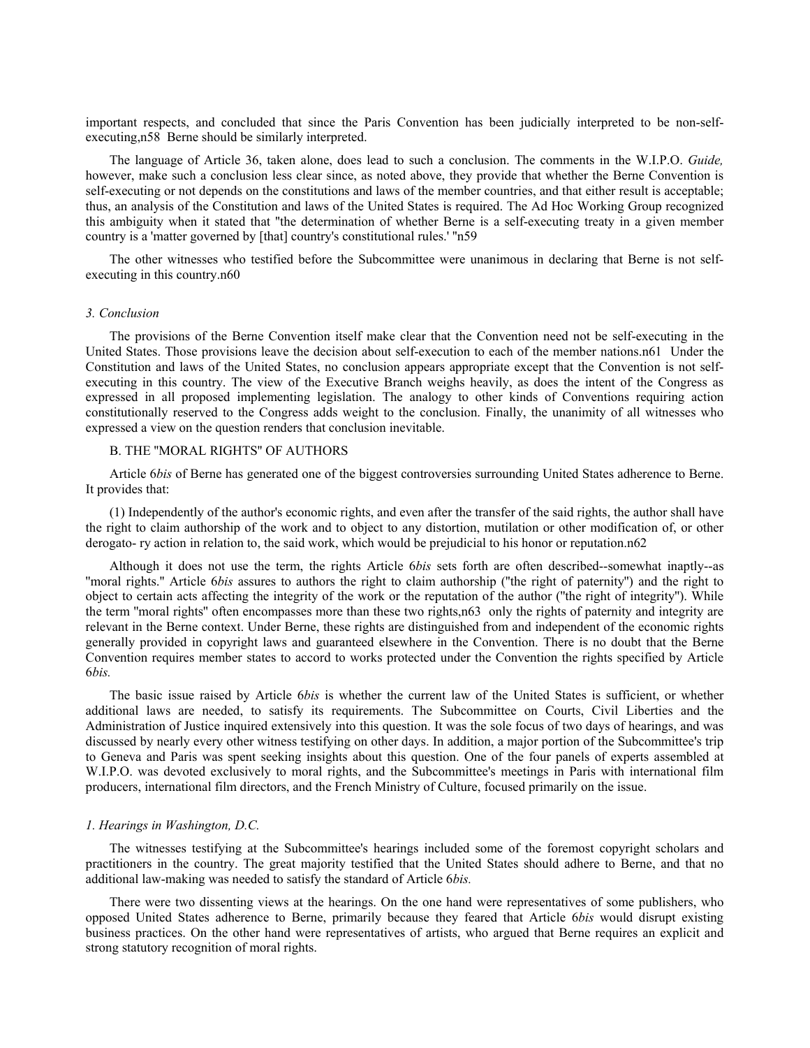important respects, and concluded that since the Paris Convention has been judicially interpreted to be non-self-executing,n58 Berne should be similarly interpreted.

The language of Article 36, taken alone, does lead to such a conclusion. The comments in the W.I.P.O. *Guide,* however, make such a conclusion less clear since, as noted above, they provide that whether the Berne Convention is self-executing or not depends on the constitutions and laws of the member countries, and that either result is acceptable; thus, an analysis of the Constitution and laws of the United States is required. The Ad Hoc Working Group recognized this ambiguity when it stated that "the determination of whether Berne is a self-executing treaty in a given member country is a 'matter governed by [that] country's constitutional rules.' "n59

The other witnesses who testified before the Subcommittee were unanimous in declaring that Berne is not self-executing in this country.n60

*3. Conclusion*

The provisions of the Berne Convention itself make clear that the Convention need not be self-executing in the United States. Those provisions leave the decision about self-execution to each of the member nations.n61 Under the Constitution and laws of the United States, no conclusion appears appropriate except that the Convention is not self-executing in this country. The view of the Executive Branch weighs heavily, as does the intent of the Congress as expressed in all proposed implementing legislation. The analogy to other kinds of Conventions requiring action constitutionally reserved to the Congress adds weight to the conclusion. Finally, the unanimity of all witnesses who expressed a view on the question renders that conclusion inevitable.

B. THE "MORAL RIGHTS" OF AUTHORS

Article 6*bis* of Berne has generated one of the biggest controversies surrounding United States adherence to Berne. It provides that:

(1) Independently of the author's economic rights, and even after the transfer of the said rights, the author shall have the right to claim authorship of the work and to object to any distortion, mutilation or other modification of, or other derogato- ry action in relation to, the said work, which would be prejudicial to his honor or reputation.n62

Although it does not use the term, the rights Article 6*bis* sets forth are often described--somewhat inaptly--as "moral rights." Article 6*bis* assures to authors the right to claim authorship ("the right of paternity") and the right to object to certain acts affecting the integrity of the work or the reputation of the author ("the right of integrity"). While the term "moral rights" often encompasses more than these two rights,n63 only the rights of paternity and integrity are relevant in the Berne context. Under Berne, these rights are distinguished from and independent of the economic rights generally provided in copyright laws and guaranteed elsewhere in the Convention. There is no doubt that the Berne Convention requires member states to accord to works protected under the Convention the rights specified by Article 6*bis.*

The basic issue raised by Article 6*bis* is whether the current law of the United States is sufficient, or whether additional laws are needed, to satisfy its requirements. The Subcommittee on Courts, Civil Liberties and the Administration of Justice inquired extensively into this question. It was the sole focus of two days of hearings, and was discussed by nearly every other witness testifying on other days. In addition, a major portion of the Subcommittee's trip to Geneva and Paris was spent seeking insights about this question. One of the four panels of experts assembled at W.I.P.O. was devoted exclusively to moral rights, and the Subcommittee's meetings in Paris with international film producers, international film directors, and the French Ministry of Culture, focused primarily on the issue.

*1. Hearings in Washington, D.C.*

The witnesses testifying at the Subcommittee's hearings included some of the foremost copyright scholars and practitioners in the country. The great majority testified that the United States should adhere to Berne, and that no additional law-making was needed to satisfy the standard of Article 6*bis.*

There were two dissenting views at the hearings. On the one hand were representatives of some publishers, who opposed United States adherence to Berne, primarily because they feared that Article 6*bis* would disrupt existing business practices. On the other hand were representatives of artists, who argued that Berne requires an explicit and strong statutory recognition of moral rights.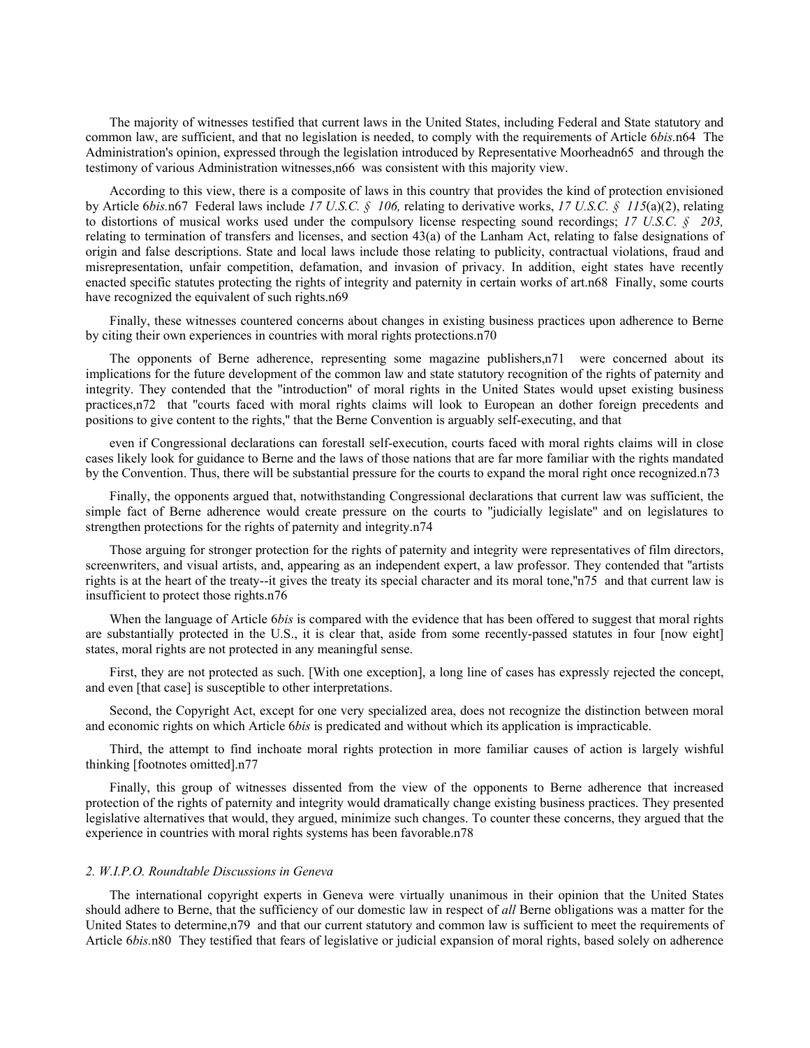The majority of witnesses testified that current laws in the United States, including Federal and State statutory and common law, are sufficient, and that no legislation is needed, to comply with the requirements of Article 6*bis*.n64 The Administration's opinion, expressed through the legislation introduced by Representative Moorheadn65 and through the testimony of various Administration witnesses,n66 was consistent with this majority view.

According to this view, there is a composite of laws in this country that provides the kind of protection envisioned by Article 6*bis*.n67 Federal laws include *17 U.S.C. § 106,* relating to derivative works, *17 U.S.C. § 115*(a)(2), relating to distortions of musical works used under the compulsory license respecting sound recordings; *17 U.S.C. § 203,* relating to termination of transfers and licenses, and section 43(a) of the Lanham Act, relating to false designations of origin and false descriptions. State and local laws include those relating to publicity, contractual violations, fraud and misrepresentation, unfair competition, defamation, and invasion of privacy. In addition, eight states have recently enacted specific statutes protecting the rights of integrity and paternity in certain works of art.n68 Finally, some courts have recognized the equivalent of such rights.n69

Finally, these witnesses countered concerns about changes in existing business practices upon adherence to Berne by citing their own experiences in countries with moral rights protections.n70

The opponents of Berne adherence, representing some magazine publishers,n71 were concerned about its implications for the future development of the common law and state statutory recognition of the rights of paternity and integrity. They contended that the "introduction" of moral rights in the United States would upset existing business practices,n72 that "courts faced with moral rights claims will look to European an dother foreign precedents and positions to give content to the rights," that the Berne Convention is arguably self-executing, and that

even if Congressional declarations can forestall self-execution, courts faced with moral rights claims will in close cases likely look for guidance to Berne and the laws of those nations that are far more familiar with the rights mandated by the Convention. Thus, there will be substantial pressure for the courts to expand the moral right once recognized.n73

Finally, the opponents argued that, notwithstanding Congressional declarations that current law was sufficient, the simple fact of Berne adherence would create pressure on the courts to "judicially legislate" and on legislatures to strengthen protections for the rights of paternity and integrity.n74

Those arguing for stronger protection for the rights of paternity and integrity were representatives of film directors, screenwriters, and visual artists, and, appearing as an independent expert, a law professor. They contended that "artists rights is at the heart of the treaty--it gives the treaty its special character and its moral tone,"n75 and that current law is insufficient to protect those rights.n76

When the language of Article 6*bis* is compared with the evidence that has been offered to suggest that moral rights are substantially protected in the U.S., it is clear that, aside from some recently-passed statutes in four [now eight] states, moral rights are not protected in any meaningful sense.

First, they are not protected as such. [With one exception], a long line of cases has expressly rejected the concept, and even [that case] is susceptible to other interpretations.

Second, the Copyright Act, except for one very specialized area, does not recognize the distinction between moral and economic rights on which Article 6*bis* is predicated and without which its application is impracticable.

Third, the attempt to find inchoate moral rights protection in more familiar causes of action is largely wishful thinking [footnotes omitted].n77

Finally, this group of witnesses dissented from the view of the opponents to Berne adherence that increased protection of the rights of paternity and integrity would dramatically change existing business practices. They presented legislative alternatives that would, they argued, minimize such changes. To counter these concerns, they argued that the experience in countries with moral rights systems has been favorable.n78

*2. W.I.P.O. Roundtable Discussions in Geneva*

The international copyright experts in Geneva were virtually unanimous in their opinion that the United States should adhere to Berne, that the sufficiency of our domestic law in respect of *all* Berne obligations was a matter for the United States to determine,n79 and that our current statutory and common law is sufficient to meet the requirements of Article 6*bis*.n80 They testified that fears of legislative or judicial expansion of moral rights, based solely on adherence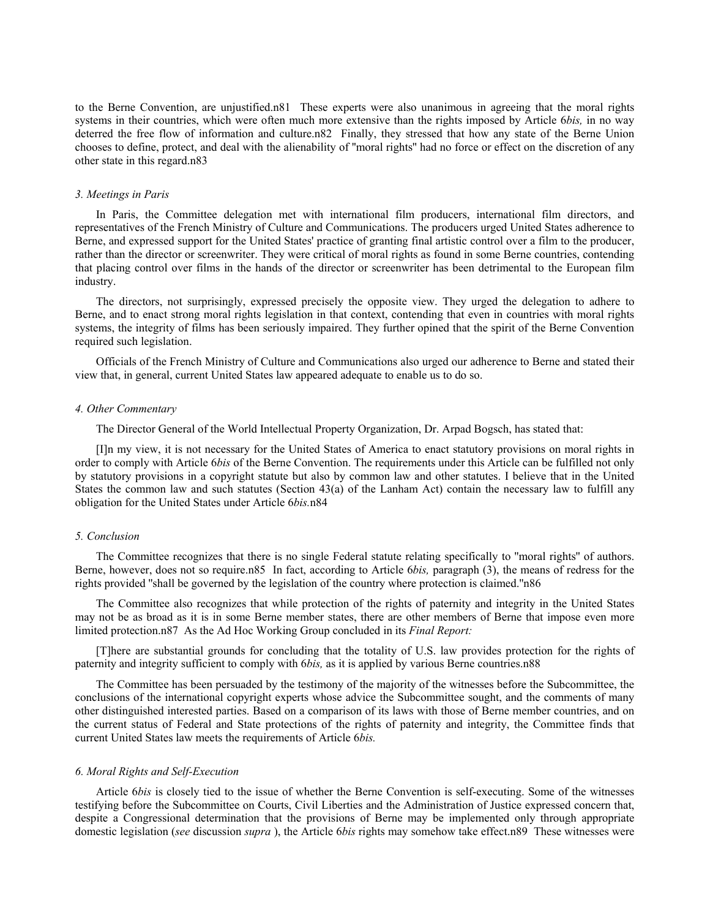to the Berne Convention, are unjustified.n81 These experts were also unanimous in agreeing that the moral rights systems in their countries, which were often much more extensive than the rights imposed by Article 6*bis,* in no way deterred the free flow of information and culture.n82 Finally, they stressed that how any state of the Berne Union chooses to define, protect, and deal with the alienability of "moral rights" had no force or effect on the discretion of any other state in this regard.n83

### *3. Meetings in Paris*

In Paris, the Committee delegation met with international film producers, international film directors, and representatives of the French Ministry of Culture and Communications. The producers urged United States adherence to Berne, and expressed support for the United States' practice of granting final artistic control over a film to the producer, rather than the director or screenwriter. They were critical of moral rights as found in some Berne countries, contending that placing control over films in the hands of the director or screenwriter has been detrimental to the European film industry.

The directors, not surprisingly, expressed precisely the opposite view. They urged the delegation to adhere to Berne, and to enact strong moral rights legislation in that context, contending that even in countries with moral rights systems, the integrity of films has been seriously impaired. They further opined that the spirit of the Berne Convention required such legislation.

Officials of the French Ministry of Culture and Communications also urged our adherence to Berne and stated their view that, in general, current United States law appeared adequate to enable us to do so.

### *4. Other Commentary*

The Director General of the World Intellectual Property Organization, Dr. Arpad Bogsch, has stated that:

[I]n my view, it is not necessary for the United States of America to enact statutory provisions on moral rights in order to comply with Article 6*bis* of the Berne Convention. The requirements under this Article can be fulfilled not only by statutory provisions in a copyright statute but also by common law and other statutes. I believe that in the United States the common law and such statutes (Section 43(a) of the Lanham Act) contain the necessary law to fulfill any obligation for the United States under Article 6*bis.*n84

### *5. Conclusion*

The Committee recognizes that there is no single Federal statute relating specifically to "moral rights" of authors. Berne, however, does not so require.n85 In fact, according to Article 6*bis,* paragraph (3), the means of redress for the rights provided "shall be governed by the legislation of the country where protection is claimed."n86

The Committee also recognizes that while protection of the rights of paternity and integrity in the United States may not be as broad as it is in some Berne member states, there are other members of Berne that impose even more limited protection.n87 As the Ad Hoc Working Group concluded in its *Final Report:*

[T]here are substantial grounds for concluding that the totality of U.S. law provides protection for the rights of paternity and integrity sufficient to comply with 6*bis,* as it is applied by various Berne countries.n88

The Committee has been persuaded by the testimony of the majority of the witnesses before the Subcommittee, the conclusions of the international copyright experts whose advice the Subcommittee sought, and the comments of many other distinguished interested parties. Based on a comparison of its laws with those of Berne member countries, and on the current status of Federal and State protections of the rights of paternity and integrity, the Committee finds that current United States law meets the requirements of Article 6*bis.*

### *6. Moral Rights and Self-Execution*

Article 6*bis* is closely tied to the issue of whether the Berne Convention is self-executing. Some of the witnesses testifying before the Subcommittee on Courts, Civil Liberties and the Administration of Justice expressed concern that, despite a Congressional determination that the provisions of Berne may be implemented only through appropriate domestic legislation (*see* discussion *supra* ), the Article 6*bis* rights may somehow take effect.n89 These witnesses were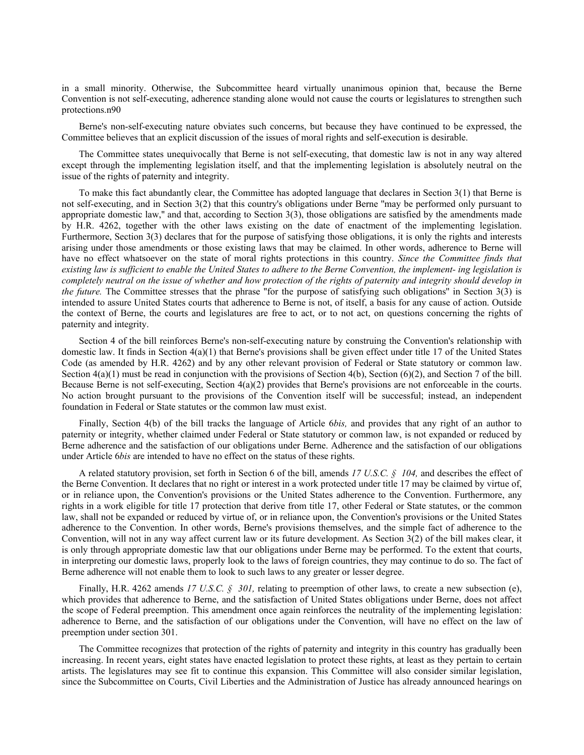in a small minority. Otherwise, the Subcommittee heard virtually unanimous opinion that, because the Berne Convention is not self-executing, adherence standing alone would not cause the courts or legislatures to strengthen such protections.n90

Berne's non-self-executing nature obviates such concerns, but because they have continued to be expressed, the Committee believes that an explicit discussion of the issues of moral rights and self-execution is desirable.

The Committee states unequivocally that Berne is not self-executing, that domestic law is not in any way altered except through the implementing legislation itself, and that the implementing legislation is absolutely neutral on the issue of the rights of paternity and integrity.

To make this fact abundantly clear, the Committee has adopted language that declares in Section 3(1) that Berne is not self-executing, and in Section 3(2) that this country's obligations under Berne "may be performed only pursuant to appropriate domestic law," and that, according to Section 3(3), those obligations are satisfied by the amendments made by H.R. 4262, together with the other laws existing on the date of enactment of the implementing legislation. Furthermore, Section 3(3) declares that for the purpose of satisfying those obligations, it is only the rights and interests arising under those amendments or those existing laws that may be claimed. In other words, adherence to Berne will have no effect whatsoever on the state of moral rights protections in this country. *Since the Committee finds that existing law is sufficient to enable the United States to adhere to the Berne Convention, the implement- ing legislation is completely neutral on the issue of whether and how protection of the rights of paternity and integrity should develop in the future.* The Committee stresses that the phrase "for the purpose of satisfying such obligations" in Section 3(3) is intended to assure United States courts that adherence to Berne is not, of itself, a basis for any cause of action. Outside the context of Berne, the courts and legislatures are free to act, or to not act, on questions concerning the rights of paternity and integrity.

Section 4 of the bill reinforces Berne's non-self-executing nature by construing the Convention's relationship with domestic law. It finds in Section 4(a)(1) that Berne's provisions shall be given effect under title 17 of the United States Code (as amended by H.R. 4262) and by any other relevant provision of Federal or State statutory or common law. Section 4(a)(1) must be read in conjunction with the provisions of Section 4(b), Section (6)(2), and Section 7 of the bill. Because Berne is not self-executing, Section 4(a)(2) provides that Berne's provisions are not enforceable in the courts. No action brought pursuant to the provisions of the Convention itself will be successful; instead, an independent foundation in Federal or State statutes or the common law must exist.

Finally, Section 4(b) of the bill tracks the language of Article 6*bis,* and provides that any right of an author to paternity or integrity, whether claimed under Federal or State statutory or common law, is not expanded or reduced by Berne adherence and the satisfaction of our obligations under Berne. Adherence and the satisfaction of our obligations under Article 6*bis* are intended to have no effect on the status of these rights.

A related statutory provision, set forth in Section 6 of the bill, amends *17 U.S.C. § 104,* and describes the effect of the Berne Convention. It declares that no right or interest in a work protected under title 17 may be claimed by virtue of, or in reliance upon, the Convention's provisions or the United States adherence to the Convention. Furthermore, any rights in a work eligible for title 17 protection that derive from title 17, other Federal or State statutes, or the common law, shall not be expanded or reduced by virtue of, or in reliance upon, the Convention's provisions or the United States adherence to the Convention. In other words, Berne's provisions themselves, and the simple fact of adherence to the Convention, will not in any way affect current law or its future development. As Section 3(2) of the bill makes clear, it is only through appropriate domestic law that our obligations under Berne may be performed. To the extent that courts, in interpreting our domestic laws, properly look to the laws of foreign countries, they may continue to do so. The fact of Berne adherence will not enable them to look to such laws to any greater or lesser degree.

Finally, H.R. 4262 amends *17 U.S.C. § 301,* relating to preemption of other laws, to create a new subsection (e), which provides that adherence to Berne, and the satisfaction of United States obligations under Berne, does not affect the scope of Federal preemption. This amendment once again reinforces the neutrality of the implementing legislation: adherence to Berne, and the satisfaction of our obligations under the Convention, will have no effect on the law of preemption under section 301.

The Committee recognizes that protection of the rights of paternity and integrity in this country has gradually been increasing. In recent years, eight states have enacted legislation to protect these rights, at least as they pertain to certain artists. The legislatures may see fit to continue this expansion. This Committee will also consider similar legislation, since the Subcommittee on Courts, Civil Liberties and the Administration of Justice has already announced hearings on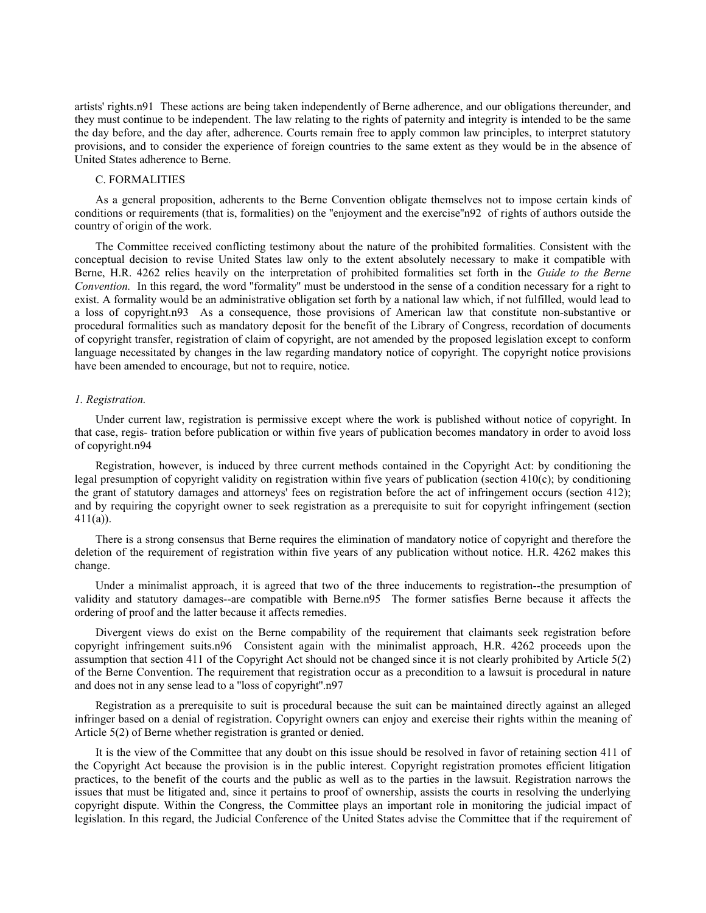artists' rights.n91 These actions are being taken independently of Berne adherence, and our obligations thereunder, and they must continue to be independent. The law relating to the rights of paternity and integrity is intended to be the same the day before, and the day after, adherence. Courts remain free to apply common law principles, to interpret statutory provisions, and to consider the experience of foreign countries to the same extent as they would be in the absence of United States adherence to Berne.

C. FORMALITIES

As a general proposition, adherents to the Berne Convention obligate themselves not to impose certain kinds of conditions or requirements (that is, formalities) on the "enjoyment and the exercise"n92 of rights of authors outside the country of origin of the work.

The Committee received conflicting testimony about the nature of the prohibited formalities. Consistent with the conceptual decision to revise United States law only to the extent absolutely necessary to make it compatible with Berne, H.R. 4262 relies heavily on the interpretation of prohibited formalities set forth in the *Guide to the Berne Convention.* In this regard, the word "formality" must be understood in the sense of a condition necessary for a right to exist. A formality would be an administrative obligation set forth by a national law which, if not fulfilled, would lead to a loss of copyright.n93 As a consequence, those provisions of American law that constitute non-substantive or procedural formalities such as mandatory deposit for the benefit of the Library of Congress, recordation of documents of copyright transfer, registration of claim of copyright, are not amended by the proposed legislation except to conform language necessitated by changes in the law regarding mandatory notice of copyright. The copyright notice provisions have been amended to encourage, but not to require, notice.

*1. Registration.*

Under current law, registration is permissive except where the work is published without notice of copyright. In that case, regis- tration before publication or within five years of publication becomes mandatory in order to avoid loss of copyright.n94

Registration, however, is induced by three current methods contained in the Copyright Act: by conditioning the legal presumption of copyright validity on registration within five years of publication (section 410(c); by conditioning the grant of statutory damages and attorneys' fees on registration before the act of infringement occurs (section 412); and by requiring the copyright owner to seek registration as a prerequisite to suit for copyright infringement (section 411(a)).

There is a strong consensus that Berne requires the elimination of mandatory notice of copyright and therefore the deletion of the requirement of registration within five years of any publication without notice. H.R. 4262 makes this change.

Under a minimalist approach, it is agreed that two of the three inducements to registration--the presumption of validity and statutory damages--are compatible with Berne.n95 The former satisfies Berne because it affects the ordering of proof and the latter because it affects remedies.

Divergent views do exist on the Berne compability of the requirement that claimants seek registration before copyright infringement suits.n96 Consistent again with the minimalist approach, H.R. 4262 proceeds upon the assumption that section 411 of the Copyright Act should not be changed since it is not clearly prohibited by Article 5(2) of the Berne Convention. The requirement that registration occur as a precondition to a lawsuit is procedural in nature and does not in any sense lead to a "loss of copyright".n97

Registration as a prerequisite to suit is procedural because the suit can be maintained directly against an alleged infringer based on a denial of registration. Copyright owners can enjoy and exercise their rights within the meaning of Article 5(2) of Berne whether registration is granted or denied.

It is the view of the Committee that any doubt on this issue should be resolved in favor of retaining section 411 of the Copyright Act because the provision is in the public interest. Copyright registration promotes efficient litigation practices, to the benefit of the courts and the public as well as to the parties in the lawsuit. Registration narrows the issues that must be litigated and, since it pertains to proof of ownership, assists the courts in resolving the underlying copyright dispute. Within the Congress, the Committee plays an important role in monitoring the judicial impact of legislation. In this regard, the Judicial Conference of the United States advise the Committee that if the requirement of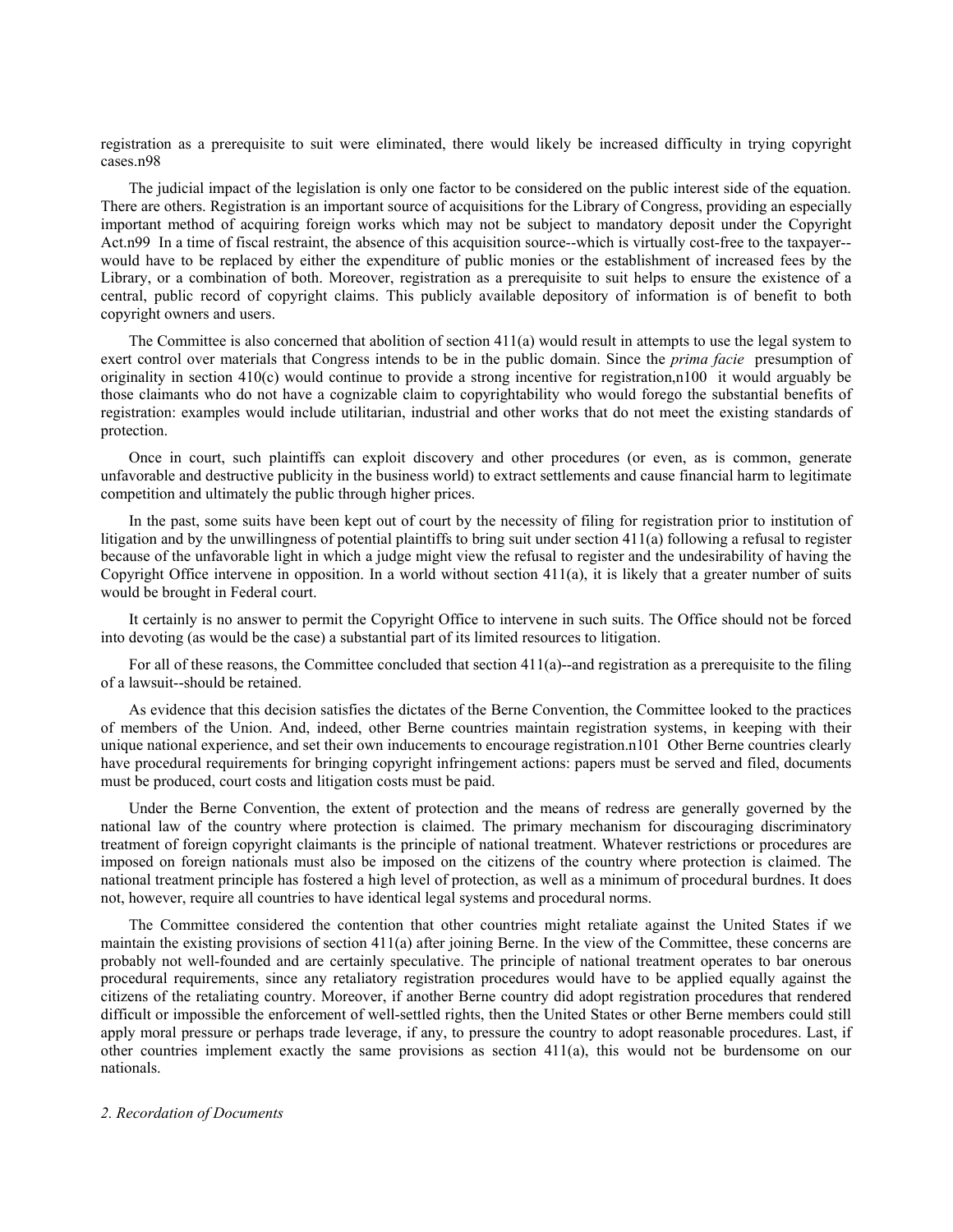registration as a prerequisite to suit were eliminated, there would likely be increased difficulty in trying copyright cases.n98

The judicial impact of the legislation is only one factor to be considered on the public interest side of the equation. There are others. Registration is an important source of acquisitions for the Library of Congress, providing an especially important method of acquiring foreign works which may not be subject to mandatory deposit under the Copyright Act.n99 In a time of fiscal restraint, the absence of this acquisition source--which is virtually cost-free to the taxpayer--would have to be replaced by either the expenditure of public monies or the establishment of increased fees by the Library, or a combination of both. Moreover, registration as a prerequisite to suit helps to ensure the existence of a central, public record of copyright claims. This publicly available depository of information is of benefit to both copyright owners and users.

The Committee is also concerned that abolition of section 411(a) would result in attempts to use the legal system to exert control over materials that Congress intends to be in the public domain. Since the *prima facie* presumption of originality in section 410(c) would continue to provide a strong incentive for registration,n100 it would arguably be those claimants who do not have a cognizable claim to copyrightability who would forego the substantial benefits of registration: examples would include utilitarian, industrial and other works that do not meet the existing standards of protection.

Once in court, such plaintiffs can exploit discovery and other procedures (or even, as is common, generate unfavorable and destructive publicity in the business world) to extract settlements and cause financial harm to legitimate competition and ultimately the public through higher prices.

In the past, some suits have been kept out of court by the necessity of filing for registration prior to institution of litigation and by the unwillingness of potential plaintiffs to bring suit under section 411(a) following a refusal to register because of the unfavorable light in which a judge might view the refusal to register and the undesirability of having the Copyright Office intervene in opposition. In a world without section 411(a), it is likely that a greater number of suits would be brought in Federal court.

It certainly is no answer to permit the Copyright Office to intervene in such suits. The Office should not be forced into devoting (as would be the case) a substantial part of its limited resources to litigation.

For all of these reasons, the Committee concluded that section 411(a)--and registration as a prerequisite to the filing of a lawsuit--should be retained.

As evidence that this decision satisfies the dictates of the Berne Convention, the Committee looked to the practices of members of the Union. And, indeed, other Berne countries maintain registration systems, in keeping with their unique national experience, and set their own inducements to encourage registration.n101 Other Berne countries clearly have procedural requirements for bringing copyright infringement actions: papers must be served and filed, documents must be produced, court costs and litigation costs must be paid.

Under the Berne Convention, the extent of protection and the means of redress are generally governed by the national law of the country where protection is claimed. The primary mechanism for discouraging discriminatory treatment of foreign copyright claimants is the principle of national treatment. Whatever restrictions or procedures are imposed on foreign nationals must also be imposed on the citizens of the country where protection is claimed. The national treatment principle has fostered a high level of protection, as well as a minimum of procedural burdnes. It does not, however, require all countries to have identical legal systems and procedural norms.

The Committee considered the contention that other countries might retaliate against the United States if we maintain the existing provisions of section 411(a) after joining Berne. In the view of the Committee, these concerns are probably not well-founded and are certainly speculative. The principle of national treatment operates to bar onerous procedural requirements, since any retaliatory registration procedures would have to be applied equally against the citizens of the retaliating country. Moreover, if another Berne country did adopt registration procedures that rendered difficult or impossible the enforcement of well-settled rights, then the United States or other Berne members could still apply moral pressure or perhaps trade leverage, if any, to pressure the country to adopt reasonable procedures. Last, if other countries implement exactly the same provisions as section 411(a), this would not be burdensome on our nationals.

*2. Recordation of Documents*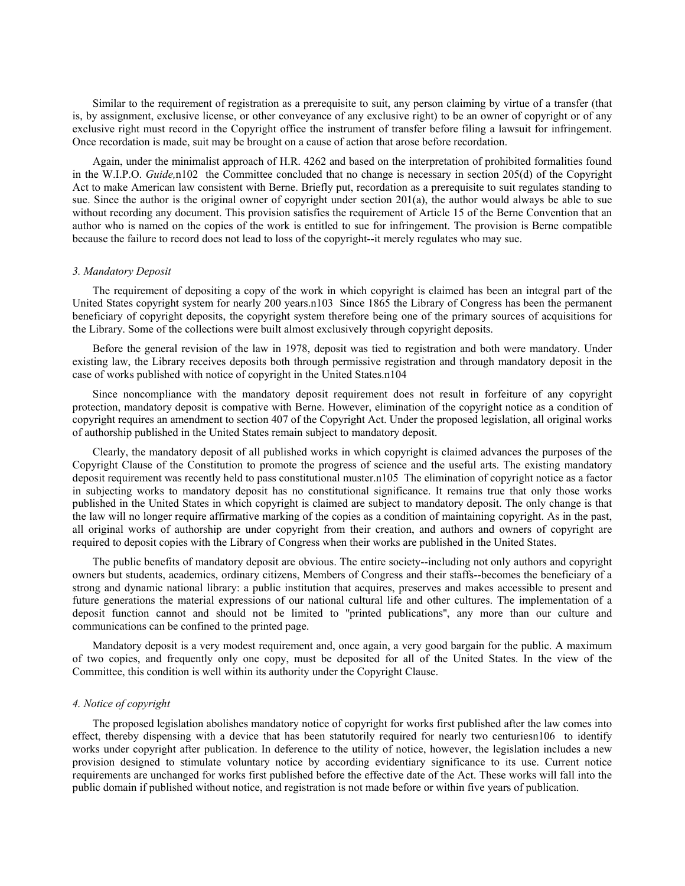Similar to the requirement of registration as a prerequisite to suit, any person claiming by virtue of a transfer (that is, by assignment, exclusive license, or other conveyance of any exclusive right) to be an owner of copyright or of any exclusive right must record in the Copyright office the instrument of transfer before filing a lawsuit for infringement. Once recordation is made, suit may be brought on a cause of action that arose before recordation.

Again, under the minimalist approach of H.R. 4262 and based on the interpretation of prohibited formalities found in the W.I.P.O. *Guide,*n102 the Committee concluded that no change is necessary in section 205(d) of the Copyright Act to make American law consistent with Berne. Briefly put, recordation as a prerequisite to suit regulates standing to sue. Since the author is the original owner of copyright under section 201(a), the author would always be able to sue without recording any document. This provision satisfies the requirement of Article 15 of the Berne Convention that an author who is named on the copies of the work is entitled to sue for infringement. The provision is Berne compatible because the failure to record does not lead to loss of the copyright--it merely regulates who may sue.

### *3. Mandatory Deposit*

The requirement of depositing a copy of the work in which copyright is claimed has been an integral part of the United States copyright system for nearly 200 years.n103 Since 1865 the Library of Congress has been the permanent beneficiary of copyright deposits, the copyright system therefore being one of the primary sources of acquisitions for the Library. Some of the collections were built almost exclusively through copyright deposits.

Before the general revision of the law in 1978, deposit was tied to registration and both were mandatory. Under existing law, the Library receives deposits both through permissive registration and through mandatory deposit in the case of works published with notice of copyright in the United States.n104

Since noncompliance with the mandatory deposit requirement does not result in forfeiture of any copyright protection, mandatory deposit is compative with Berne. However, elimination of the copyright notice as a condition of copyright requires an amendment to section 407 of the Copyright Act. Under the proposed legislation, all original works of authorship published in the United States remain subject to mandatory deposit.

Clearly, the mandatory deposit of all published works in which copyright is claimed advances the purposes of the Copyright Clause of the Constitution to promote the progress of science and the useful arts. The existing mandatory deposit requirement was recently held to pass constitutional muster.n105 The elimination of copyright notice as a factor in subjecting works to mandatory deposit has no constitutional significance. It remains true that only those works published in the United States in which copyright is claimed are subject to mandatory deposit. The only change is that the law will no longer require affirmative marking of the copies as a condition of maintaining copyright. As in the past, all original works of authorship are under copyright from their creation, and authors and owners of copyright are required to deposit copies with the Library of Congress when their works are published in the United States.

The public benefits of mandatory deposit are obvious. The entire society--including not only authors and copyright owners but students, academics, ordinary citizens, Members of Congress and their staffs--becomes the beneficiary of a strong and dynamic national library: a public institution that acquires, preserves and makes accessible to present and future generations the material expressions of our national cultural life and other cultures. The implementation of a deposit function cannot and should not be limited to "printed publications", any more than our culture and communications can be confined to the printed page.

Mandatory deposit is a very modest requirement and, once again, a very good bargain for the public. A maximum of two copies, and frequently only one copy, must be deposited for all of the United States. In the view of the Committee, this condition is well within its authority under the Copyright Clause.

### *4. Notice of copyright*

The proposed legislation abolishes mandatory notice of copyright for works first published after the law comes into effect, thereby dispensing with a device that has been statutorily required for nearly two centuriesn106 to identify works under copyright after publication. In deference to the utility of notice, however, the legislation includes a new provision designed to stimulate voluntary notice by according evidentiary significance to its use. Current notice requirements are unchanged for works first published before the effective date of the Act. These works will fall into the public domain if published without notice, and registration is not made before or within five years of publication.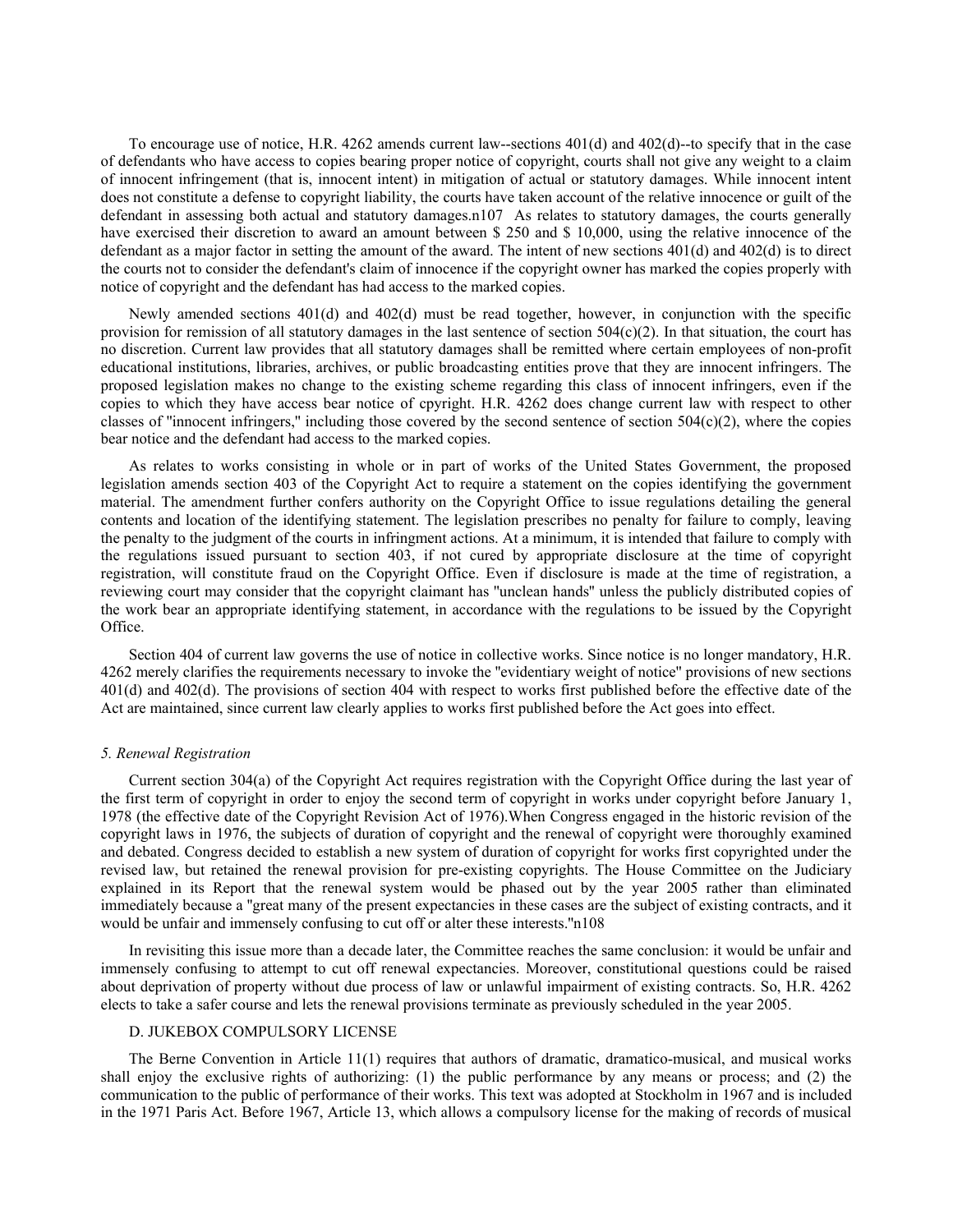To encourage use of notice, H.R. 4262 amends current law--sections 401(d) and 402(d)--to specify that in the case of defendants who have access to copies bearing proper notice of copyright, courts shall not give any weight to a claim of innocent infringement (that is, innocent intent) in mitigation of actual or statutory damages. While innocent intent does not constitute a defense to copyright liability, the courts have taken account of the relative innocence or guilt of the defendant in assessing both actual and statutory damages.n107 As relates to statutory damages, the courts generally have exercised their discretion to award an amount between $ 250 and $ 10,000, using the relative innocence of the defendant as a major factor in setting the amount of the award. The intent of new sections 401(d) and 402(d) is to direct the courts not to consider the defendant's claim of innocence if the copyright owner has marked the copies properly with notice of copyright and the defendant has had access to the marked copies.

Newly amended sections 401(d) and 402(d) must be read together, however, in conjunction with the specific provision for remission of all statutory damages in the last sentence of section 504(c)(2). In that situation, the court has no discretion. Current law provides that all statutory damages shall be remitted where certain employees of non-profit educational institutions, libraries, archives, or public broadcasting entities prove that they are innocent infringers. The proposed legislation makes no change to the existing scheme regarding this class of innocent infringers, even if the copies to which they have access bear notice of cpyright. H.R. 4262 does change current law with respect to other classes of "innocent infringers," including those covered by the second sentence of section 504(c)(2), where the copies bear notice and the defendant had access to the marked copies.

As relates to works consisting in whole or in part of works of the United States Government, the proposed legislation amends section 403 of the Copyright Act to require a statement on the copies identifying the government material. The amendment further confers authority on the Copyright Office to issue regulations detailing the general contents and location of the identifying statement. The legislation prescribes no penalty for failure to comply, leaving the penalty to the judgment of the courts in infringment actions. At a minimum, it is intended that failure to comply with the regulations issued pursuant to section 403, if not cured by appropriate disclosure at the time of copyright registration, will constitute fraud on the Copyright Office. Even if disclosure is made at the time of registration, a reviewing court may consider that the copyright claimant has "unclean hands" unless the publicly distributed copies of the work bear an appropriate identifying statement, in accordance with the regulations to be issued by the Copyright Office.

Section 404 of current law governs the use of notice in collective works. Since notice is no longer mandatory, H.R. 4262 merely clarifies the requirements necessary to invoke the "evidentiary weight of notice" provisions of new sections 401(d) and 402(d). The provisions of section 404 with respect to works first published before the effective date of the Act are maintained, since current law clearly applies to works first published before the Act goes into effect.

*5. Renewal Registration*

Current section 304(a) of the Copyright Act requires registration with the Copyright Office during the last year of the first term of copyright in order to enjoy the second term of copyright in works under copyright before January 1, 1978 (the effective date of the Copyright Revision Act of 1976).When Congress engaged in the historic revision of the copyright laws in 1976, the subjects of duration of copyright and the renewal of copyright were thoroughly examined and debated. Congress decided to establish a new system of duration of copyright for works first copyrighted under the revised law, but retained the renewal provision for pre-existing copyrights. The House Committee on the Judiciary explained in its Report that the renewal system would be phased out by the year 2005 rather than eliminated immediately because a "great many of the present expectancies in these cases are the subject of existing contracts, and it would be unfair and immensely confusing to cut off or alter these interests."n108

In revisiting this issue more than a decade later, the Committee reaches the same conclusion: it would be unfair and immensely confusing to attempt to cut off renewal expectancies. Moreover, constitutional questions could be raised about deprivation of property without due process of law or unlawful impairment of existing contracts. So, H.R. 4262 elects to take a safer course and lets the renewal provisions terminate as previously scheduled in the year 2005.

D. JUKEBOX COMPULSORY LICENSE

The Berne Convention in Article 11(1) requires that authors of dramatic, dramatico-musical, and musical works shall enjoy the exclusive rights of authorizing: (1) the public performance by any means or process; and (2) the communication to the public of performance of their works. This text was adopted at Stockholm in 1967 and is included in the 1971 Paris Act. Before 1967, Article 13, which allows a compulsory license for the making of records of musical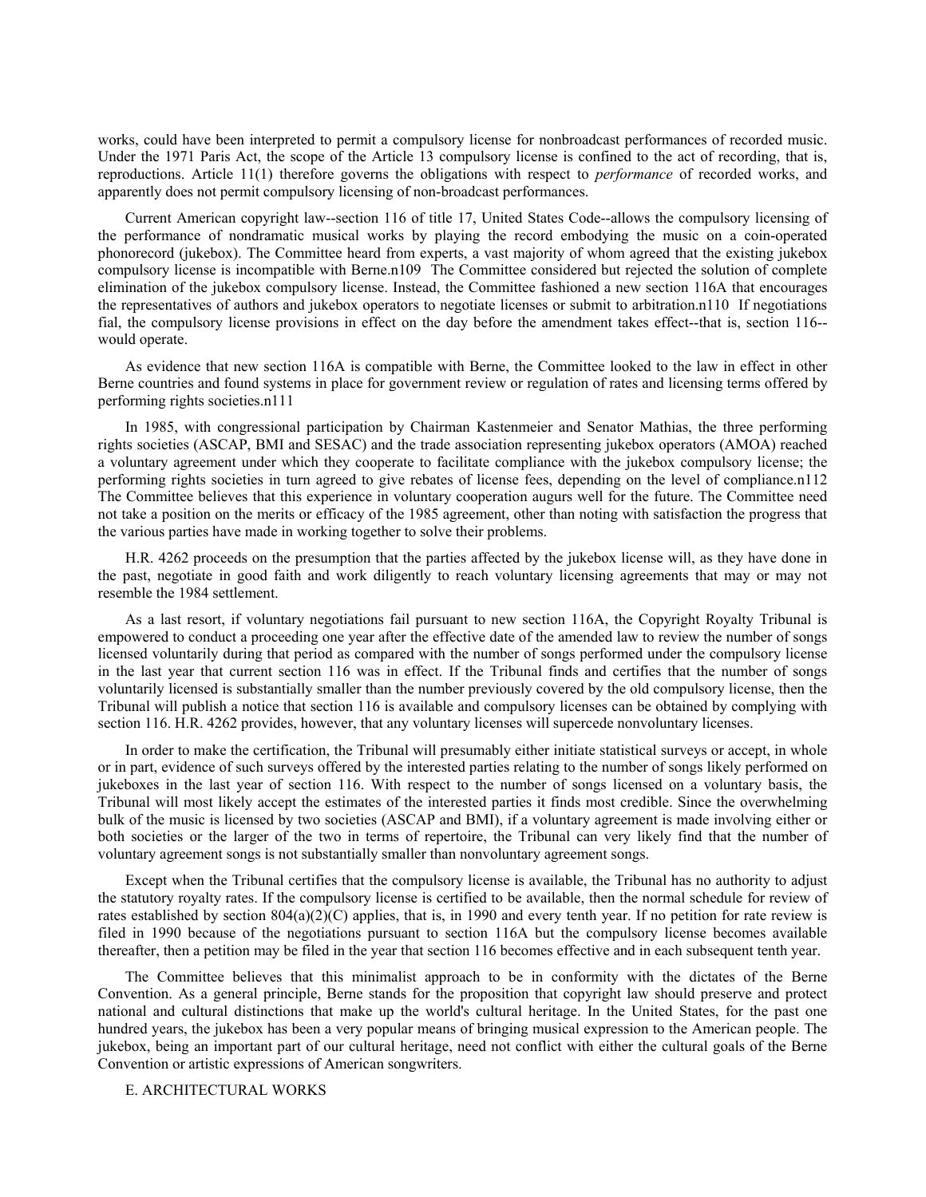works, could have been interpreted to permit a compulsory license for nonbroadcast performances of recorded music. Under the 1971 Paris Act, the scope of the Article 13 compulsory license is confined to the act of recording, that is, reproductions. Article 11(1) therefore governs the obligations with respect to *performance* of recorded works, and apparently does not permit compulsory licensing of non-broadcast performances.

Current American copyright law--section 116 of title 17, United States Code--allows the compulsory licensing of the performance of nondramatic musical works by playing the record embodying the music on a coin-operated phonorecord (jukebox). The Committee heard from experts, a vast majority of whom agreed that the existing jukebox compulsory license is incompatible with Berne.n109 The Committee considered but rejected the solution of complete elimination of the jukebox compulsory license. Instead, the Committee fashioned a new section 116A that encourages the representatives of authors and jukebox operators to negotiate licenses or submit to arbitration.n110 If negotiations fial, the compulsory license provisions in effect on the day before the amendment takes effect--that is, section 116--would operate.

As evidence that new section 116A is compatible with Berne, the Committee looked to the law in effect in other Berne countries and found systems in place for government review or regulation of rates and licensing terms offered by performing rights societies.n111

In 1985, with congressional participation by Chairman Kastenmeier and Senator Mathias, the three performing rights societies (ASCAP, BMI and SESAC) and the trade association representing jukebox operators (AMOA) reached a voluntary agreement under which they cooperate to facilitate compliance with the jukebox compulsory license; the performing rights societies in turn agreed to give rebates of license fees, depending on the level of compliance.n112 The Committee believes that this experience in voluntary cooperation augurs well for the future. The Committee need not take a position on the merits or efficacy of the 1985 agreement, other than noting with satisfaction the progress that the various parties have made in working together to solve their problems.

H.R. 4262 proceeds on the presumption that the parties affected by the jukebox license will, as they have done in the past, negotiate in good faith and work diligently to reach voluntary licensing agreements that may or may not resemble the 1984 settlement.

As a last resort, if voluntary negotiations fail pursuant to new section 116A, the Copyright Royalty Tribunal is empowered to conduct a proceeding one year after the effective date of the amended law to review the number of songs licensed voluntarily during that period as compared with the number of songs performed under the compulsory license in the last year that current section 116 was in effect. If the Tribunal finds and certifies that the number of songs voluntarily licensed is substantially smaller than the number previously covered by the old compulsory license, then the Tribunal will publish a notice that section 116 is available and compulsory licenses can be obtained by complying with section 116. H.R. 4262 provides, however, that any voluntary licenses will supercede nonvoluntary licenses.

In order to make the certification, the Tribunal will presumably either initiate statistical surveys or accept, in whole or in part, evidence of such surveys offered by the interested parties relating to the number of songs likely performed on jukeboxes in the last year of section 116. With respect to the number of songs licensed on a voluntary basis, the Tribunal will most likely accept the estimates of the interested parties it finds most credible. Since the overwhelming bulk of the music is licensed by two societies (ASCAP and BMI), if a voluntary agreement is made involving either or both societies or the larger of the two in terms of repertoire, the Tribunal can very likely find that the number of voluntary agreement songs is not substantially smaller than nonvoluntary agreement songs.

Except when the Tribunal certifies that the compulsory license is available, the Tribunal has no authority to adjust the statutory royalty rates. If the compulsory license is certified to be available, then the normal schedule for review of rates established by section 804(a)(2)(C) applies, that is, in 1990 and every tenth year. If no petition for rate review is filed in 1990 because of the negotiations pursuant to section 116A but the compulsory license becomes available thereafter, then a petition may be filed in the year that section 116 becomes effective and in each subsequent tenth year.

The Committee believes that this minimalist approach to be in conformity with the dictates of the Berne Convention. As a general principle, Berne stands for the proposition that copyright law should preserve and protect national and cultural distinctions that make up the world's cultural heritage. In the United States, for the past one hundred years, the jukebox has been a very popular means of bringing musical expression to the American people. The jukebox, being an important part of our cultural heritage, need not conflict with either the cultural goals of the Berne Convention or artistic expressions of American songwriters.

E. ARCHITECTURAL WORKS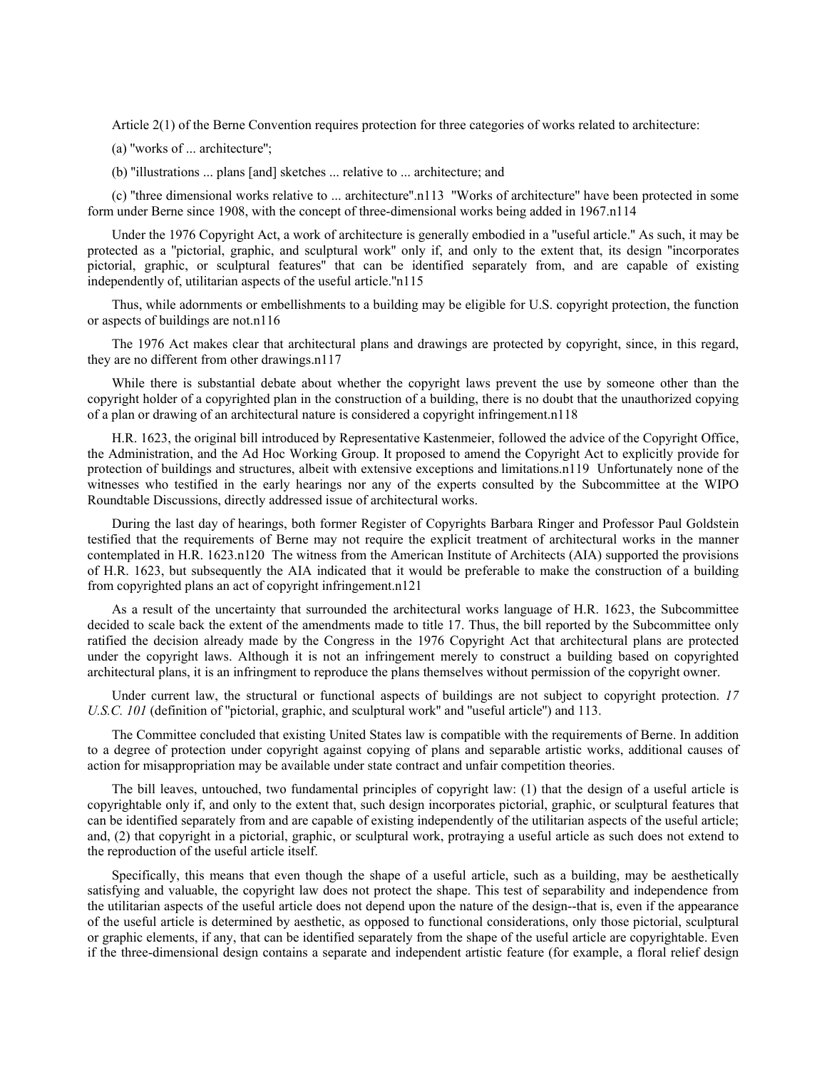Article 2(1) of the Berne Convention requires protection for three categories of works related to architecture:

(a) "works of ... architecture";

(b) "illustrations ... plans [and] sketches ... relative to ... architecture; and

(c) "three dimensional works relative to ... architecture".n113 "Works of architecture" have been protected in some form under Berne since 1908, with the concept of three-dimensional works being added in 1967.n114

Under the 1976 Copyright Act, a work of architecture is generally embodied in a "useful article." As such, it may be protected as a "pictorial, graphic, and sculptural work" only if, and only to the extent that, its design "incorporates pictorial, graphic, or sculptural features" that can be identified separately from, and are capable of existing independently of, utilitarian aspects of the useful article."n115

Thus, while adornments or embellishments to a building may be eligible for U.S. copyright protection, the function or aspects of buildings are not.n116

The 1976 Act makes clear that architectural plans and drawings are protected by copyright, since, in this regard, they are no different from other drawings.n117

While there is substantial debate about whether the copyright laws prevent the use by someone other than the copyright holder of a copyrighted plan in the construction of a building, there is no doubt that the unauthorized copying of a plan or drawing of an architectural nature is considered a copyright infringement.n118

H.R. 1623, the original bill introduced by Representative Kastenmeier, followed the advice of the Copyright Office, the Administration, and the Ad Hoc Working Group. It proposed to amend the Copyright Act to explicitly provide for protection of buildings and structures, albeit with extensive exceptions and limitations.n119 Unfortunately none of the witnesses who testified in the early hearings nor any of the experts consulted by the Subcommittee at the WIPO Roundtable Discussions, directly addressed issue of architectural works.

During the last day of hearings, both former Register of Copyrights Barbara Ringer and Professor Paul Goldstein testified that the requirements of Berne may not require the explicit treatment of architectural works in the manner contemplated in H.R. 1623.n120 The witness from the American Institute of Architects (AIA) supported the provisions of H.R. 1623, but subsequently the AIA indicated that it would be preferable to make the construction of a building from copyrighted plans an act of copyright infringement.n121

As a result of the uncertainty that surrounded the architectural works language of H.R. 1623, the Subcommittee decided to scale back the extent of the amendments made to title 17. Thus, the bill reported by the Subcommittee only ratified the decision already made by the Congress in the 1976 Copyright Act that architectural plans are protected under the copyright laws. Although it is not an infringement merely to construct a building based on copyrighted architectural plans, it is an infringment to reproduce the plans themselves without permission of the copyright owner.

Under current law, the structural or functional aspects of buildings are not subject to copyright protection. *17 U.S.C. 101* (definition of "pictorial, graphic, and sculptural work" and "useful article") and 113.

The Committee concluded that existing United States law is compatible with the requirements of Berne. In addition to a degree of protection under copyright against copying of plans and separable artistic works, additional causes of action for misappropriation may be available under state contract and unfair competition theories.

The bill leaves, untouched, two fundamental principles of copyright law: (1) that the design of a useful article is copyrightable only if, and only to the extent that, such design incorporates pictorial, graphic, or sculptural features that can be identified separately from and are capable of existing independently of the utilitarian aspects of the useful article; and, (2) that copyright in a pictorial, graphic, or sculptural work, protraying a useful article as such does not extend to the reproduction of the useful article itself.

Specifically, this means that even though the shape of a useful article, such as a building, may be aesthetically satisfying and valuable, the copyright law does not protect the shape. This test of separability and independence from the utilitarian aspects of the useful article does not depend upon the nature of the design--that is, even if the appearance of the useful article is determined by aesthetic, as opposed to functional considerations, only those pictorial, sculptural or graphic elements, if any, that can be identified separately from the shape of the useful article are copyrightable. Even if the three-dimensional design contains a separate and independent artistic feature (for example, a floral relief design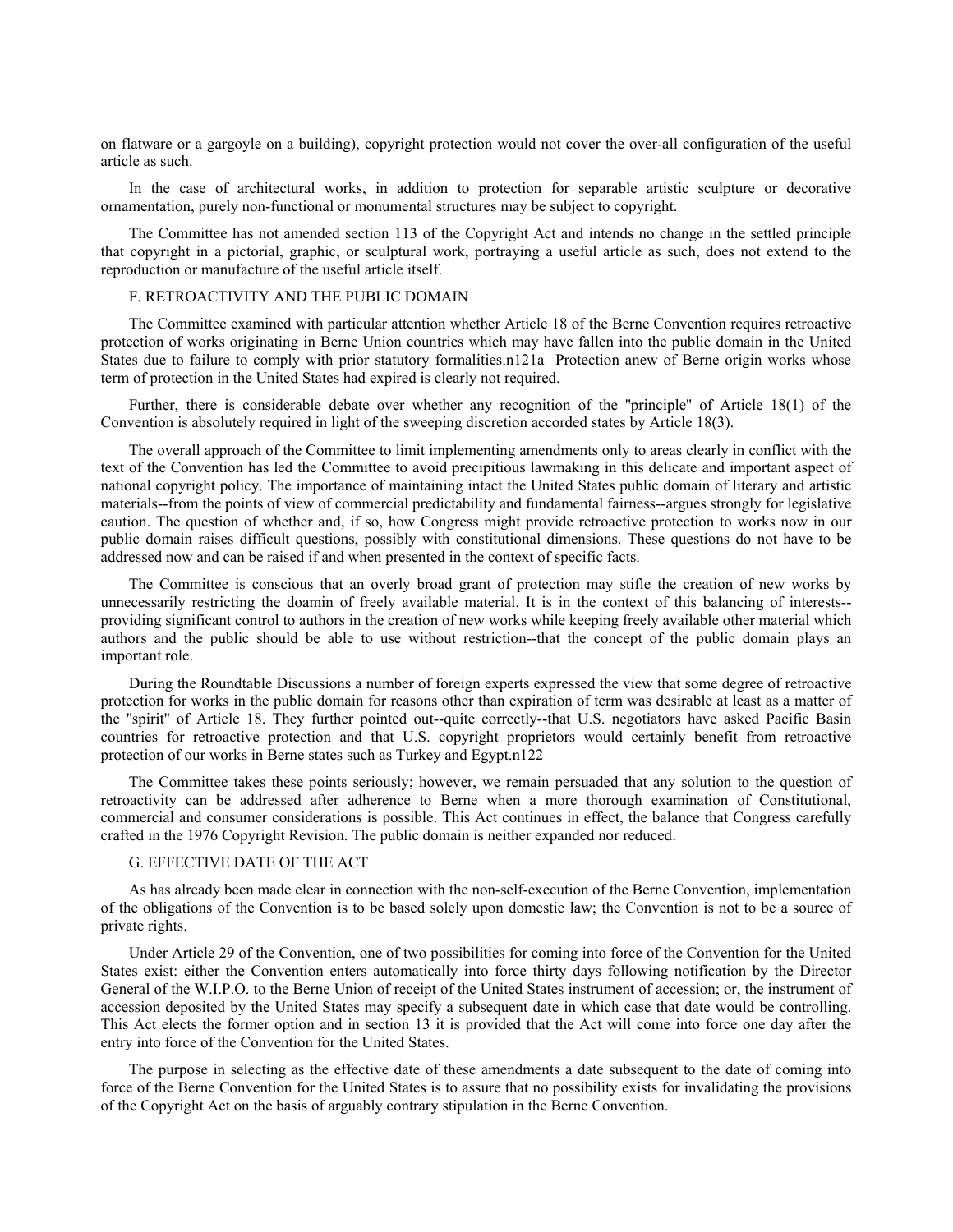on flatware or a gargoyle on a building), copyright protection would not cover the over-all configuration of the useful article as such.

In the case of architectural works, in addition to protection for separable artistic sculpture or decorative ornamentation, purely non-functional or monumental structures may be subject to copyright.

The Committee has not amended section 113 of the Copyright Act and intends no change in the settled principle that copyright in a pictorial, graphic, or sculptural work, portraying a useful article as such, does not extend to the reproduction or manufacture of the useful article itself.

### F. RETROACTIVITY AND THE PUBLIC DOMAIN

The Committee examined with particular attention whether Article 18 of the Berne Convention requires retroactive protection of works originating in Berne Union countries which may have fallen into the public domain in the United States due to failure to comply with prior statutory formalities.n121a Protection anew of Berne origin works whose term of protection in the United States had expired is clearly not required.

Further, there is considerable debate over whether any recognition of the "principle" of Article 18(1) of the Convention is absolutely required in light of the sweeping discretion accorded states by Article 18(3).

The overall approach of the Committee to limit implementing amendments only to areas clearly in conflict with the text of the Convention has led the Committee to avoid precipitious lawmaking in this delicate and important aspect of national copyright policy. The importance of maintaining intact the United States public domain of literary and artistic materials--from the points of view of commercial predictability and fundamental fairness--argues strongly for legislative caution. The question of whether and, if so, how Congress might provide retroactive protection to works now in our public domain raises difficult questions, possibly with constitutional dimensions. These questions do not have to be addressed now and can be raised if and when presented in the context of specific facts.

The Committee is conscious that an overly broad grant of protection may stifle the creation of new works by unnecessarily restricting the doamin of freely available material. It is in the context of this balancing of interests--providing significant control to authors in the creation of new works while keeping freely available other material which authors and the public should be able to use without restriction--that the concept of the public domain plays an important role.

During the Roundtable Discussions a number of foreign experts expressed the view that some degree of retroactive protection for works in the public domain for reasons other than expiration of term was desirable at least as a matter of the "spirit" of Article 18. They further pointed out--quite correctly--that U.S. negotiators have asked Pacific Basin countries for retroactive protection and that U.S. copyright proprietors would certainly benefit from retroactive protection of our works in Berne states such as Turkey and Egypt.n122

The Committee takes these points seriously; however, we remain persuaded that any solution to the question of retroactivity can be addressed after adherence to Berne when a more thorough examination of Constitutional, commercial and consumer considerations is possible. This Act continues in effect, the balance that Congress carefully crafted in the 1976 Copyright Revision. The public domain is neither expanded nor reduced.

### G. EFFECTIVE DATE OF THE ACT

As has already been made clear in connection with the non-self-execution of the Berne Convention, implementation of the obligations of the Convention is to be based solely upon domestic law; the Convention is not to be a source of private rights.

Under Article 29 of the Convention, one of two possibilities for coming into force of the Convention for the United States exist: either the Convention enters automatically into force thirty days following notification by the Director General of the W.I.P.O. to the Berne Union of receipt of the United States instrument of accession; or, the instrument of accession deposited by the United States may specify a subsequent date in which case that date would be controlling. This Act elects the former option and in section 13 it is provided that the Act will come into force one day after the entry into force of the Convention for the United States.

The purpose in selecting as the effective date of these amendments a date subsequent to the date of coming into force of the Berne Convention for the United States is to assure that no possibility exists for invalidating the provisions of the Copyright Act on the basis of arguably contrary stipulation in the Berne Convention.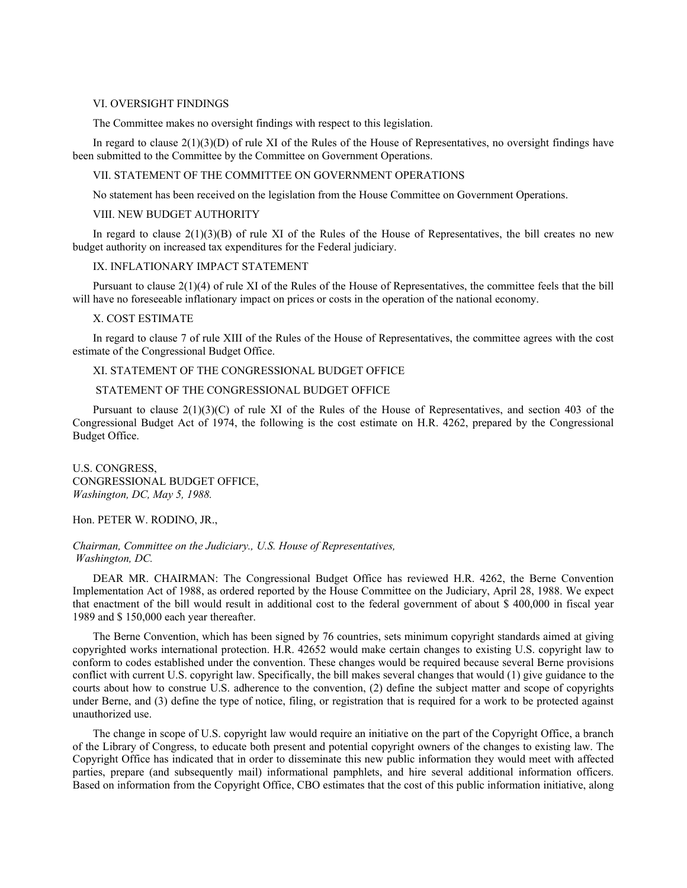## VI. OVERSIGHT FINDINGS

The Committee makes no oversight findings with respect to this legislation.

In regard to clause 2(1)(3)(D) of rule XI of the Rules of the House of Representatives, no oversight findings have been submitted to the Committee by the Committee on Government Operations.

## VII. STATEMENT OF THE COMMITTEE ON GOVERNMENT OPERATIONS

No statement has been received on the legislation from the House Committee on Government Operations.

## VIII. NEW BUDGET AUTHORITY

In regard to clause 2(1)(3)(B) of rule XI of the Rules of the House of Representatives, the bill creates no new budget authority on increased tax expenditures for the Federal judiciary.

## IX. INFLATIONARY IMPACT STATEMENT

Pursuant to clause 2(1)(4) of rule XI of the Rules of the House of Representatives, the committee feels that the bill will have no foreseeable inflationary impact on prices or costs in the operation of the national economy.

## X. COST ESTIMATE

In regard to clause 7 of rule XIII of the Rules of the House of Representatives, the committee agrees with the cost estimate of the Congressional Budget Office.

## XI. STATEMENT OF THE CONGRESSIONAL BUDGET OFFICE

STATEMENT OF THE CONGRESSIONAL BUDGET OFFICE

Pursuant to clause 2(1)(3)(C) of rule XI of the Rules of the House of Representatives, and section 403 of the Congressional Budget Act of 1974, the following is the cost estimate on H.R. 4262, prepared by the Congressional Budget Office.

U.S. CONGRESS,
CONGRESSIONAL BUDGET OFFICE,
*Washington, DC, May 5, 1988.*

Hon. PETER W. RODINO, JR.,

*Chairman, Committee on the Judiciary., U.S. House of Representatives,*
*Washington, DC.*

DEAR MR. CHAIRMAN: The Congressional Budget Office has reviewed H.R. 4262, the Berne Convention Implementation Act of 1988, as ordered reported by the House Committee on the Judiciary, April 28, 1988. We expect that enactment of the bill would result in additional cost to the federal government of about $ 400,000 in fiscal year 1989 and $ 150,000 each year thereafter.

The Berne Convention, which has been signed by 76 countries, sets minimum copyright standards aimed at giving copyrighted works international protection. H.R. 42652 would make certain changes to existing U.S. copyright law to conform to codes established under the convention. These changes would be required because several Berne provisions conflict with current U.S. copyright law. Specifically, the bill makes several changes that would (1) give guidance to the courts about how to construe U.S. adherence to the convention, (2) define the subject matter and scope of copyrights under Berne, and (3) define the type of notice, filing, or registration that is required for a work to be protected against unauthorized use.

The change in scope of U.S. copyright law would require an initiative on the part of the Copyright Office, a branch of the Library of Congress, to educate both present and potential copyright owners of the changes to existing law. The Copyright Office has indicated that in order to disseminate this new public information they would meet with affected parties, prepare (and subsequently mail) informational pamphlets, and hire several additional information officers. Based on information from the Copyright Office, CBO estimates that the cost of this public information initiative, along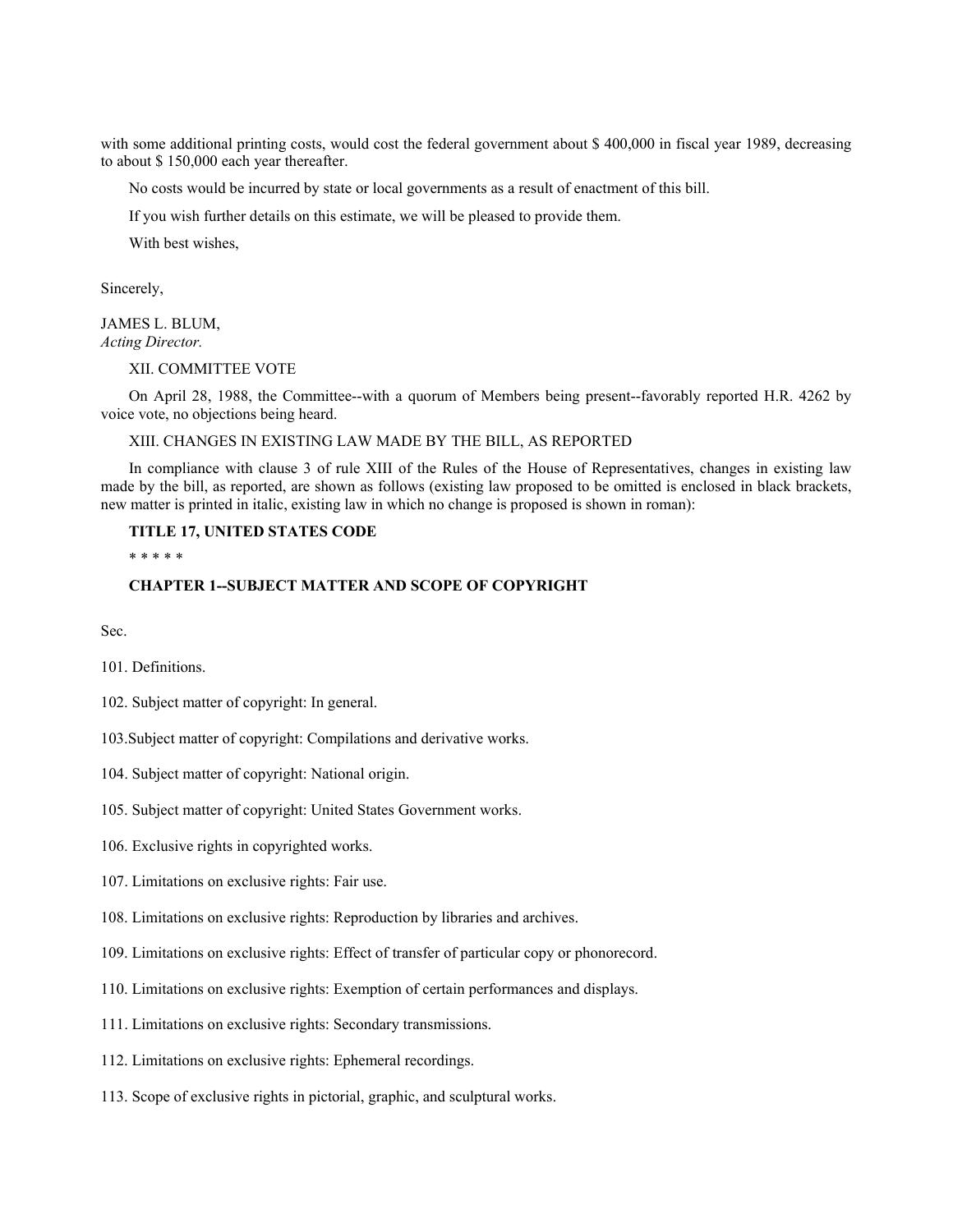with some additional printing costs, would cost the federal government about $ 400,000 in fiscal year 1989, decreasing to about $ 150,000 each year thereafter.

No costs would be incurred by state or local governments as a result of enactment of this bill.

If you wish further details on this estimate, we will be pleased to provide them.

With best wishes,

Sincerely,

JAMES L. BLUM,
*Acting Director.*

XII. COMMITTEE VOTE

On April 28, 1988, the Committee--with a quorum of Members being present--favorably reported H.R. 4262 by voice vote, no objections being heard.

XIII. CHANGES IN EXISTING LAW MADE BY THE BILL, AS REPORTED

In compliance with clause 3 of rule XIII of the Rules of the House of Representatives, changes in existing law made by the bill, as reported, are shown as follows (existing law proposed to be omitted is enclosed in black brackets, new matter is printed in italic, existing law in which no change is proposed is shown in roman):

**TITLE 17, UNITED STATES CODE**

* * * * *

**CHAPTER 1--SUBJECT MATTER AND SCOPE OF COPYRIGHT**

Sec.

101. Definitions.

102. Subject matter of copyright: In general.

103.Subject matter of copyright: Compilations and derivative works.

104. Subject matter of copyright: National origin.

105. Subject matter of copyright: United States Government works.

106. Exclusive rights in copyrighted works.

107. Limitations on exclusive rights: Fair use.

108. Limitations on exclusive rights: Reproduction by libraries and archives.

109. Limitations on exclusive rights: Effect of transfer of particular copy or phonorecord.

110. Limitations on exclusive rights: Exemption of certain performances and displays.

111. Limitations on exclusive rights: Secondary transmissions.

112. Limitations on exclusive rights: Ephemeral recordings.

113. Scope of exclusive rights in pictorial, graphic, and sculptural works.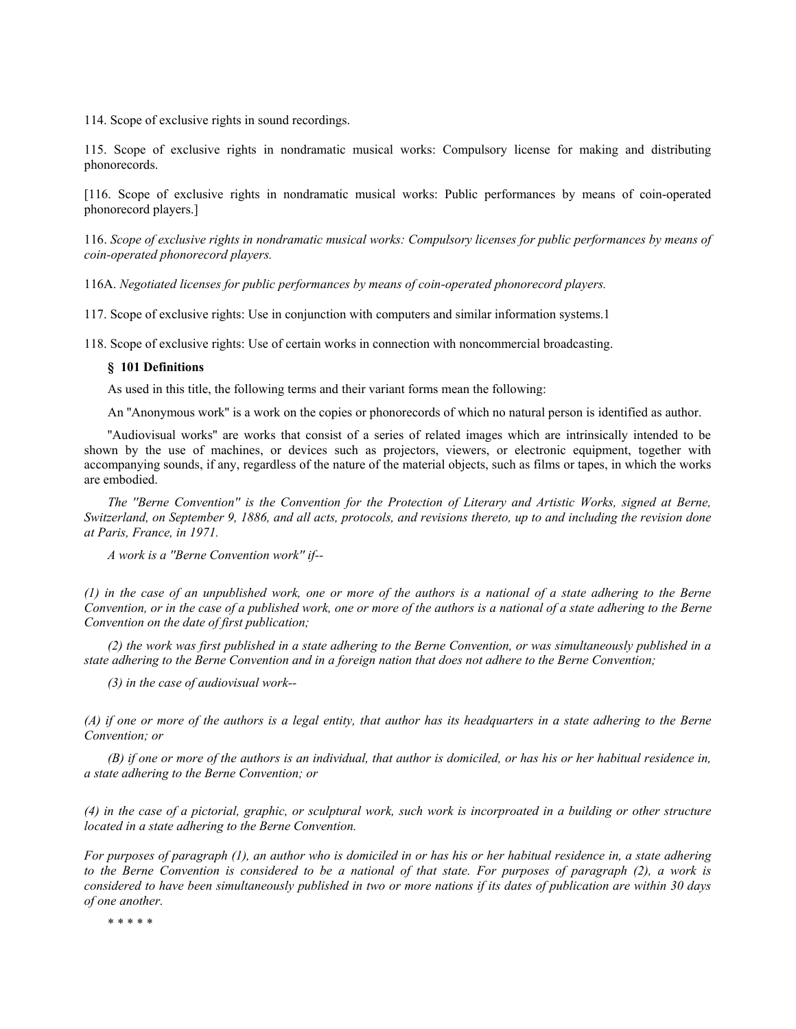114. Scope of exclusive rights in sound recordings.

115. Scope of exclusive rights in nondramatic musical works: Compulsory license for making and distributing phonorecords.

[116. Scope of exclusive rights in nondramatic musical works: Public performances by means of coin-operated phonorecord players.]

116. *Scope of exclusive rights in nondramatic musical works: Compulsory licenses for public performances by means of coin-operated phonorecord players.*

116A. *Negotiated licenses for public performances by means of coin-operated phonorecord players.*

117. Scope of exclusive rights: Use in conjunction with computers and similar information systems.1

118. Scope of exclusive rights: Use of certain works in connection with noncommercial broadcasting.

**§ 101 Definitions**

As used in this title, the following terms and their variant forms mean the following:

An "Anonymous work" is a work on the copies or phonorecords of which no natural person is identified as author.

"Audiovisual works" are works that consist of a series of related images which are intrinsically intended to be shown by the use of machines, or devices such as projectors, viewers, or electronic equipment, together with accompanying sounds, if any, regardless of the nature of the material objects, such as films or tapes, in which the works are embodied.

*The ''Berne Convention'' is the Convention for the Protection of Literary and Artistic Works, signed at Berne, Switzerland, on September 9, 1886, and all acts, protocols, and revisions thereto, up to and including the revision done at Paris, France, in 1971.*

*A work is a ''Berne Convention work'' if--*

*(1) in the case of an unpublished work, one or more of the authors is a national of a state adhering to the Berne Convention, or in the case of a published work, one or more of the authors is a national of a state adhering to the Berne Convention on the date of first publication;*

*(2) the work was first published in a state adhering to the Berne Convention, or was simultaneously published in a state adhering to the Berne Convention and in a foreign nation that does not adhere to the Berne Convention;*

*(3) in the case of audiovisual work--*

*(A) if one or more of the authors is a legal entity, that author has its headquarters in a state adhering to the Berne Convention; or*

*(B) if one or more of the authors is an individual, that author is domiciled, or has his or her habitual residence in, a state adhering to the Berne Convention; or*

*(4) in the case of a pictorial, graphic, or sculptural work, such work is incorproated in a building or other structure located in a state adhering to the Berne Convention.*

*For purposes of paragraph (1), an author who is domiciled in or has his or her habitual residence in, a state adhering to the Berne Convention is considered to be a national of that state. For purposes of paragraph (2), a work is considered to have been simultaneously published in two or more nations if its dates of publication are within 30 days of one another.*

* * * * *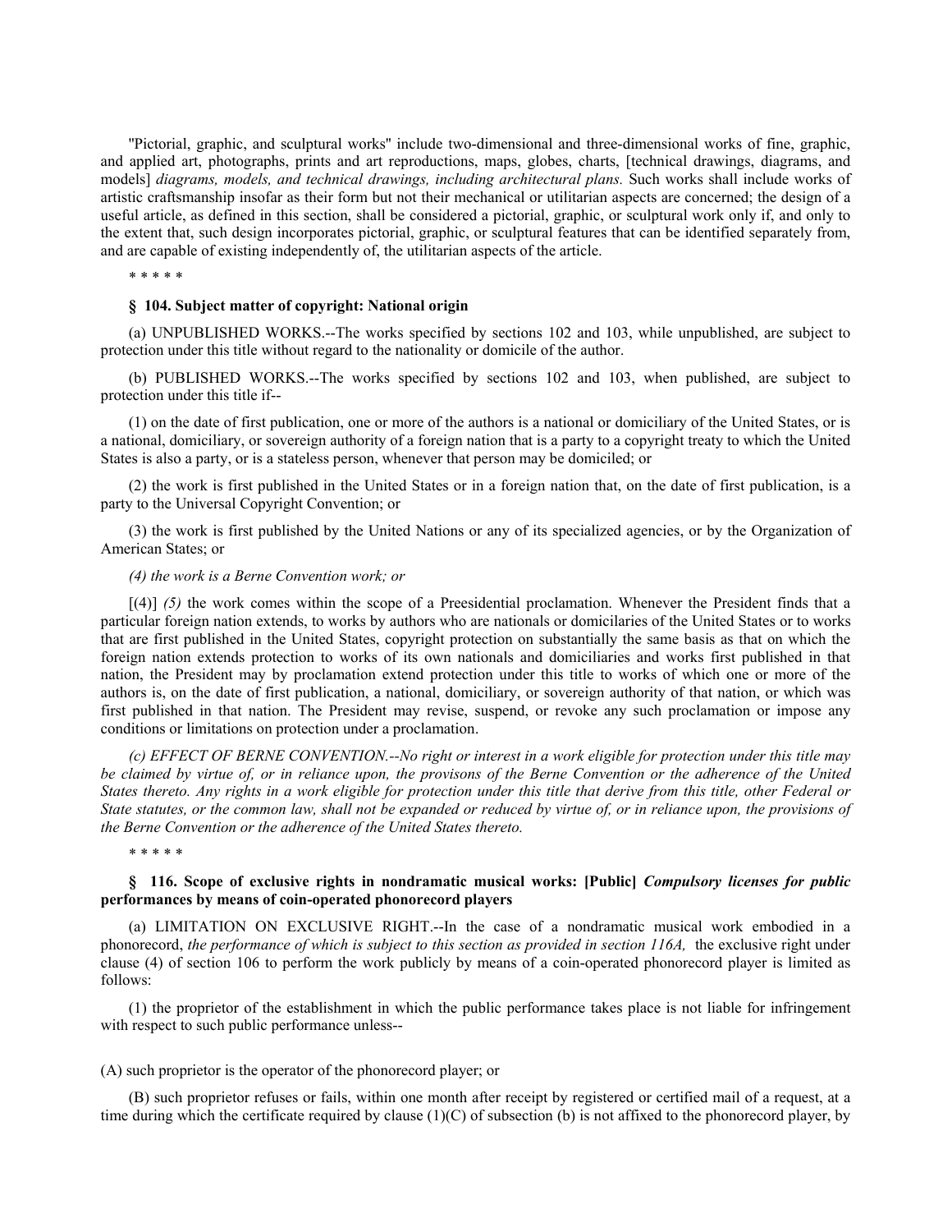"Pictorial, graphic, and sculptural works" include two-dimensional and three-dimensional works of fine, graphic, and applied art, photographs, prints and art reproductions, maps, globes, charts, [technical drawings, diagrams, and models] *diagrams, models, and technical drawings, including architectural plans.* Such works shall include works of artistic craftsmanship insofar as their form but not their mechanical or utilitarian aspects are concerned; the design of a useful article, as defined in this section, shall be considered a pictorial, graphic, or sculptural work only if, and only to the extent that, such design incorporates pictorial, graphic, or sculptural features that can be identified separately from, and are capable of existing independently of, the utilitarian aspects of the article.

\* \* \* \* \*

**§ 104. Subject matter of copyright: National origin**

(a) UNPUBLISHED WORKS.--The works specified by sections 102 and 103, while unpublished, are subject to protection under this title without regard to the nationality or domicile of the author.

(b) PUBLISHED WORKS.--The works specified by sections 102 and 103, when published, are subject to protection under this title if--

(1) on the date of first publication, one or more of the authors is a national or domiciliary of the United States, or is a national, domiciliary, or sovereign authority of a foreign nation that is a party to a copyright treaty to which the United States is also a party, or is a stateless person, whenever that person may be domiciled; or

(2) the work is first published in the United States or in a foreign nation that, on the date of first publication, is a party to the Universal Copyright Convention; or

(3) the work is first published by the United Nations or any of its specialized agencies, or by the Organization of American States; or

*(4) the work is a Berne Convention work; or*

[(4)] *(5)* the work comes within the scope of a Preesidential proclamation. Whenever the President finds that a particular foreign nation extends, to works by authors who are nationals or domicilaries of the United States or to works that are first published in the United States, copyright protection on substantially the same basis as that on which the foreign nation extends protection to works of its own nationals and domiciliaries and works first published in that nation, the President may by proclamation extend protection under this title to works of which one or more of the authors is, on the date of first publication, a national, domiciliary, or sovereign authority of that nation, or which was first published in that nation. The President may revise, suspend, or revoke any such proclamation or impose any conditions or limitations on protection under a proclamation.

*(c) EFFECT OF BERNE CONVENTION.--No right or interest in a work eligible for protection under this title may be claimed by virtue of, or in reliance upon, the provisons of the Berne Convention or the adherence of the United States thereto. Any rights in a work eligible for protection under this title that derive from this title, other Federal or State statutes, or the common law, shall not be expanded or reduced by virtue of, or in reliance upon, the provisions of the Berne Convention or the adherence of the United States thereto.*

\* \* \* \* \*

**§ 116. Scope of exclusive rights in nondramatic musical works: [Public]** ***Compulsory licenses for public*** **performances by means of coin-operated phonorecord players**

(a) LIMITATION ON EXCLUSIVE RIGHT.--In the case of a nondramatic musical work embodied in a phonorecord, *the performance of which is subject to this section as provided in section 116A,* the exclusive right under clause (4) of section 106 to perform the work publicly by means of a coin-operated phonorecord player is limited as follows:

(1) the proprietor of the establishment in which the public performance takes place is not liable for infringement with respect to such public performance unless--

(A) such proprietor is the operator of the phonorecord player; or

(B) such proprietor refuses or fails, within one month after receipt by registered or certified mail of a request, at a time during which the certificate required by clause (1)(C) of subsection (b) is not affixed to the phonorecord player, by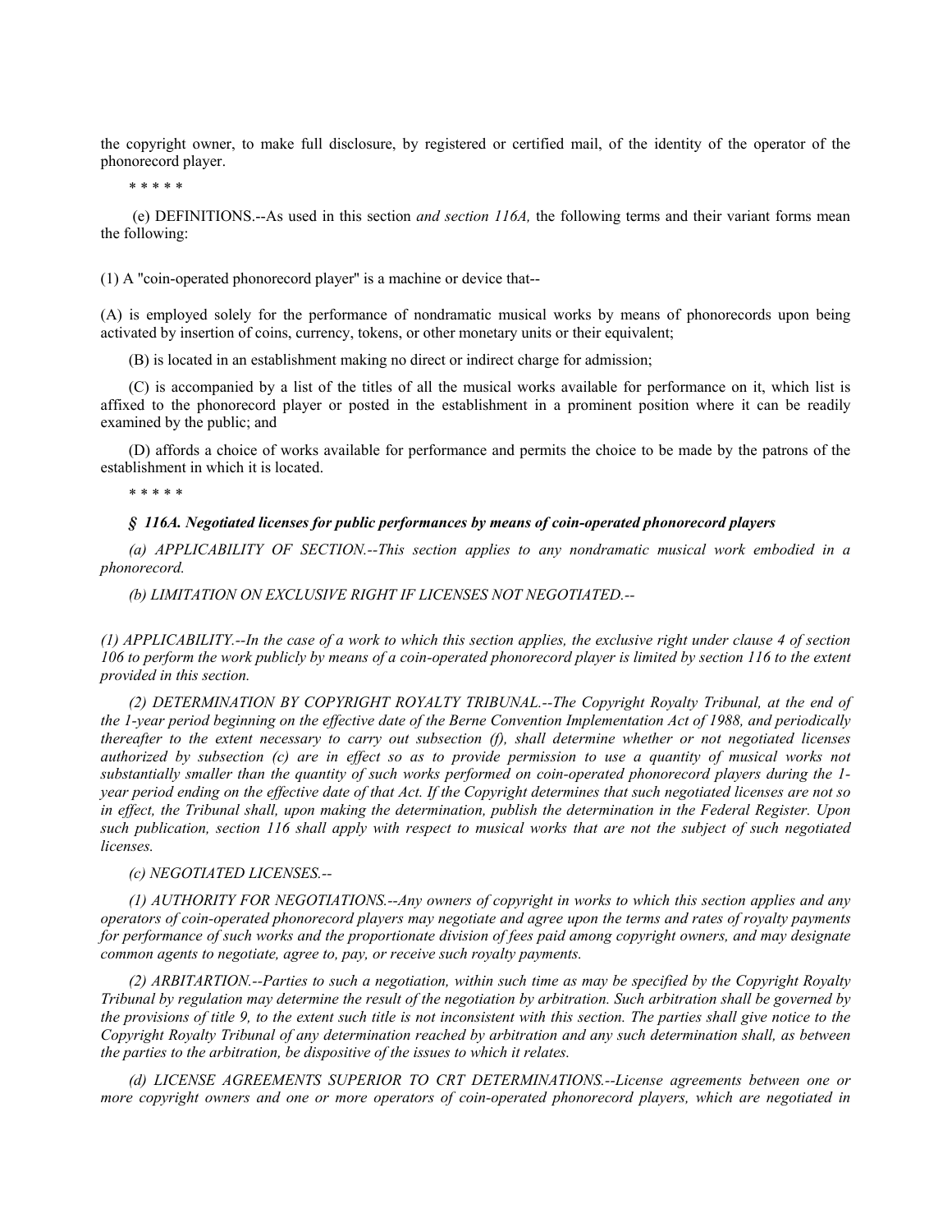the copyright owner, to make full disclosure, by registered or certified mail, of the identity of the operator of the phonorecord player.

* * * * *

(e) DEFINITIONS.--As used in this section *and section 116A,* the following terms and their variant forms mean the following:

(1) A "coin-operated phonorecord player" is a machine or device that--

(A) is employed solely for the performance of nondramatic musical works by means of phonorecords upon being activated by insertion of coins, currency, tokens, or other monetary units or their equivalent;

(B) is located in an establishment making no direct or indirect charge for admission;

(C) is accompanied by a list of the titles of all the musical works available for performance on it, which list is affixed to the phonorecord player or posted in the establishment in a prominent position where it can be readily examined by the public; and

(D) affords a choice of works available for performance and permits the choice to be made by the patrons of the establishment in which it is located.

* * * * *

***§ 116A. Negotiated licenses for public performances by means of coin-operated phonorecord players***

*(a) APPLICABILITY OF SECTION.--This section applies to any nondramatic musical work embodied in a phonorecord.*

*(b) LIMITATION ON EXCLUSIVE RIGHT IF LICENSES NOT NEGOTIATED.--*

*(1) APPLICABILITY.--In the case of a work to which this section applies, the exclusive right under clause 4 of section 106 to perform the work publicly by means of a coin-operated phonorecord player is limited by section 116 to the extent provided in this section.*

*(2) DETERMINATION BY COPYRIGHT ROYALTY TRIBUNAL.--The Copyright Royalty Tribunal, at the end of the 1-year period beginning on the effective date of the Berne Convention Implementation Act of 1988, and periodically thereafter to the extent necessary to carry out subsection (f), shall determine whether or not negotiated licenses authorized by subsection (c) are in effect so as to provide permission to use a quantity of musical works not substantially smaller than the quantity of such works performed on coin-operated phonorecord players during the 1-year period ending on the effective date of that Act. If the Copyright determines that such negotiated licenses are not so in effect, the Tribunal shall, upon making the determination, publish the determination in the Federal Register. Upon such publication, section 116 shall apply with respect to musical works that are not the subject of such negotiated licenses.*

*(c) NEGOTIATED LICENSES.--*

*(1) AUTHORITY FOR NEGOTIATIONS.--Any owners of copyright in works to which this section applies and any operators of coin-operated phonorecord players may negotiate and agree upon the terms and rates of royalty payments for performance of such works and the proportionate division of fees paid among copyright owners, and may designate common agents to negotiate, agree to, pay, or receive such royalty payments.*

*(2) ARBITARTION.--Parties to such a negotiation, within such time as may be specified by the Copyright Royalty Tribunal by regulation may determine the result of the negotiation by arbitration. Such arbitration shall be governed by the provisions of title 9, to the extent such title is not inconsistent with this section. The parties shall give notice to the Copyright Royalty Tribunal of any determination reached by arbitration and any such determination shall, as between the parties to the arbitration, be dispositive of the issues to which it relates.*

*(d) LICENSE AGREEMENTS SUPERIOR TO CRT DETERMINATIONS.--License agreements between one or more copyright owners and one or more operators of coin-operated phonorecord players, which are negotiated in*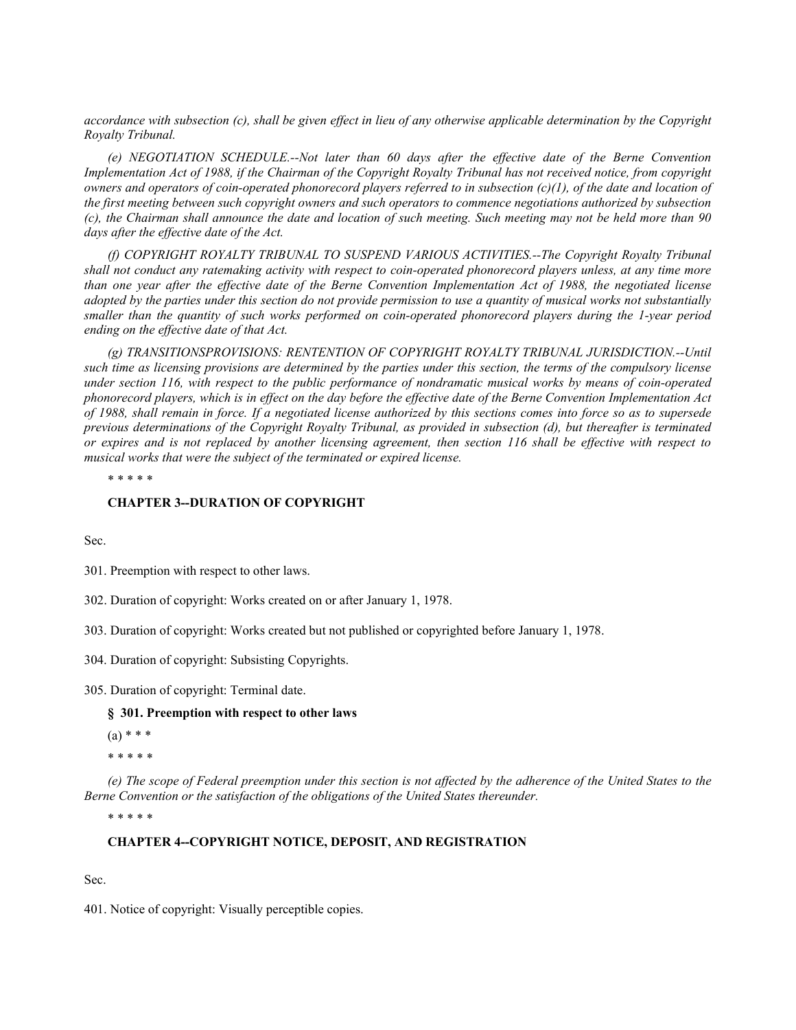*accordance with subsection (c), shall be given effect in lieu of any otherwise applicable determination by the Copyright Royalty Tribunal.*

*(e) NEGOTIATION SCHEDULE.--Not later than 60 days after the effective date of the Berne Convention Implementation Act of 1988, if the Chairman of the Copyright Royalty Tribunal has not received notice, from copyright owners and operators of coin-operated phonorecord players referred to in subsection (c)(1), of the date and location of the first meeting between such copyright owners and such operators to commence negotiations authorized by subsection (c), the Chairman shall announce the date and location of such meeting. Such meeting may not be held more than 90 days after the effective date of the Act.*

*(f) COPYRIGHT ROYALTY TRIBUNAL TO SUSPEND VARIOUS ACTIVITIES.--The Copyright Royalty Tribunal shall not conduct any ratemaking activity with respect to coin-operated phonorecord players unless, at any time more than one year after the effective date of the Berne Convention Implementation Act of 1988, the negotiated license adopted by the parties under this section do not provide permission to use a quantity of musical works not substantially smaller than the quantity of such works performed on coin-operated phonorecord players during the 1-year period ending on the effective date of that Act.*

*(g) TRANSITIONSPROVISIONS: RENTENTION OF COPYRIGHT ROYALTY TRIBUNAL JURISDICTION.--Until such time as licensing provisions are determined by the parties under this section, the terms of the compulsory license under section 116, with respect to the public performance of nondramatic musical works by means of coin-operated phonorecord players, which is in effect on the day before the effective date of the Berne Convention Implementation Act of 1988, shall remain in force. If a negotiated license authorized by this sections comes into force so as to supersede previous determinations of the Copyright Royalty Tribunal, as provided in subsection (d), but thereafter is terminated or expires and is not replaced by another licensing agreement, then section 116 shall be effective with respect to musical works that were the subject of the terminated or expired license.*

* * * * *

**CHAPTER 3--DURATION OF COPYRIGHT**

Sec.

301. Preemption with respect to other laws.

302. Duration of copyright: Works created on or after January 1, 1978.

303. Duration of copyright: Works created but not published or copyrighted before January 1, 1978.

304. Duration of copyright: Subsisting Copyrights.

305. Duration of copyright: Terminal date.

**§ 301. Preemption with respect to other laws**

(a) * * *

* * * * *

*(e) The scope of Federal preemption under this section is not affected by the adherence of the United States to the Berne Convention or the satisfaction of the obligations of the United States thereunder.*

* * * * *

**CHAPTER 4--COPYRIGHT NOTICE, DEPOSIT, AND REGISTRATION**

Sec.

401. Notice of copyright: Visually perceptible copies.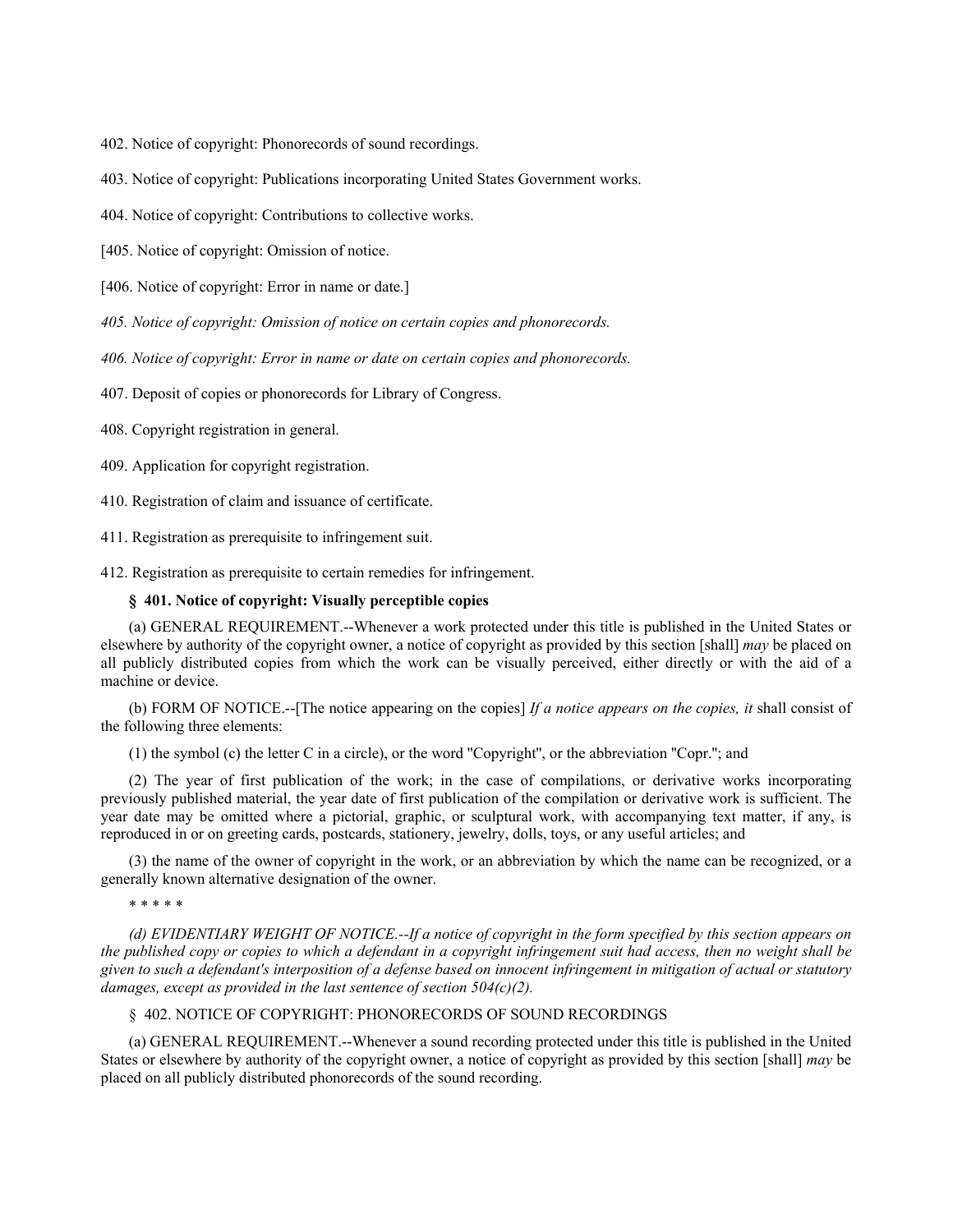402. Notice of copyright: Phonorecords of sound recordings.

403. Notice of copyright: Publications incorporating United States Government works.

404. Notice of copyright: Contributions to collective works.

[405. Notice of copyright: Omission of notice.

[406. Notice of copyright: Error in name or date.]

*405. Notice of copyright: Omission of notice on certain copies and phonorecords.*

*406. Notice of copyright: Error in name or date on certain copies and phonorecords.*

407. Deposit of copies or phonorecords for Library of Congress.

408. Copyright registration in general.

409. Application for copyright registration.

410. Registration of claim and issuance of certificate.

411. Registration as prerequisite to infringement suit.

412. Registration as prerequisite to certain remedies for infringement.

**§ 401. Notice of copyright: Visually perceptible copies**

(a) GENERAL REQUIREMENT.--Whenever a work protected under this title is published in the United States or elsewhere by authority of the copyright owner, a notice of copyright as provided by this section [shall] *may* be placed on all publicly distributed copies from which the work can be visually perceived, either directly or with the aid of a machine or device.

(b) FORM OF NOTICE.--[The notice appearing on the copies] *If a notice appears on the copies, it* shall consist of the following three elements:

(1) the symbol (c) the letter C in a circle), or the word "Copyright", or the abbreviation "Copr."; and

(2) The year of first publication of the work; in the case of compilations, or derivative works incorporating previously published material, the year date of first publication of the compilation or derivative work is sufficient. The year date may be omitted where a pictorial, graphic, or sculptural work, with accompanying text matter, if any, is reproduced in or on greeting cards, postcards, stationery, jewelry, dolls, toys, or any useful articles; and

(3) the name of the owner of copyright in the work, or an abbreviation by which the name can be recognized, or a generally known alternative designation of the owner.

\* \* \* \* \*

*(d) EVIDENTIARY WEIGHT OF NOTICE.--If a notice of copyright in the form specified by this section appears on the published copy or copies to which a defendant in a copyright infringement suit had access, then no weight shall be given to such a defendant's interposition of a defense based on innocent infringement in mitigation of actual or statutory damages, except as provided in the last sentence of section 504(c)(2).*

§ 402. NOTICE OF COPYRIGHT: PHONORECORDS OF SOUND RECORDINGS

(a) GENERAL REQUIREMENT.--Whenever a sound recording protected under this title is published in the United States or elsewhere by authority of the copyright owner, a notice of copyright as provided by this section [shall] *may* be placed on all publicly distributed phonorecords of the sound recording.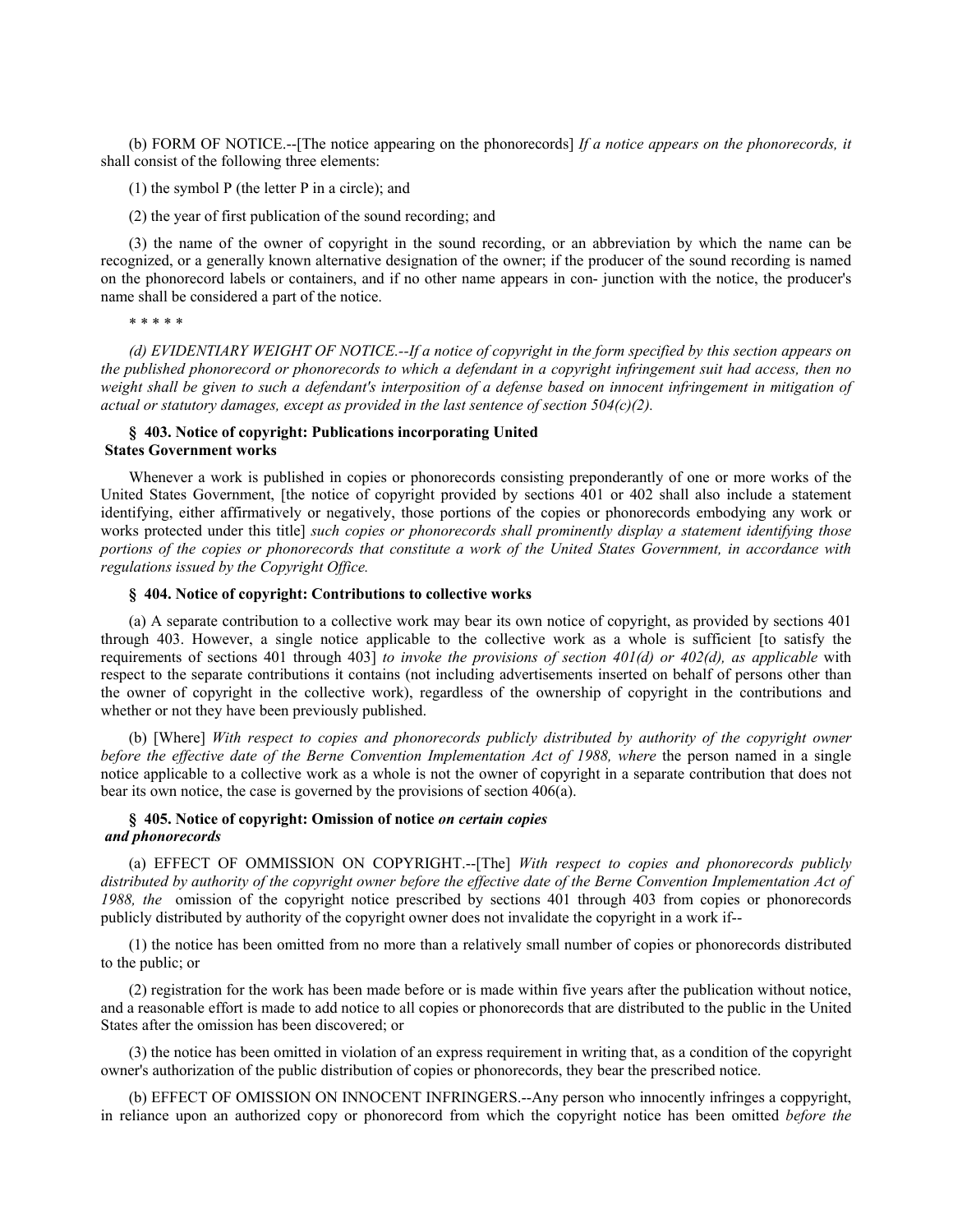(b) FORM OF NOTICE.--[The notice appearing on the phonorecords] *If a notice appears on the phonorecords, it* shall consist of the following three elements:

(1) the symbol P (the letter P in a circle); and

(2) the year of first publication of the sound recording; and

(3) the name of the owner of copyright in the sound recording, or an abbreviation by which the name can be recognized, or a generally known alternative designation of the owner; if the producer of the sound recording is named on the phonorecord labels or containers, and if no other name appears in con- junction with the notice, the producer's name shall be considered a part of the notice.

\* \* \* \* \*

*(d) EVIDENTIARY WEIGHT OF NOTICE.--If a notice of copyright in the form specified by this section appears on the published phonorecord or phonorecords to which a defendant in a copyright infringement suit had access, then no weight shall be given to such a defendant's interposition of a defense based on innocent infringement in mitigation of actual or statutory damages, except as provided in the last sentence of section 504(c)(2).*

### § 403. Notice of copyright: Publications incorporating United States Government works

Whenever a work is published in copies or phonorecords consisting preponderantly of one or more works of the United States Government, [the notice of copyright provided by sections 401 or 402 shall also include a statement identifying, either affirmatively or negatively, those portions of the copies or phonorecords embodying any work or works protected under this title] *such copies or phonorecords shall prominently display a statement identifying those portions of the copies or phonorecords that constitute a work of the United States Government, in accordance with regulations issued by the Copyright Office.*

### § 404. Notice of copyright: Contributions to collective works

(a) A separate contribution to a collective work may bear its own notice of copyright, as provided by sections 401 through 403. However, a single notice applicable to the collective work as a whole is sufficient [to satisfy the requirements of sections 401 through 403] *to invoke the provisions of section 401(d) or 402(d), as applicable* with respect to the separate contributions it contains (not including advertisements inserted on behalf of persons other than the owner of copyright in the collective work), regardless of the ownership of copyright in the contributions and whether or not they have been previously published.

(b) [Where] *With respect to copies and phonorecords publicly distributed by authority of the copyright owner before the effective date of the Berne Convention Implementation Act of 1988, where* the person named in a single notice applicable to a collective work as a whole is not the owner of copyright in a separate contribution that does not bear its own notice, the case is governed by the provisions of section 406(a).

### § 405. Notice of copyright: Omission of notice *on certain copies and phonorecords*

(a) EFFECT OF OMMISSION ON COPYRIGHT.--[The] *With respect to copies and phonorecords publicly distributed by authority of the copyright owner before the effective date of the Berne Convention Implementation Act of 1988, the* omission of the copyright notice prescribed by sections 401 through 403 from copies or phonorecords publicly distributed by authority of the copyright owner does not invalidate the copyright in a work if--

(1) the notice has been omitted from no more than a relatively small number of copies or phonorecords distributed to the public; or

(2) registration for the work has been made before or is made within five years after the publication without notice, and a reasonable effort is made to add notice to all copies or phonorecords that are distributed to the public in the United States after the omission has been discovered; or

(3) the notice has been omitted in violation of an express requirement in writing that, as a condition of the copyright owner's authorization of the public distribution of copies or phonorecords, they bear the prescribed notice.

(b) EFFECT OF OMMISSION ON INNOCENT INFRINGERS.--Any person who innocently infringes a coppyright, in reliance upon an authorized copy or phonorecord from which the copyright notice has been omitted *before the*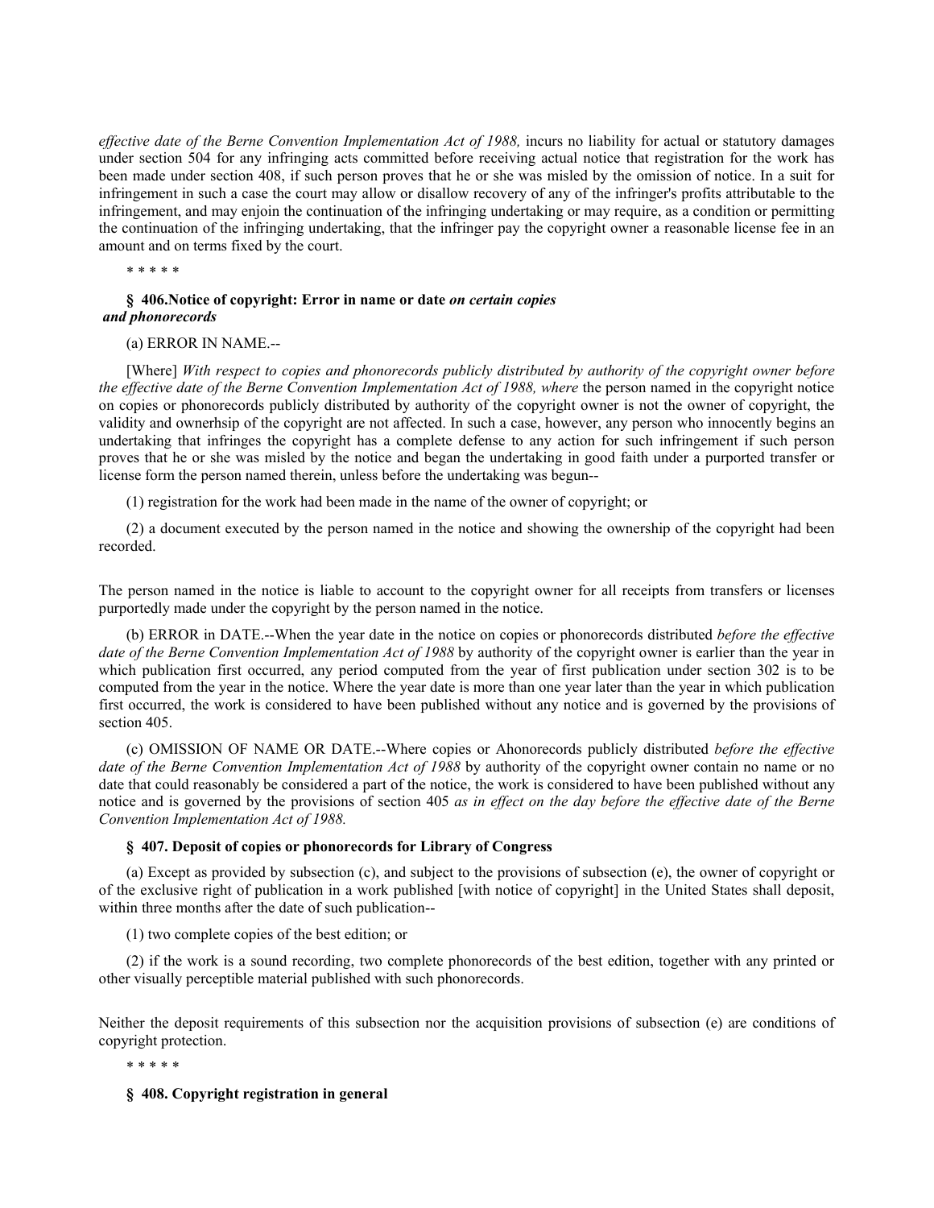*effective date of the Berne Convention Implementation Act of 1988,* incurs no liability for actual or statutory damages under section 504 for any infringing acts committed before receiving actual notice that registration for the work has been made under section 408, if such person proves that he or she was misled by the omission of notice. In a suit for infringement in such a case the court may allow or disallow recovery of any of the infringer's profits attributable to the infringement, and may enjoin the continuation of the infringing undertaking or may require, as a condition or permitting the continuation of the infringing undertaking, that the infringer pay the copyright owner a reasonable license fee in an amount and on terms fixed by the court.

\* \* \* \* \*

**§ 406.Notice of copyright: Error in name or date** ***on certain copies and phonorecords***

(a) ERROR IN NAME.--

[Where] *With respect to copies and phonorecords publicly distributed by authority of the copyright owner before the effective date of the Berne Convention Implementation Act of 1988, where* the person named in the copyright notice on copies or phonorecords publicly distributed by authority of the copyright owner is not the owner of copyright, the validity and ownerhsip of the copyright are not affected. In such a case, however, any person who innocently begins an undertaking that infringes the copyright has a complete defense to any action for such infringement if such person proves that he or she was misled by the notice and began the undertaking in good faith under a purported transfer or license form the person named therein, unless before the undertaking was begun--

(1) registration for the work had been made in the name of the owner of copyright; or

(2) a document executed by the person named in the notice and showing the ownership of the copyright had been recorded.

The person named in the notice is liable to account to the copyright owner for all receipts from transfers or licenses purportedly made under the copyright by the person named in the notice.

(b) ERROR in DATE.--When the year date in the notice on copies or phonorecords distributed *before the effective date of the Berne Convention Implementation Act of 1988* by authority of the copyright owner is earlier than the year in which publication first occurred, any period computed from the year of first publication under section 302 is to be computed from the year in the notice. Where the year date is more than one year later than the year in which publication first occurred, the work is considered to have been published without any notice and is governed by the provisions of section 405.

(c) OMISSION OF NAME OR DATE.--Where copies or Ahonorecords publicly distributed *before the effective date of the Berne Convention Implementation Act of 1988* by authority of the copyright owner contain no name or no date that could reasonably be considered a part of the notice, the work is considered to have been published without any notice and is governed by the provisions of section 405 *as in effect on the day before the effective date of the Berne Convention Implementation Act of 1988.*

**§ 407. Deposit of copies or phonorecords for Library of Congress**

(a) Except as provided by subsection (c), and subject to the provisions of subsection (e), the owner of copyright or of the exclusive right of publication in a work published [with notice of copyright] in the United States shall deposit, within three months after the date of such publication--

(1) two complete copies of the best edition; or

(2) if the work is a sound recording, two complete phonorecords of the best edition, together with any printed or other visually perceptible material published with such phonorecords.

Neither the deposit requirements of this subsection nor the acquisition provisions of subsection (e) are conditions of copyright protection.

\* \* \* \* \*

**§ 408. Copyright registration in general**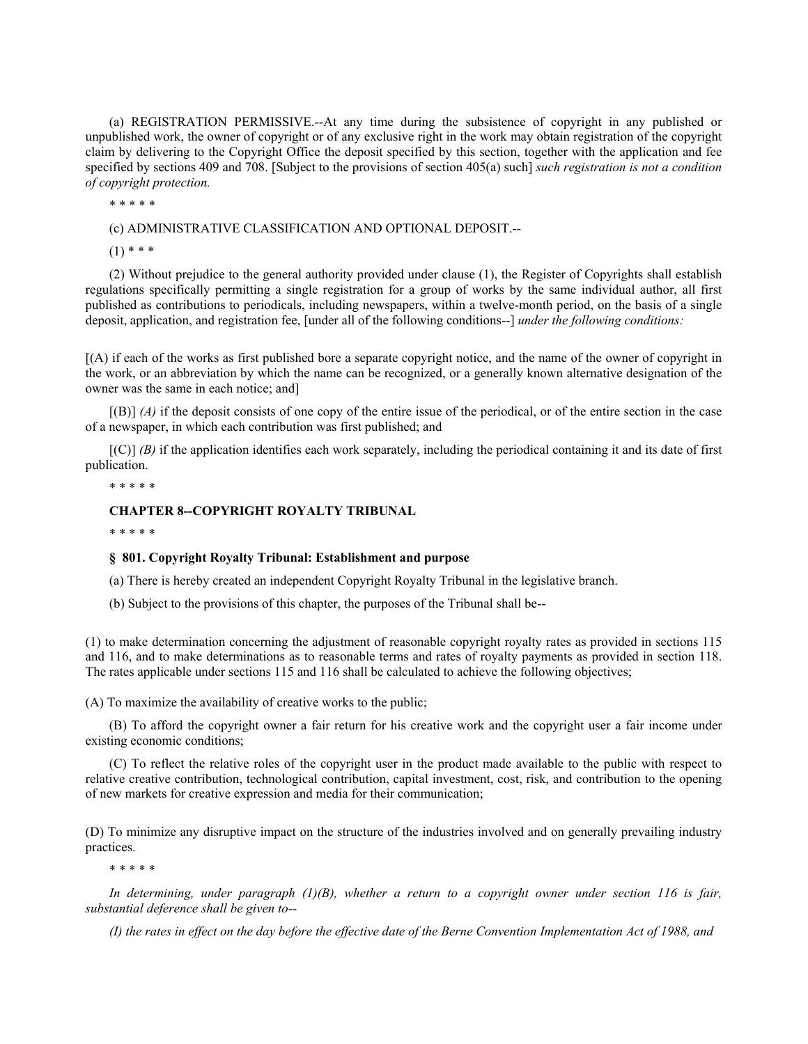(a) REGISTRATION PERMISSIVE.--At any time during the subsistence of copyright in any published or unpublished work, the owner of copyright or of any exclusive right in the work may obtain registration of the copyright claim by delivering to the Copyright Office the deposit specified by this section, together with the application and fee specified by sections 409 and 708. [Subject to the provisions of section 405(a) such] *such registration is not a condition of copyright protection.*

\* \* \* \* \*

(c) ADMINISTRATIVE CLASSIFICATION AND OPTIONAL DEPOSIT.--

(1) \* \* \*

(2) Without prejudice to the general authority provided under clause (1), the Register of Copyrights shall establish regulations specifically permitting a single registration for a group of works by the same individual author, all first published as contributions to periodicals, including newspapers, within a twelve-month period, on the basis of a single deposit, application, and registration fee, [under all of the following conditions--] *under the following conditions:*

[(A) if each of the works as first published bore a separate copyright notice, and the name of the owner of copyright in the work, or an abbreviation by which the name can be recognized, or a generally known alternative designation of the owner was the same in each notice; and]

[(B)] *(A)* if the deposit consists of one copy of the entire issue of the periodical, or of the entire section in the case of a newspaper, in which each contribution was first published; and

[(C)] *(B)* if the application identifies each work separately, including the periodical containing it and its date of first publication.

\* \* \* \* \*

**CHAPTER 8--COPYRIGHT ROYALTY TRIBUNAL**

\* \* \* \* \*

**§ 801. Copyright Royalty Tribunal: Establishment and purpose**

(a) There is hereby created an independent Copyright Royalty Tribunal in the legislative branch.

(b) Subject to the provisions of this chapter, the purposes of the Tribunal shall be--

(1) to make determination concerning the adjustment of reasonable copyright royalty rates as provided in sections 115 and 116, and to make determinations as to reasonable terms and rates of royalty payments as provided in section 118. The rates applicable under sections 115 and 116 shall be calculated to achieve the following objectives;

(A) To maximize the availability of creative works to the public;

(B) To afford the copyright owner a fair return for his creative work and the copyright user a fair income under existing economic conditions;

(C) To reflect the relative roles of the copyright user in the product made available to the public with respect to relative creative contribution, technological contribution, capital investment, cost, risk, and contribution to the opening of new markets for creative expression and media for their communication;

(D) To minimize any disruptive impact on the structure of the industries involved and on generally prevailing industry practices.

\* \* \* \* \*

*In determining, under paragraph (1)(B), whether a return to a copyright owner under section 116 is fair, substantial deference shall be given to--*

*(I) the rates in effect on the day before the effective date of the Berne Convention Implementation Act of 1988, and*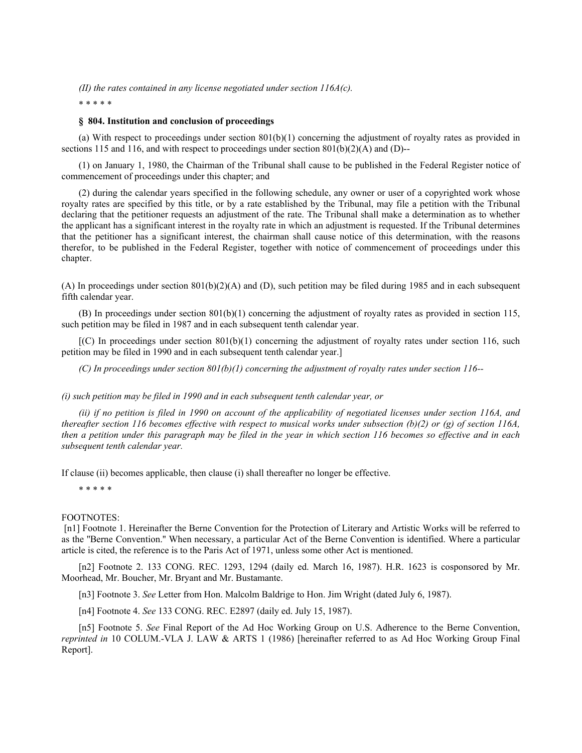*(II) the rates contained in any license negotiated under section 116A(c).*

* * * * *

**§ 804. Institution and conclusion of proceedings**

(a) With respect to proceedings under section 801(b)(1) concerning the adjustment of royalty rates as provided in sections 115 and 116, and with respect to proceedings under section 801(b)(2)(A) and (D)--

(1) on January 1, 1980, the Chairman of the Tribunal shall cause to be published in the Federal Register notice of commencement of proceedings under this chapter; and

(2) during the calendar years specified in the following schedule, any owner or user of a copyrighted work whose royalty rates are specified by this title, or by a rate established by the Tribunal, may file a petition with the Tribunal declaring that the petitioner requests an adjustment of the rate. The Tribunal shall make a determination as to whether the applicant has a significant interest in the royalty rate in which an adjustment is requested. If the Tribunal determines that the petitioner has a significant interest, the chairman shall cause notice of this determination, with the reasons therefor, to be published in the Federal Register, together with notice of commencement of proceedings under this chapter.

(A) In proceedings under section 801(b)(2)(A) and (D), such petition may be filed during 1985 and in each subsequent fifth calendar year.

(B) In proceedings under section 801(b)(1) concerning the adjustment of royalty rates as provided in section 115, such petition may be filed in 1987 and in each subsequent tenth calendar year.

[(C) In proceedings under section 801(b)(1) concerning the adjustment of royalty rates under section 116, such petition may be filed in 1990 and in each subsequent tenth calendar year.]

*(C) In proceedings under section 801(b)(1) concerning the adjustment of royalty rates under section 116--*

*(i) such petition may be filed in 1990 and in each subsequent tenth calendar year, or*

*(ii) if no petition is filed in 1990 on account of the applicability of negotiated licenses under section 116A, and thereafter section 116 becomes effective with respect to musical works under subsection (b)(2) or (g) of section 116A, then a petition under this paragraph may be filed in the year in which section 116 becomes so effective and in each subsequent tenth calendar year.*

If clause (ii) becomes applicable, then clause (i) shall thereafter no longer be effective.

* * * * *

FOOTNOTES:

[n1] Footnote 1. Hereinafter the Berne Convention for the Protection of Literary and Artistic Works will be referred to as the "Berne Convention." When necessary, a particular Act of the Berne Convention is identified. Where a particular article is cited, the reference is to the Paris Act of 1971, unless some other Act is mentioned.

[n2] Footnote 2. 133 CONG. REC. 1293, 1294 (daily ed. March 16, 1987). H.R. 1623 is cosponsored by Mr. Moorhead, Mr. Boucher, Mr. Bryant and Mr. Bustamante.

[n3] Footnote 3. *See* Letter from Hon. Malcolm Baldrige to Hon. Jim Wright (dated July 6, 1987).

[n4] Footnote 4. *See* 133 CONG. REC. E2897 (daily ed. July 15, 1987).

[n5] Footnote 5. *See* Final Report of the Ad Hoc Working Group on U.S. Adherence to the Berne Convention, *reprinted in* 10 COLUM.-VLA J. LAW & ARTS 1 (1986) [hereinafter referred to as Ad Hoc Working Group Final Report].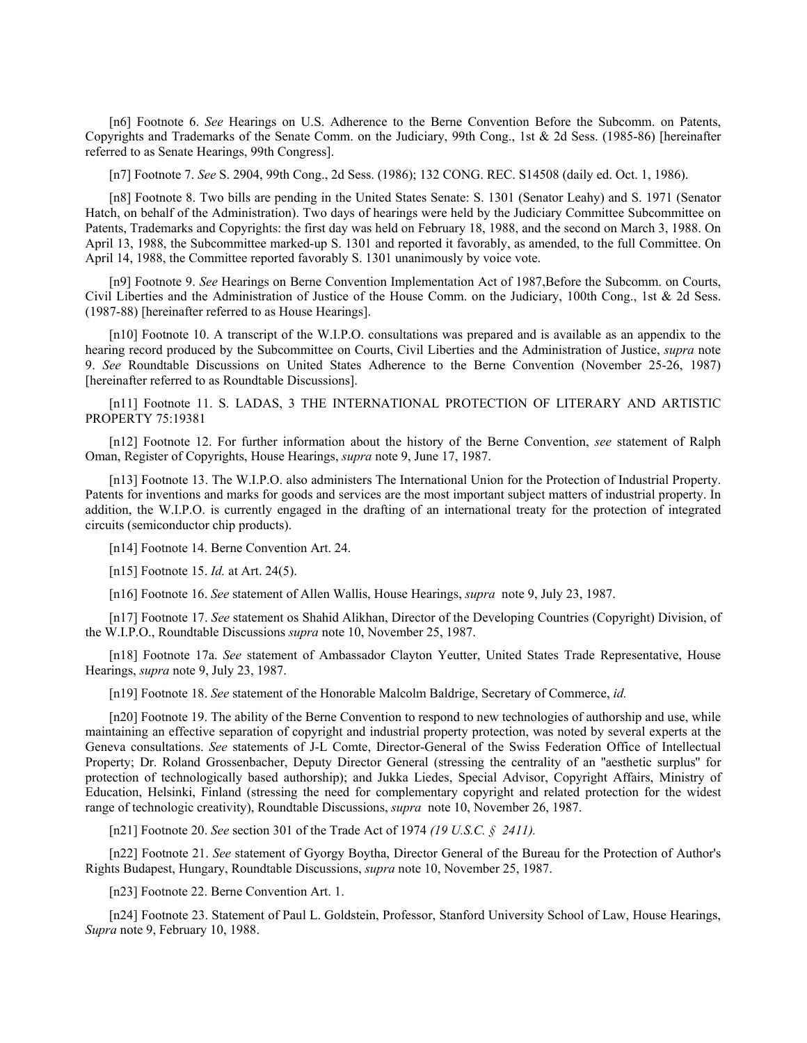[n6] Footnote 6. *See* Hearings on U.S. Adherence to the Berne Convention Before the Subcomm. on Patents, Copyrights and Trademarks of the Senate Comm. on the Judiciary, 99th Cong., 1st & 2d Sess. (1985-86) [hereinafter referred to as Senate Hearings, 99th Congress].

[n7] Footnote 7. *See* S. 2904, 99th Cong., 2d Sess. (1986); 132 CONG. REC. S14508 (daily ed. Oct. 1, 1986).

[n8] Footnote 8. Two bills are pending in the United States Senate: S. 1301 (Senator Leahy) and S. 1971 (Senator Hatch, on behalf of the Administration). Two days of hearings were held by the Judiciary Committee Subcommittee on Patents, Trademarks and Copyrights: the first day was held on February 18, 1988, and the second on March 3, 1988. On April 13, 1988, the Subcommittee marked-up S. 1301 and reported it favorably, as amended, to the full Committee. On April 14, 1988, the Committee reported favorably S. 1301 unanimously by voice vote.

[n9] Footnote 9. *See* Hearings on Berne Convention Implementation Act of 1987,Before the Subcomm. on Courts, Civil Liberties and the Administration of Justice of the House Comm. on the Judiciary, 100th Cong., 1st & 2d Sess. (1987-88) [hereinafter referred to as House Hearings].

[n10] Footnote 10. A transcript of the W.I.P.O. consultations was prepared and is available as an appendix to the hearing record produced by the Subcommittee on Courts, Civil Liberties and the Administration of Justice, *supra* note 9. *See* Roundtable Discussions on United States Adherence to the Berne Convention (November 25-26, 1987) [hereinafter referred to as Roundtable Discussions].

[n11] Footnote 11. S. LADAS, 3 THE INTERNATIONAL PROTECTION OF LITERARY AND ARTISTIC PROPERTY 75:19381

[n12] Footnote 12. For further information about the history of the Berne Convention, *see* statement of Ralph Oman, Register of Copyrights, House Hearings, *supra* note 9, June 17, 1987.

[n13] Footnote 13. The W.I.P.O. also administers The International Union for the Protection of Industrial Property. Patents for inventions and marks for goods and services are the most important subject matters of industrial property. In addition, the W.I.P.O. is currently engaged in the drafting of an international treaty for the protection of integrated circuits (semiconductor chip products).

[n14] Footnote 14. Berne Convention Art. 24.

[n15] Footnote 15. *Id.* at Art. 24(5).

[n16] Footnote 16. *See* statement of Allen Wallis, House Hearings, *supra* note 9, July 23, 1987.

[n17] Footnote 17. *See* statement os Shahid Alikhan, Director of the Developing Countries (Copyright) Division, of the W.I.P.O., Roundtable Discussions *supra* note 10, November 25, 1987.

[n18] Footnote 17a. *See* statement of Ambassador Clayton Yeutter, United States Trade Representative, House Hearings, *supra* note 9, July 23, 1987.

[n19] Footnote 18. *See* statement of the Honorable Malcolm Baldrige, Secretary of Commerce, *id.*

[n20] Footnote 19. The ability of the Berne Convention to respond to new technologies of authorship and use, while maintaining an effective separation of copyright and industrial property protection, was noted by several experts at the Geneva consultations. *See* statements of J-L Comte, Director-General of the Swiss Federation Office of Intellectual Property; Dr. Roland Grossenbacher, Deputy Director General (stressing the centrality of an "aesthetic surplus" for protection of technologically based authorship); and Jukka Liedes, Special Advisor, Copyright Affairs, Ministry of Education, Helsinki, Finland (stressing the need for complementary copyright and related protection for the widest range of technologic creativity), Roundtable Discussions, *supra* note 10, November 26, 1987.

[n21] Footnote 20. *See* section 301 of the Trade Act of 1974 *(19 U.S.C. § 2411).*

[n22] Footnote 21. *See* statement of Gyorgy Boytha, Director General of the Bureau for the Protection of Author's Rights Budapest, Hungary, Roundtable Discussions, *supra* note 10, November 25, 1987.

[n23] Footnote 22. Berne Convention Art. 1.

[n24] Footnote 23. Statement of Paul L. Goldstein, Professor, Stanford University School of Law, House Hearings, *Supra* note 9, February 10, 1988.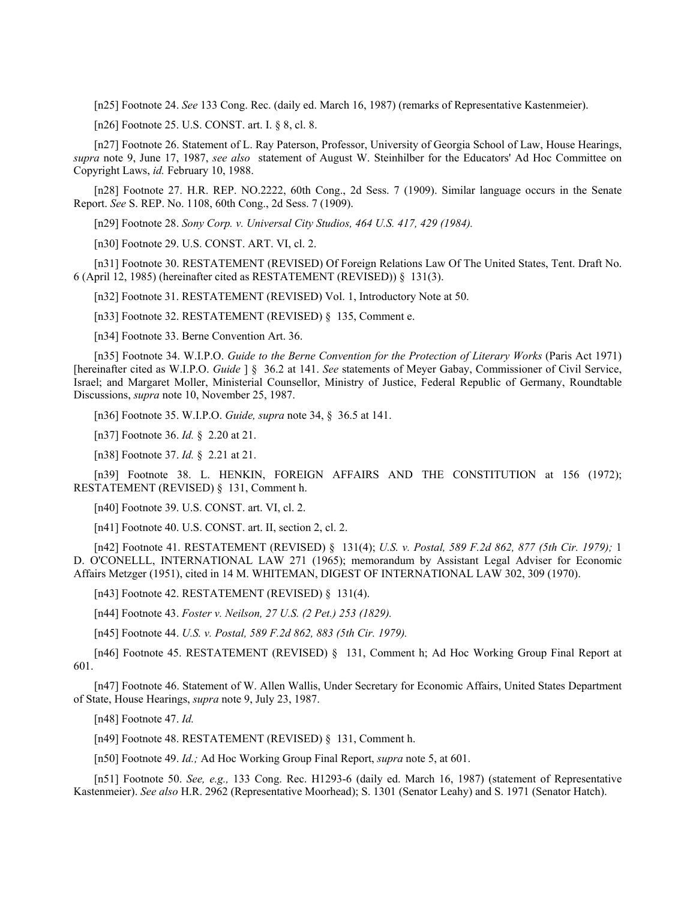[n25] Footnote 24. *See* 133 Cong. Rec. (daily ed. March 16, 1987) (remarks of Representative Kastenmeier).

[n26] Footnote 25. U.S. CONST. art. I. § 8, cl. 8.

[n27] Footnote 26. Statement of L. Ray Paterson, Professor, University of Georgia School of Law, House Hearings, *supra* note 9, June 17, 1987, *see also* statement of August W. Steinhilber for the Educators' Ad Hoc Committee on Copyright Laws, *id.* February 10, 1988.

[n28] Footnote 27. H.R. REP. NO.2222, 60th Cong., 2d Sess. 7 (1909). Similar language occurs in the Senate Report. *See* S. REP. No. 1108, 60th Cong., 2d Sess. 7 (1909).

[n29] Footnote 28. *Sony Corp. v. Universal City Studios, 464 U.S. 417, 429 (1984).*

[n30] Footnote 29. U.S. CONST. ART. VI, cl. 2.

[n31] Footnote 30. RESTATEMENT (REVISED) Of Foreign Relations Law Of The United States, Tent. Draft No. 6 (April 12, 1985) (hereinafter cited as RESTATEMENT (REVISED)) § 131(3).

[n32] Footnote 31. RESTATEMENT (REVISED) Vol. 1, Introductory Note at 50.

[n33] Footnote 32. RESTATEMENT (REVISED) § 135, Comment e.

[n34] Footnote 33. Berne Convention Art. 36.

[n35] Footnote 34. W.I.P.O. *Guide to the Berne Convention for the Protection of Literary Works* (Paris Act 1971) [hereinafter cited as W.I.P.O. *Guide* ] § 36.2 at 141. *See* statements of Meyer Gabay, Commissioner of Civil Service, Israel; and Margaret Moller, Ministerial Counsellor, Ministry of Justice, Federal Republic of Germany, Roundtable Discussions, *supra* note 10, November 25, 1987.

[n36] Footnote 35. W.I.P.O. *Guide, supra* note 34, § 36.5 at 141.

[n37] Footnote 36. *Id.* § 2.20 at 21.

[n38] Footnote 37. *Id.* § 2.21 at 21.

[n39] Footnote 38. L. HENKIN, FOREIGN AFFAIRS AND THE CONSTITUTION at 156 (1972); RESTATEMENT (REVISED) § 131, Comment h.

[n40] Footnote 39. U.S. CONST. art. VI, cl. 2.

[n41] Footnote 40. U.S. CONST. art. II, section 2, cl. 2.

[n42] Footnote 41. RESTATEMENT (REVISED) § 131(4); *U.S. v. Postal, 589 F.2d 862, 877 (5th Cir. 1979);* 1 D. O'CONELLL, INTERNATIONAL LAW 271 (1965); memorandum by Assistant Legal Adviser for Economic Affairs Metzger (1951), cited in 14 M. WHITEMAN, DIGEST OF INTERNATIONAL LAW 302, 309 (1970).

[n43] Footnote 42. RESTATEMENT (REVISED) § 131(4).

[n44] Footnote 43. *Foster v. Neilson, 27 U.S. (2 Pet.) 253 (1829).*

[n45] Footnote 44. *U.S. v. Postal, 589 F.2d 862, 883 (5th Cir. 1979).*

[n46] Footnote 45. RESTATEMENT (REVISED) § 131, Comment h; Ad Hoc Working Group Final Report at 601.

[n47] Footnote 46. Statement of W. Allen Wallis, Under Secretary for Economic Affairs, United States Department of State, House Hearings, *supra* note 9, July 23, 1987.

[n48] Footnote 47. *Id.*

[n49] Footnote 48. RESTATEMENT (REVISED) § 131, Comment h.

[n50] Footnote 49. *Id.;* Ad Hoc Working Group Final Report, *supra* note 5, at 601.

[n51] Footnote 50. *See, e.g.,* 133 Cong. Rec. H1293-6 (daily ed. March 16, 1987) (statement of Representative Kastenmeier). *See also* H.R. 2962 (Representative Moorhead); S. 1301 (Senator Leahy) and S. 1971 (Senator Hatch).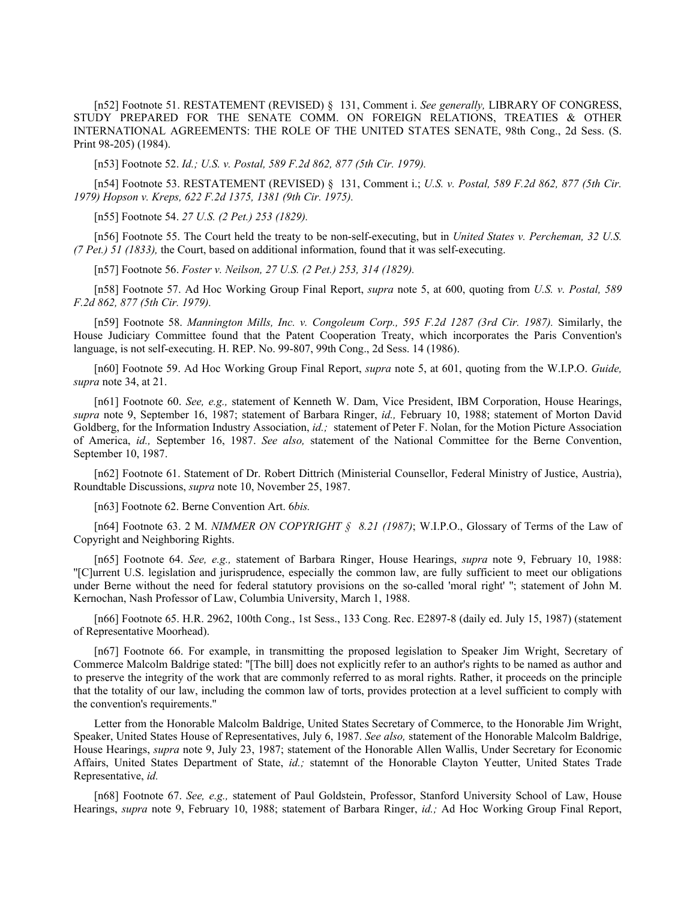[n52] Footnote 51. RESTATEMENT (REVISED) § 131, Comment i. *See generally,* LIBRARY OF CONGRESS, STUDY PREPARED FOR THE SENATE COMM. ON FOREIGN RELATIONS, TREATIES & OTHER INTERNATIONAL AGREEMENTS: THE ROLE OF THE UNITED STATES SENATE, 98th Cong., 2d Sess. (S. Print 98-205) (1984).

[n53] Footnote 52. *Id.; U.S. v. Postal, 589 F.2d 862, 877 (5th Cir. 1979).*

[n54] Footnote 53. RESTATEMENT (REVISED) § 131, Comment i.; *U.S. v. Postal, 589 F.2d 862, 877 (5th Cir. 1979) Hopson v. Kreps, 622 F.2d 1375, 1381 (9th Cir. 1975).*

[n55] Footnote 54. *27 U.S. (2 Pet.) 253 (1829).*

[n56] Footnote 55. The Court held the treaty to be non-self-executing, but in *United States v. Percheman, 32 U.S. (7 Pet.) 51 (1833),* the Court, based on additional information, found that it was self-executing.

[n57] Footnote 56. *Foster v. Neilson, 27 U.S. (2 Pet.) 253, 314 (1829).*

[n58] Footnote 57. Ad Hoc Working Group Final Report, *supra* note 5, at 600, quoting from *U.S. v. Postal, 589 F.2d 862, 877 (5th Cir. 1979).*

[n59] Footnote 58. *Mannington Mills, Inc. v. Congoleum Corp., 595 F.2d 1287 (3rd Cir. 1987).* Similarly, the House Judiciary Committee found that the Patent Cooperation Treaty, which incorporates the Paris Convention's language, is not self-executing. H. REP. No. 99-807, 99th Cong., 2d Sess. 14 (1986).

[n60] Footnote 59. Ad Hoc Working Group Final Report, *supra* note 5, at 601, quoting from the W.I.P.O. *Guide, supra* note 34, at 21.

[n61] Footnote 60. *See, e.g.,* statement of Kenneth W. Dam, Vice President, IBM Corporation, House Hearings, *supra* note 9, September 16, 1987; statement of Barbara Ringer, *id.,* February 10, 1988; statement of Morton David Goldberg, for the Information Industry Association, *id.;* statement of Peter F. Nolan, for the Motion Picture Association of America, *id.,* September 16, 1987. *See also,* statement of the National Committee for the Berne Convention, September 10, 1987.

[n62] Footnote 61. Statement of Dr. Robert Dittrich (Ministerial Counsellor, Federal Ministry of Justice, Austria), Roundtable Discussions, *supra* note 10, November 25, 1987.

[n63] Footnote 62. Berne Convention Art. 6*bis.*

[n64] Footnote 63. 2 M. *NIMMER ON COPYRIGHT § 8.21 (1987)*; W.I.P.O., Glossary of Terms of the Law of Copyright and Neighboring Rights.

[n65] Footnote 64. *See, e.g.,* statement of Barbara Ringer, House Hearings, *supra* note 9, February 10, 1988: "[C]urrent U.S. legislation and jurisprudence, especially the common law, are fully sufficient to meet our obligations under Berne without the need for federal statutory provisions on the so-called 'moral right' "; statement of John M. Kernochan, Nash Professor of Law, Columbia University, March 1, 1988.

[n66] Footnote 65. H.R. 2962, 100th Cong., 1st Sess., 133 Cong. Rec. E2897-8 (daily ed. July 15, 1987) (statement of Representative Moorhead).

[n67] Footnote 66. For example, in transmitting the proposed legislation to Speaker Jim Wright, Secretary of Commerce Malcolm Baldrige stated: "[The bill] does not explicitly refer to an author's rights to be named as author and to preserve the integrity of the work that are commonly referred to as moral rights. Rather, it proceeds on the principle that the totality of our law, including the common law of torts, provides protection at a level sufficient to comply with the convention's requirements."

Letter from the Honorable Malcolm Baldrige, United States Secretary of Commerce, to the Honorable Jim Wright, Speaker, United States House of Representatives, July 6, 1987. *See also,* statement of the Honorable Malcolm Baldrige, House Hearings, *supra* note 9, July 23, 1987; statement of the Honorable Allen Wallis, Under Secretary for Economic Affairs, United States Department of State, *id.;* statemnt of the Honorable Clayton Yeutter, United States Trade Representative, *id.*

[n68] Footnote 67. *See, e.g.,* statement of Paul Goldstein, Professor, Stanford University School of Law, House Hearings, *supra* note 9, February 10, 1988; statement of Barbara Ringer, *id.;* Ad Hoc Working Group Final Report,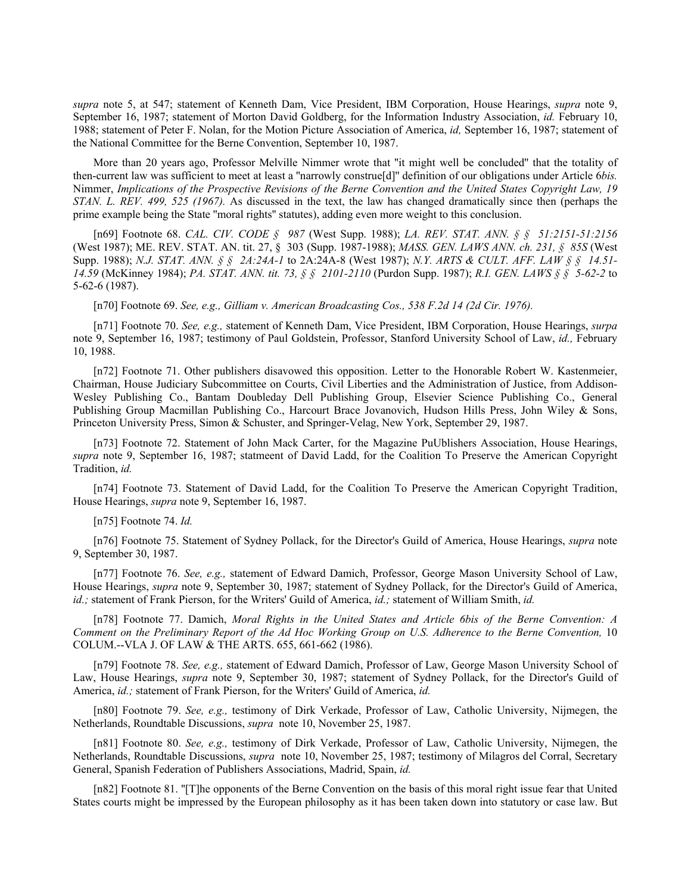*supra* note 5, at 547; statement of Kenneth Dam, Vice President, IBM Corporation, House Hearings, *supra* note 9, September 16, 1987; statement of Morton David Goldberg, for the Information Industry Association, *id.* February 10, 1988; statement of Peter F. Nolan, for the Motion Picture Association of America, *id,* September 16, 1987; statement of the National Committee for the Berne Convention, September 10, 1987.

More than 20 years ago, Professor Melville Nimmer wrote that "it might well be concluded" that the totality of then-current law was sufficient to meet at least a "narrowly construe[d]" definition of our obligations under Article 6*bis.* Nimmer, *Implications of the Prospective Revisions of the Berne Convention and the United States Copyright Law, 19 STAN. L. REV. 499, 525 (1967).* As discussed in the text, the law has changed dramatically since then (perhaps the prime example being the State "moral rights" statutes), adding even more weight to this conclusion.

[n69] Footnote 68. *CAL. CIV. CODE § 987* (West Supp. 1988); *LA. REV. STAT. ANN. § § 51:2151-51:2156* (West 1987); ME. REV. STAT. AN. tit. 27, § 303 (Supp. 1987-1988); *MASS. GEN. LAWS ANN. ch. 231, § 85S* (West Supp. 1988); *N.J. STAT. ANN. § § 2A:24A-1* to 2A:24A-8 (West 1987); *N.Y. ARTS & CULT. AFF. LAW § § 14.51-14.59* (McKinney 1984); *PA. STAT. ANN. tit. 73, § § 2101-2110* (Purdon Supp. 1987); *R.I. GEN. LAWS § § 5-62-2* to 5-62-6 (1987).

[n70] Footnote 69. *See, e.g., Gilliam v. American Broadcasting Cos., 538 F.2d 14 (2d Cir. 1976).*

[n71] Footnote 70. *See, e.g.,* statement of Kenneth Dam, Vice President, IBM Corporation, House Hearings, *surpa* note 9, September 16, 1987; testimony of Paul Goldstein, Professor, Stanford University School of Law, *id.,* February 10, 1988.

[n72] Footnote 71. Other publishers disavowed this opposition. Letter to the Honorable Robert W. Kastenmeier, Chairman, House Judiciary Subcommittee on Courts, Civil Liberties and the Administration of Justice, from Addison-Wesley Publishing Co., Bantam Doubleday Dell Publishing Group, Elsevier Science Publishing Co., General Publishing Group Macmillan Publishing Co., Harcourt Brace Jovanovich, Hudson Hills Press, John Wiley & Sons, Princeton University Press, Simon & Schuster, and Springer-Velag, New York, September 29, 1987.

[n73] Footnote 72. Statement of John Mack Carter, for the Magazine PuUblishers Association, House Hearings, *supra* note 9, September 16, 1987; statmeent of David Ladd, for the Coalition To Preserve the American Copyright Tradition, *id.*

[n74] Footnote 73. Statement of David Ladd, for the Coalition To Preserve the American Copyright Tradition, House Hearings, *supra* note 9, September 16, 1987.

[n75] Footnote 74. *Id.*

[n76] Footnote 75. Statement of Sydney Pollack, for the Director's Guild of America, House Hearings, *supra* note 9, September 30, 1987.

[n77] Footnote 76. *See, e.g.,* statement of Edward Damich, Professor, George Mason University School of Law, House Hearings, *supra* note 9, September 30, 1987; statement of Sydney Pollack, for the Director's Guild of America, *id.;* statement of Frank Pierson, for the Writers' Guild of America, *id.;* statement of William Smith, *id.*

[n78] Footnote 77. Damich, *Moral Rights in the United States and Article 6bis of the Berne Convention: A Comment on the Preliminary Report of the Ad Hoc Working Group on U.S. Adherence to the Berne Convention,* 10 COLUM.--VLA J. OF LAW & THE ARTS. 655, 661-662 (1986).

[n79] Footnote 78. *See, e.g.,* statement of Edward Damich, Professor of Law, George Mason University School of Law, House Hearings, *supra* note 9, September 30, 1987; statement of Sydney Pollack, for the Director's Guild of America, *id.;* statement of Frank Pierson, for the Writers' Guild of America, *id.*

[n80] Footnote 79. *See, e.g.,* testimony of Dirk Verkade, Professor of Law, Catholic University, Nijmegen, the Netherlands, Roundtable Discussions, *supra* note 10, November 25, 1987.

[n81] Footnote 80. *See, e.g.,* testimony of Dirk Verkade, Professor of Law, Catholic University, Nijmegen, the Netherlands, Roundtable Discussions, *supra* note 10, November 25, 1987; testimony of Milagros del Corral, Secretary General, Spanish Federation of Publishers Associations, Madrid, Spain, *id.*

[n82] Footnote 81. "[T]he opponents of the Berne Convention on the basis of this moral right issue fear that United States courts might be impressed by the European philosophy as it has been taken down into statutory or case law. But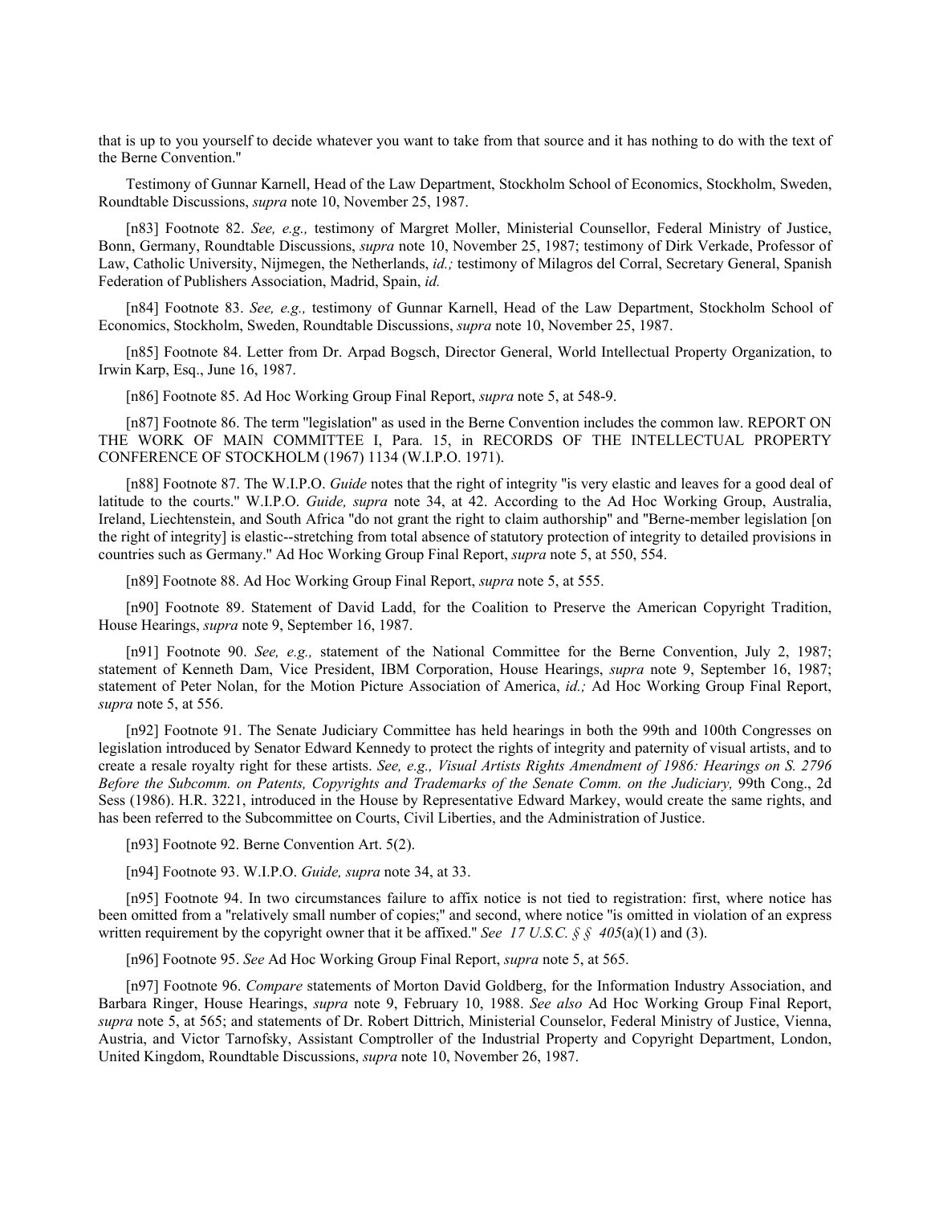that is up to you yourself to decide whatever you want to take from that source and it has nothing to do with the text of the Berne Convention."

Testimony of Gunnar Karnell, Head of the Law Department, Stockholm School of Economics, Stockholm, Sweden, Roundtable Discussions, *supra* note 10, November 25, 1987.

[n83] Footnote 82. *See, e.g.,* testimony of Margret Moller, Ministerial Counsellor, Federal Ministry of Justice, Bonn, Germany, Roundtable Discussions, *supra* note 10, November 25, 1987; testimony of Dirk Verkade, Professor of Law, Catholic University, Nijmegen, the Netherlands, *id.;* testimony of Milagros del Corral, Secretary General, Spanish Federation of Publishers Association, Madrid, Spain, *id.*

[n84] Footnote 83. *See, e.g.,* testimony of Gunnar Karnell, Head of the Law Department, Stockholm School of Economics, Stockholm, Sweden, Roundtable Discussions, *supra* note 10, November 25, 1987.

[n85] Footnote 84. Letter from Dr. Arpad Bogsch, Director General, World Intellectual Property Organization, to Irwin Karp, Esq., June 16, 1987.

[n86] Footnote 85. Ad Hoc Working Group Final Report, *supra* note 5, at 548-9.

[n87] Footnote 86. The term "legislation" as used in the Berne Convention includes the common law. REPORT ON THE WORK OF MAIN COMMITTEE I, Para. 15, in RECORDS OF THE INTELLECTUAL PROPERTY CONFERENCE OF STOCKHOLM (1967) 1134 (W.I.P.O. 1971).

[n88] Footnote 87. The W.I.P.O. *Guide* notes that the right of integrity "is very elastic and leaves for a good deal of latitude to the courts." W.I.P.O. *Guide, supra* note 34, at 42. According to the Ad Hoc Working Group, Australia, Ireland, Liechtenstein, and South Africa "do not grant the right to claim authorship" and "Berne-member legislation [on the right of integrity] is elastic--stretching from total absence of statutory protection of integrity to detailed provisions in countries such as Germany." Ad Hoc Working Group Final Report, *supra* note 5, at 550, 554.

[n89] Footnote 88. Ad Hoc Working Group Final Report, *supra* note 5, at 555.

[n90] Footnote 89. Statement of David Ladd, for the Coalition to Preserve the American Copyright Tradition, House Hearings, *supra* note 9, September 16, 1987.

[n91] Footnote 90. *See, e.g.,* statement of the National Committee for the Berne Convention, July 2, 1987; statement of Kenneth Dam, Vice President, IBM Corporation, House Hearings, *supra* note 9, September 16, 1987; statement of Peter Nolan, for the Motion Picture Association of America, *id.;* Ad Hoc Working Group Final Report, *supra* note 5, at 556.

[n92] Footnote 91. The Senate Judiciary Committee has held hearings in both the 99th and 100th Congresses on legislation introduced by Senator Edward Kennedy to protect the rights of integrity and paternity of visual artists, and to create a resale royalty right for these artists. *See, e.g., Visual Artists Rights Amendment of 1986: Hearings on S. 2796 Before the Subcomm. on Patents, Copyrights and Trademarks of the Senate Comm. on the Judiciary,* 99th Cong., 2d Sess (1986). H.R. 3221, introduced in the House by Representative Edward Markey, would create the same rights, and has been referred to the Subcommittee on Courts, Civil Liberties, and the Administration of Justice.

[n93] Footnote 92. Berne Convention Art. 5(2).

[n94] Footnote 93. W.I.P.O. *Guide, supra* note 34, at 33.

[n95] Footnote 94. In two circumstances failure to affix notice is not tied to registration: first, where notice has been omitted from a "relatively small number of copies;" and second, where notice "is omitted in violation of an express written requirement by the copyright owner that it be affixed." *See 17 U.S.C. § § 405*(a)(1) and (3).

[n96] Footnote 95. *See* Ad Hoc Working Group Final Report, *supra* note 5, at 565.

[n97] Footnote 96. *Compare* statements of Morton David Goldberg, for the Information Industry Association, and Barbara Ringer, House Hearings, *supra* note 9, February 10, 1988. *See also* Ad Hoc Working Group Final Report, *supra* note 5, at 565; and statements of Dr. Robert Dittrich, Ministerial Counselor, Federal Ministry of Justice, Vienna, Austria, and Victor Tarnofsky, Assistant Comptroller of the Industrial Property and Copyright Department, London, United Kingdom, Roundtable Discussions, *supra* note 10, November 26, 1987.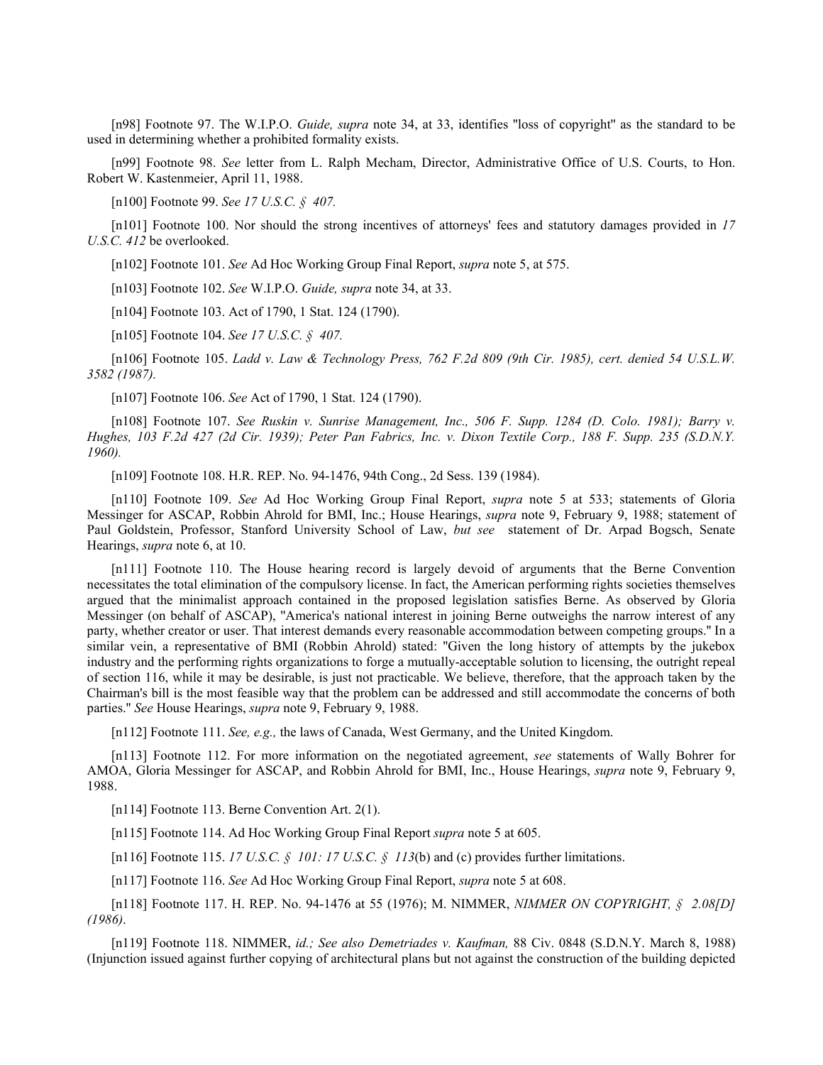[n98] Footnote 97. The W.I.P.O. *Guide, supra* note 34, at 33, identifies "loss of copyright" as the standard to be used in determining whether a prohibited formality exists.

[n99] Footnote 98. *See* letter from L. Ralph Mecham, Director, Administrative Office of U.S. Courts, to Hon. Robert W. Kastenmeier, April 11, 1988.

[n100] Footnote 99. *See 17 U.S.C. § 407.*

[n101] Footnote 100. Nor should the strong incentives of attorneys' fees and statutory damages provided in *17 U.S.C. 412* be overlooked.

[n102] Footnote 101. *See* Ad Hoc Working Group Final Report, *supra* note 5, at 575.

[n103] Footnote 102. *See* W.I.P.O. *Guide, supra* note 34, at 33.

[n104] Footnote 103. Act of 1790, 1 Stat. 124 (1790).

[n105] Footnote 104. *See 17 U.S.C. § 407.*

[n106] Footnote 105. *Ladd v. Law & Technology Press, 762 F.2d 809 (9th Cir. 1985), cert. denied 54 U.S.L.W. 3582 (1987).*

[n107] Footnote 106. *See* Act of 1790, 1 Stat. 124 (1790).

[n108] Footnote 107. *See Ruskin v. Sunrise Management, Inc., 506 F. Supp. 1284 (D. Colo. 1981); Barry v. Hughes, 103 F.2d 427 (2d Cir. 1939); Peter Pan Fabrics, Inc. v. Dixon Textile Corp., 188 F. Supp. 235 (S.D.N.Y. 1960).*

[n109] Footnote 108. H.R. REP. No. 94-1476, 94th Cong., 2d Sess. 139 (1984).

[n110] Footnote 109. *See* Ad Hoc Working Group Final Report, *supra* note 5 at 533; statements of Gloria Messinger for ASCAP, Robbin Ahrold for BMI, Inc.; House Hearings, *supra* note 9, February 9, 1988; statement of Paul Goldstein, Professor, Stanford University School of Law, *but see* statement of Dr. Arpad Bogsch, Senate Hearings, *supra* note 6, at 10.

[n111] Footnote 110. The House hearing record is largely devoid of arguments that the Berne Convention necessitates the total elimination of the compulsory license. In fact, the American performing rights societies themselves argued that the minimalist approach contained in the proposed legislation satisfies Berne. As observed by Gloria Messinger (on behalf of ASCAP), "America's national interest in joining Berne outweighs the narrow interest of any party, whether creator or user. That interest demands every reasonable accommodation between competing groups." In a similar vein, a representative of BMI (Robbin Ahrold) stated: "Given the long history of attempts by the jukebox industry and the performing rights organizations to forge a mutually-acceptable solution to licensing, the outright repeal of section 116, while it may be desirable, is just not practicable. We believe, therefore, that the approach taken by the Chairman's bill is the most feasible way that the problem can be addressed and still accommodate the concerns of both parties." *See* House Hearings, *supra* note 9, February 9, 1988.

[n112] Footnote 111. *See, e.g.,* the laws of Canada, West Germany, and the United Kingdom.

[n113] Footnote 112. For more information on the negotiated agreement, *see* statements of Wally Bohrer for AMOA, Gloria Messinger for ASCAP, and Robbin Ahrold for BMI, Inc., House Hearings, *supra* note 9, February 9, 1988.

[n114] Footnote 113. Berne Convention Art. 2(1).

[n115] Footnote 114. Ad Hoc Working Group Final Report *supra* note 5 at 605.

[n116] Footnote 115. *17 U.S.C. § 101: 17 U.S.C. § 113*(b) and (c) provides further limitations.

[n117] Footnote 116. *See* Ad Hoc Working Group Final Report, *supra* note 5 at 608.

[n118] Footnote 117. H. REP. No. 94-1476 at 55 (1976); M. NIMMER, *NIMMER ON COPYRIGHT, § 2.08[D] (1986)*.

[n119] Footnote 118. NIMMER, *id.; See also Demetriades v. Kaufman,* 88 Civ. 0848 (S.D.N.Y. March 8, 1988) (Injunction issued against further copying of architectural plans but not against the construction of the building depicted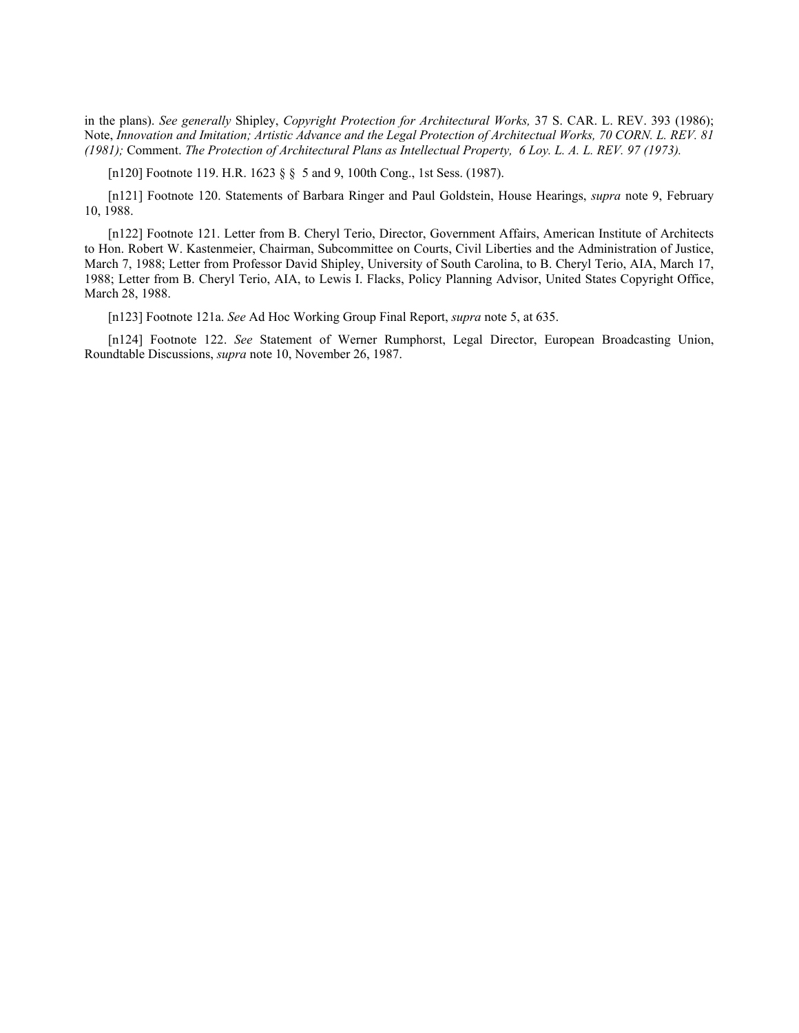in the plans). *See generally* Shipley, *Copyright Protection for Architectural Works,* 37 S. CAR. L. REV. 393 (1986); Note, *Innovation and Imitation; Artistic Advance and the Legal Protection of Architectual Works, 70 CORN. L. REV. 81 (1981);* Comment. *The Protection of Architectural Plans as Intellectual Property, 6 Loy. L. A. L. REV. 97 (1973).*

[n120] Footnote 119. H.R. 1623 § § 5 and 9, 100th Cong., 1st Sess. (1987).

[n121] Footnote 120. Statements of Barbara Ringer and Paul Goldstein, House Hearings, *supra* note 9, February 10, 1988.

[n122] Footnote 121. Letter from B. Cheryl Terio, Director, Government Affairs, American Institute of Architects to Hon. Robert W. Kastenmeier, Chairman, Subcommittee on Courts, Civil Liberties and the Administration of Justice, March 7, 1988; Letter from Professor David Shipley, University of South Carolina, to B. Cheryl Terio, AIA, March 17, 1988; Letter from B. Cheryl Terio, AIA, to Lewis I. Flacks, Policy Planning Advisor, United States Copyright Office, March 28, 1988.

[n123] Footnote 121a. *See* Ad Hoc Working Group Final Report, *supra* note 5, at 635.

[n124] Footnote 122. *See* Statement of Werner Rumphorst, Legal Director, European Broadcasting Union, Roundtable Discussions, *supra* note 10, November 26, 1987.